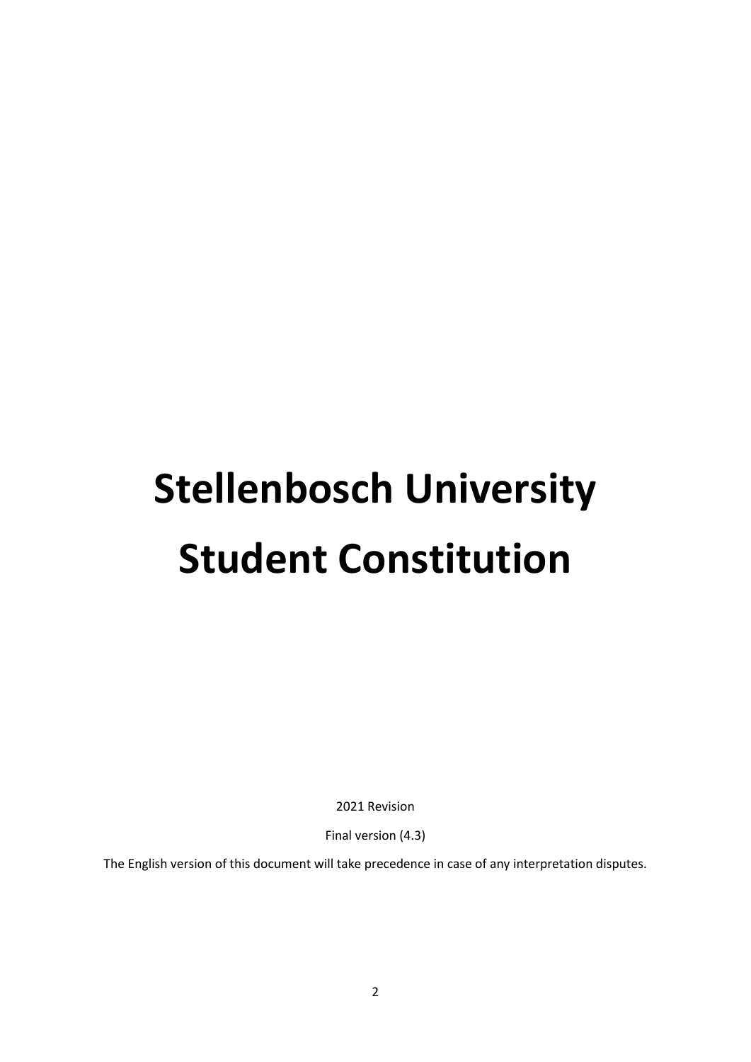# Stellenbosch University Student Constitution

2021 Revision

Final version (4.3)

The English version of this document will take precedence in case of any interpretation disputes.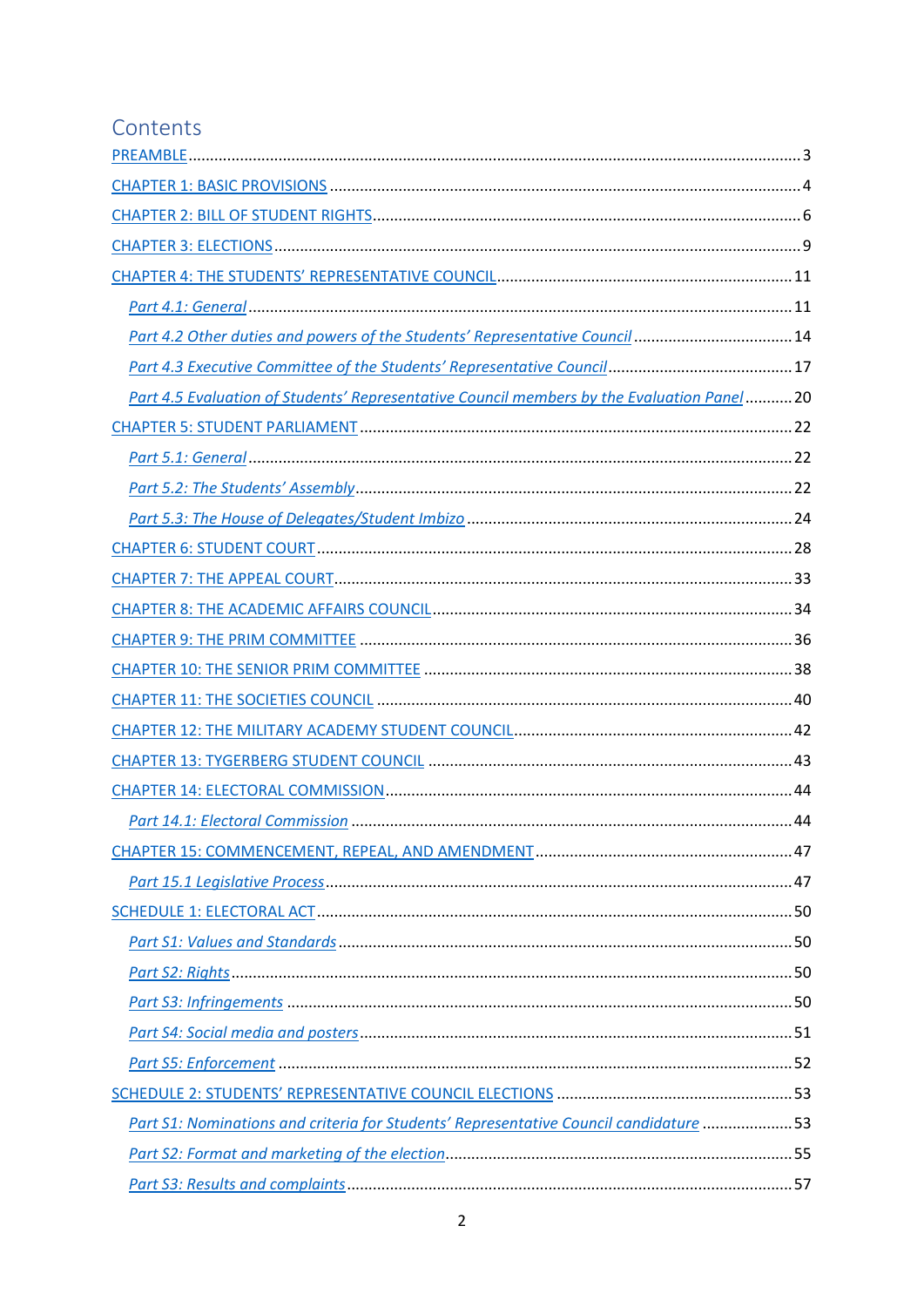# Contents

PREAMBLE ..... 3

CHAPTER 1: BASIC PROVISIONS ..... 4

CHAPTER 2: BILL OF STUDENT RIGHTS ..... 6

CHAPTER 3: ELECTIONS ..... 9

CHAPTER 4: THE STUDENTS' REPRESENTATIVE COUNCIL ..... 11

- *Part 4.1: General* ..... 11
- *Part 4.2 Other duties and powers of the Students' Representative Council* ..... 14
- *Part 4.3 Executive Committee of the Students' Representative Council* ..... 17
- *Part 4.5 Evaluation of Students' Representative Council members by the Evaluation Panel* ..... 20

CHAPTER 5: STUDENT PARLIAMENT ..... 22

- *Part 5.1: General* ..... 22
- *Part 5.2: The Students' Assembly* ..... 22
- *Part 5.3: The House of Delegates/Student Imbizo* ..... 24

CHAPTER 6: STUDENT COURT ..... 28

CHAPTER 7: THE APPEAL COURT ..... 33

CHAPTER 8: THE ACADEMIC AFFAIRS COUNCIL ..... 34

CHAPTER 9: THE PRIM COMMITTEE ..... 36

CHAPTER 10: THE SENIOR PRIM COMMITTEE ..... 38

CHAPTER 11: THE SOCIETIES COUNCIL ..... 40

CHAPTER 12: THE MILITARY ACADEMY STUDENT COUNCIL ..... 42

CHAPTER 13: TYGERBERG STUDENT COUNCIL ..... 43

CHAPTER 14: ELECTORAL COMMISSION ..... 44

- *Part 14.1: Electoral Commission* ..... 44

CHAPTER 15: COMMENCEMENT, REPEAL, AND AMENDMENT ..... 47

- *Part 15.1 Legislative Process* ..... 47

SCHEDULE 1: ELECTORAL ACT ..... 50

- *Part S1: Values and Standards* ..... 50
- *Part S2: Rights* ..... 50
- *Part S3: Infringements* ..... 50
- *Part S4: Social media and posters* ..... 51
- *Part S5: Enforcement* ..... 52

SCHEDULE 2: STUDENTS' REPRESENTATIVE COUNCIL ELECTIONS ..... 53

- *Part S1: Nominations and criteria for Students' Representative Council candidature* ..... 53
- *Part S2: Format and marketing of the election* ..... 55
- *Part S3: Results and complaints* ..... 57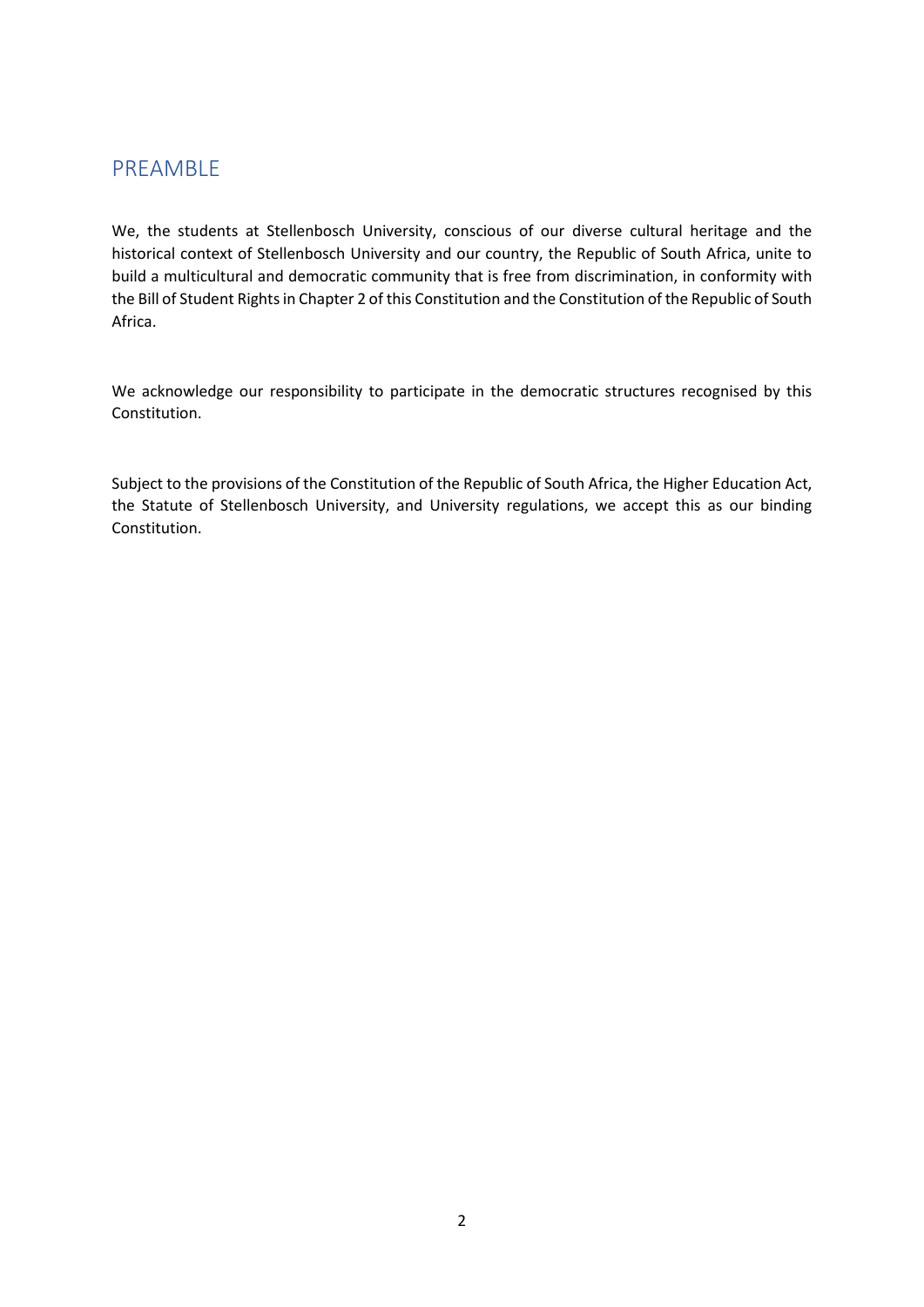# PREAMBLE

We, the students at Stellenbosch University, conscious of our diverse cultural heritage and the historical context of Stellenbosch University and our country, the Republic of South Africa, unite to build a multicultural and democratic community that is free from discrimination, in conformity with the Bill of Student Rights in Chapter 2 of this Constitution and the Constitution of the Republic of South Africa.

We acknowledge our responsibility to participate in the democratic structures recognised by this Constitution.

Subject to the provisions of the Constitution of the Republic of South Africa, the Higher Education Act, the Statute of Stellenbosch University, and University regulations, we accept this as our binding Constitution.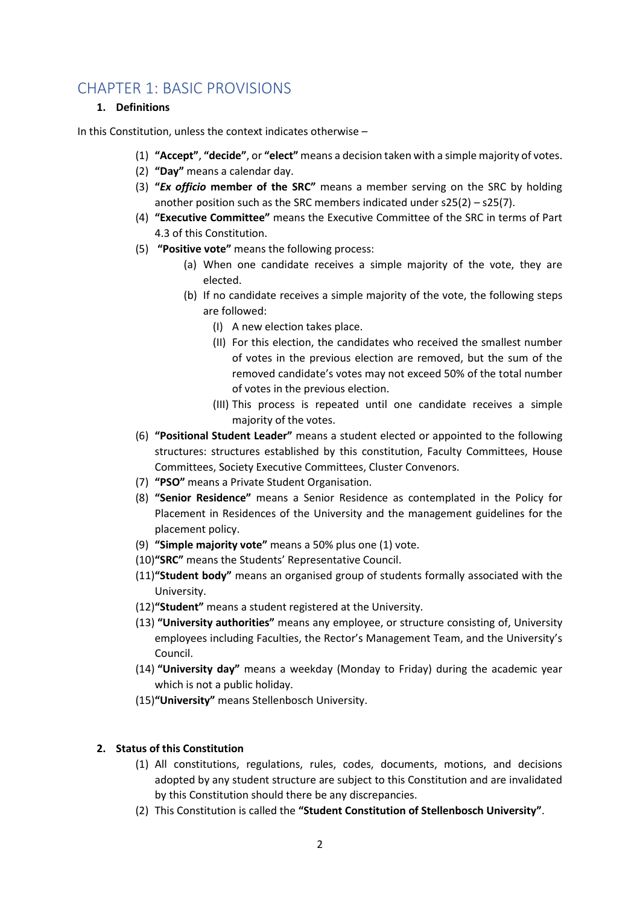# CHAPTER 1: BASIC PROVISIONS

## 1. Definitions

In this Constitution, unless the context indicates otherwise –

(1) **"Accept"**, **"decide"**, or **"elect"** means a decision taken with a simple majority of votes.

(2) **"Day"** means a calendar day.

(3) **"*Ex officio* member of the SRC"** means a member serving on the SRC by holding another position such as the SRC members indicated under s25(2) – s25(7).

(4) **"Executive Committee"** means the Executive Committee of the SRC in terms of Part 4.3 of this Constitution.

(5) **"Positive vote"** means the following process:

- (a) When one candidate receives a simple majority of the vote, they are elected.
- (b) If no candidate receives a simple majority of the vote, the following steps are followed:
  - (I) A new election takes place.
  - (II) For this election, the candidates who received the smallest number of votes in the previous election are removed, but the sum of the removed candidate's votes may not exceed 50% of the total number of votes in the previous election.
  - (III) This process is repeated until one candidate receives a simple majority of the votes.

(6) **"Positional Student Leader"** means a student elected or appointed to the following structures: structures established by this constitution, Faculty Committees, House Committees, Society Executive Committees, Cluster Convenors.

(7) **"PSO"** means a Private Student Organisation.

(8) **"Senior Residence"** means a Senior Residence as contemplated in the Policy for Placement in Residences of the University and the management guidelines for the placement policy.

(9) **"Simple majority vote"** means a 50% plus one (1) vote.

(10) **"SRC"** means the Students' Representative Council.

(11) **"Student body"** means an organised group of students formally associated with the University.

(12) **"Student"** means a student registered at the University.

(13) **"University authorities"** means any employee, or structure consisting of, University employees including Faculties, the Rector's Management Team, and the University's Council.

(14) **"University day"** means a weekday (Monday to Friday) during the academic year which is not a public holiday.

(15) **"University"** means Stellenbosch University.

## 2. Status of this Constitution

(1) All constitutions, regulations, rules, codes, documents, motions, and decisions adopted by any student structure are subject to this Constitution and are invalidated by this Constitution should there be any discrepancies.

(2) This Constitution is called the **"Student Constitution of Stellenbosch University"**.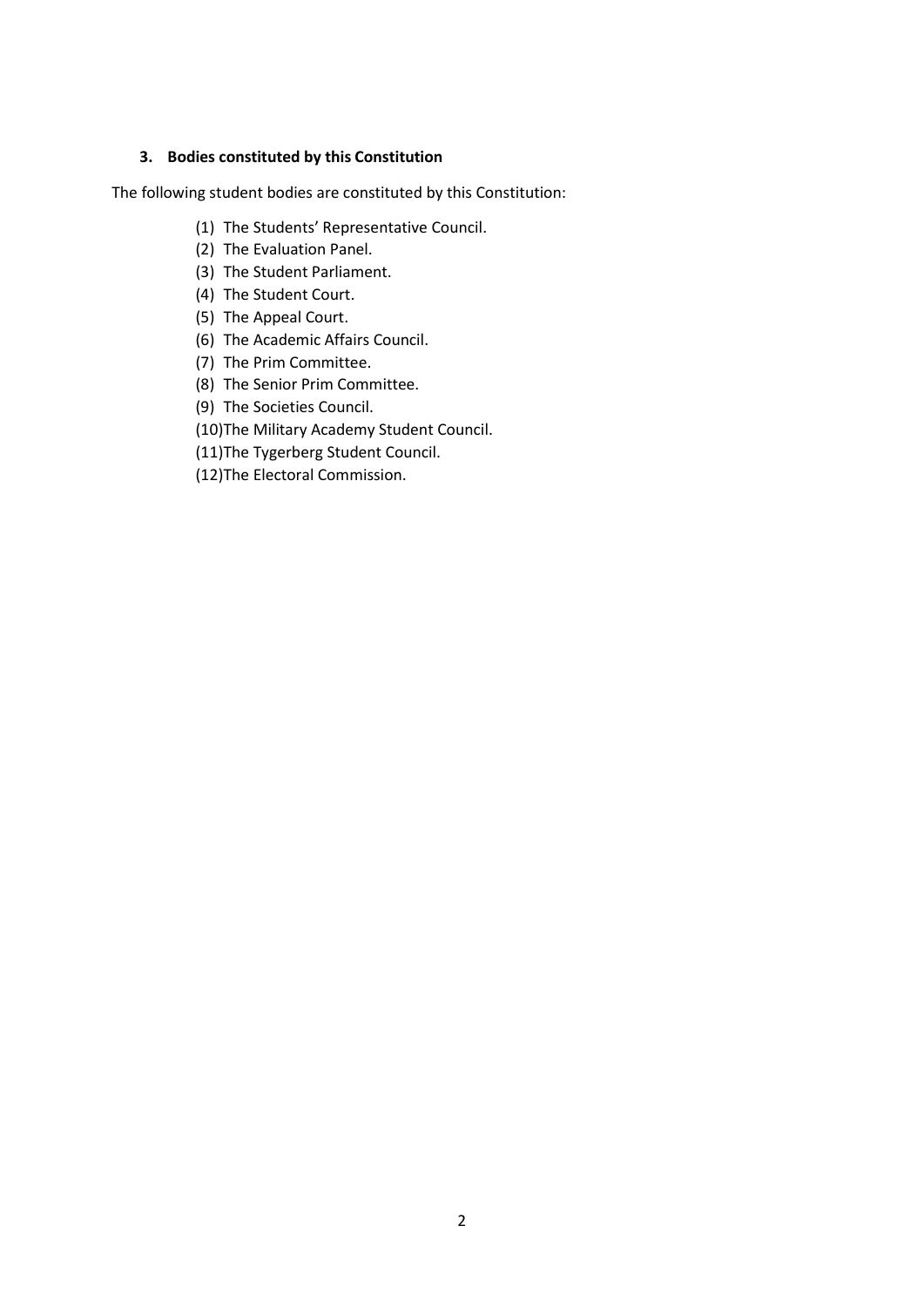### 3. Bodies constituted by this Constitution

The following student bodies are constituted by this Constitution:

(1) The Students' Representative Council.
(2) The Evaluation Panel.
(3) The Student Parliament.
(4) The Student Court.
(5) The Appeal Court.
(6) The Academic Affairs Council.
(7) The Prim Committee.
(8) The Senior Prim Committee.
(9) The Societies Council.
(10) The Military Academy Student Council.
(11) The Tygerberg Student Council.
(12) The Electoral Commission.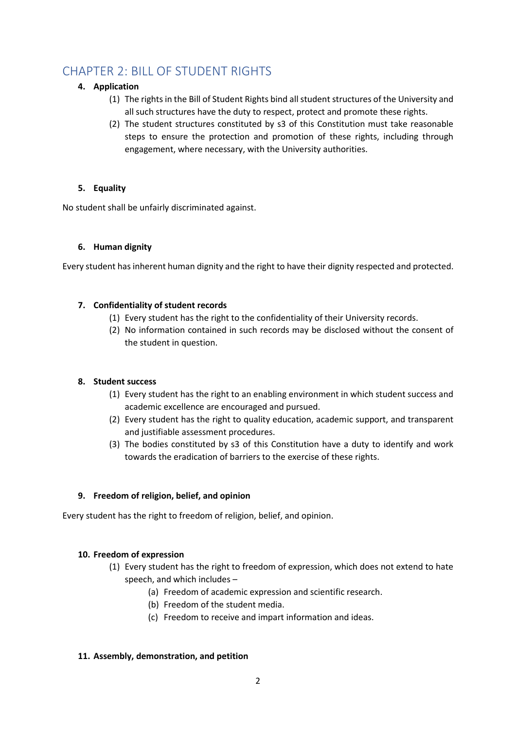## CHAPTER 2: BILL OF STUDENT RIGHTS

**4. Application**

(1) The rights in the Bill of Student Rights bind all student structures of the University and all such structures have the duty to respect, protect and promote these rights.

(2) The student structures constituted by s3 of this Constitution must take reasonable steps to ensure the protection and promotion of these rights, including through engagement, where necessary, with the University authorities.

**5. Equality**

No student shall be unfairly discriminated against.

**6. Human dignity**

Every student has inherent human dignity and the right to have their dignity respected and protected.

**7. Confidentiality of student records**

(1) Every student has the right to the confidentiality of their University records.

(2) No information contained in such records may be disclosed without the consent of the student in question.

**8. Student success**

(1) Every student has the right to an enabling environment in which student success and academic excellence are encouraged and pursued.

(2) Every student has the right to quality education, academic support, and transparent and justifiable assessment procedures.

(3) The bodies constituted by s3 of this Constitution have a duty to identify and work towards the eradication of barriers to the exercise of these rights.

**9. Freedom of religion, belief, and opinion**

Every student has the right to freedom of religion, belief, and opinion.

**10. Freedom of expression**

(1) Every student has the right to freedom of expression, which does not extend to hate speech, and which includes –

(a) Freedom of academic expression and scientific research.

(b) Freedom of the student media.

(c) Freedom to receive and impart information and ideas.

**11. Assembly, demonstration, and petition**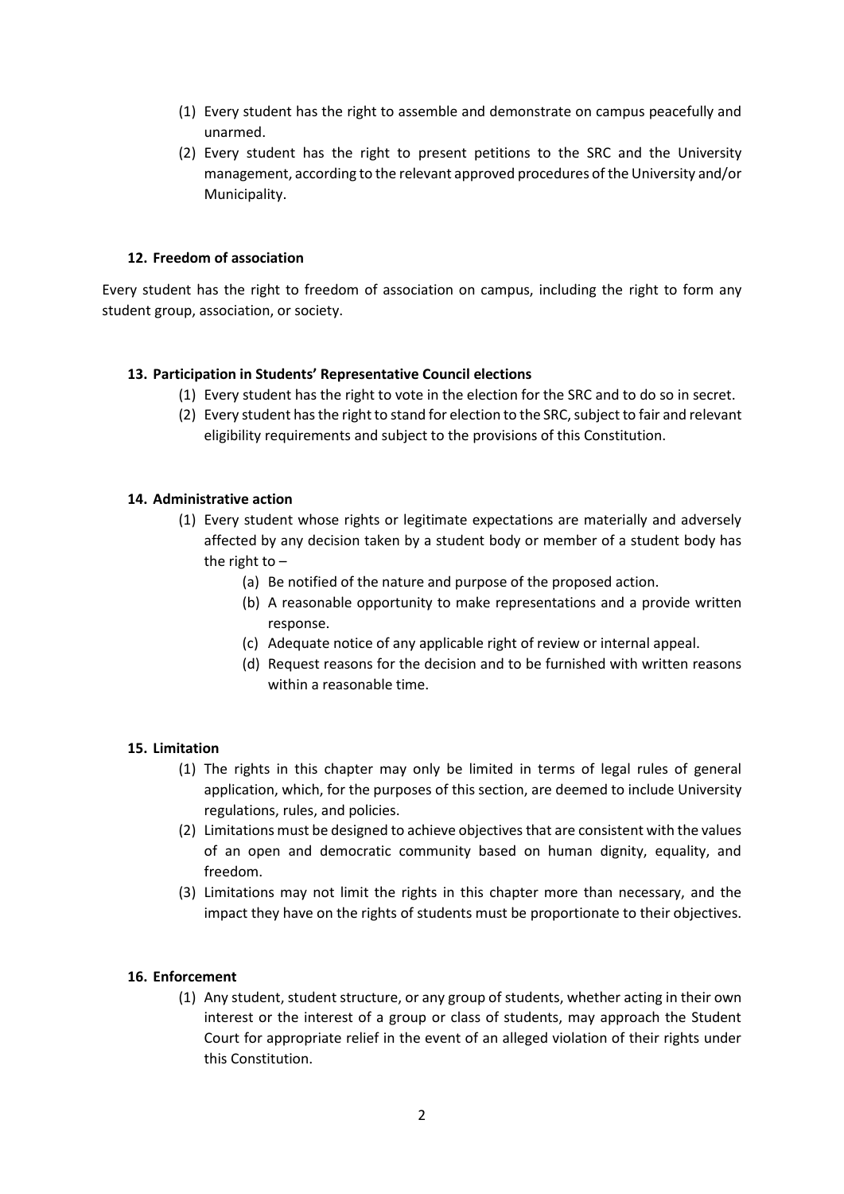(1) Every student has the right to assemble and demonstrate on campus peacefully and unarmed.

(2) Every student has the right to present petitions to the SRC and the University management, according to the relevant approved procedures of the University and/or Municipality.

### 12. Freedom of association

Every student has the right to freedom of association on campus, including the right to form any student group, association, or society.

### 13. Participation in Students' Representative Council elections

(1) Every student has the right to vote in the election for the SRC and to do so in secret.

(2) Every student has the right to stand for election to the SRC, subject to fair and relevant eligibility requirements and subject to the provisions of this Constitution.

### 14. Administrative action

(1) Every student whose rights or legitimate expectations are materially and adversely affected by any decision taken by a student body or member of a student body has the right to –

- (a) Be notified of the nature and purpose of the proposed action.
- (b) A reasonable opportunity to make representations and a provide written response.
- (c) Adequate notice of any applicable right of review or internal appeal.
- (d) Request reasons for the decision and to be furnished with written reasons within a reasonable time.

### 15. Limitation

(1) The rights in this chapter may only be limited in terms of legal rules of general application, which, for the purposes of this section, are deemed to include University regulations, rules, and policies.

(2) Limitations must be designed to achieve objectives that are consistent with the values of an open and democratic community based on human dignity, equality, and freedom.

(3) Limitations may not limit the rights in this chapter more than necessary, and the impact they have on the rights of students must be proportionate to their objectives.

### 16. Enforcement

(1) Any student, student structure, or any group of students, whether acting in their own interest or the interest of a group or class of students, may approach the Student Court for appropriate relief in the event of an alleged violation of their rights under this Constitution.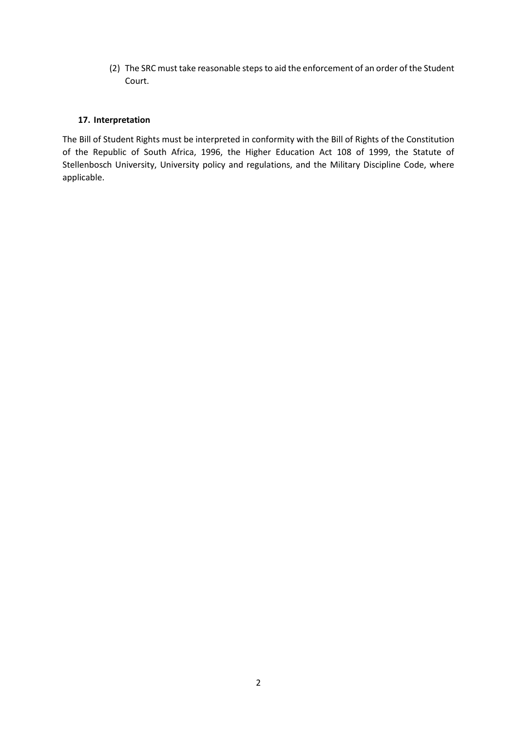(2) The SRC must take reasonable steps to aid the enforcement of an order of the Student Court.

### 17. Interpretation

The Bill of Student Rights must be interpreted in conformity with the Bill of Rights of the Constitution of the Republic of South Africa, 1996, the Higher Education Act 108 of 1999, the Statute of Stellenbosch University, University policy and regulations, and the Military Discipline Code, where applicable.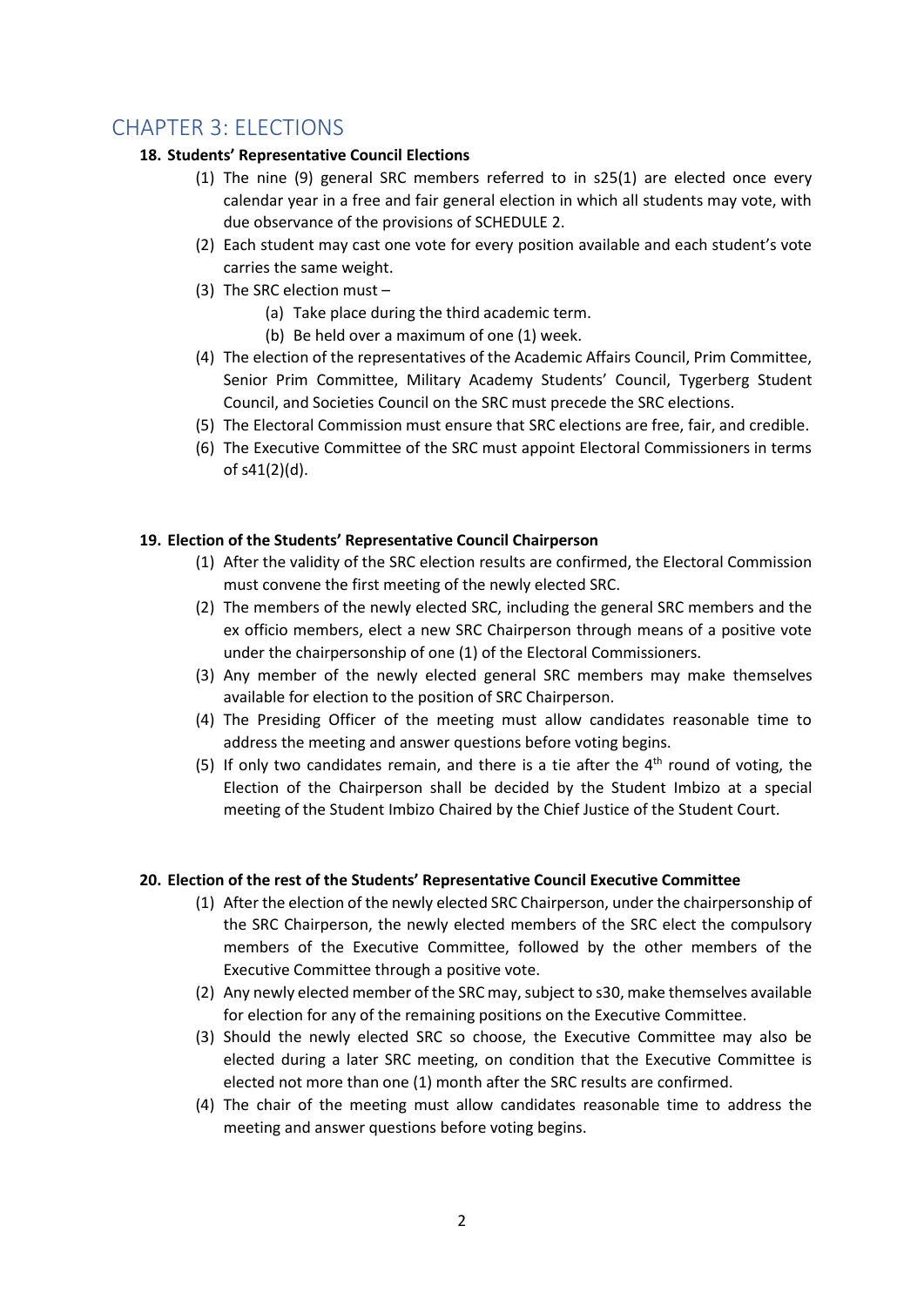# CHAPTER 3: ELECTIONS

**18. Students' Representative Council Elections**

(1) The nine (9) general SRC members referred to in s25(1) are elected once every calendar year in a free and fair general election in which all students may vote, with due observance of the provisions of SCHEDULE 2.

(2) Each student may cast one vote for every position available and each student's vote carries the same weight.

(3) The SRC election must –

(a) Take place during the third academic term.

(b) Be held over a maximum of one (1) week.

(4) The election of the representatives of the Academic Affairs Council, Prim Committee, Senior Prim Committee, Military Academy Students' Council, Tygerberg Student Council, and Societies Council on the SRC must precede the SRC elections.

(5) The Electoral Commission must ensure that SRC elections are free, fair, and credible.

(6) The Executive Committee of the SRC must appoint Electoral Commissioners in terms of s41(2)(d).

**19. Election of the Students' Representative Council Chairperson**

(1) After the validity of the SRC election results are confirmed, the Electoral Commission must convene the first meeting of the newly elected SRC.

(2) The members of the newly elected SRC, including the general SRC members and the ex officio members, elect a new SRC Chairperson through means of a positive vote under the chairpersonship of one (1) of the Electoral Commissioners.

(3) Any member of the newly elected general SRC members may make themselves available for election to the position of SRC Chairperson.

(4) The Presiding Officer of the meeting must allow candidates reasonable time to address the meeting and answer questions before voting begins.

(5) If only two candidates remain, and there is a tie after the 4th round of voting, the Election of the Chairperson shall be decided by the Student Imbizo at a special meeting of the Student Imbizo Chaired by the Chief Justice of the Student Court.

**20. Election of the rest of the Students' Representative Council Executive Committee**

(1) After the election of the newly elected SRC Chairperson, under the chairpersonship of the SRC Chairperson, the newly elected members of the SRC elect the compulsory members of the Executive Committee, followed by the other members of the Executive Committee through a positive vote.

(2) Any newly elected member of the SRC may, subject to s30, make themselves available for election for any of the remaining positions on the Executive Committee.

(3) Should the newly elected SRC so choose, the Executive Committee may also be elected during a later SRC meeting, on condition that the Executive Committee is elected not more than one (1) month after the SRC results are confirmed.

(4) The chair of the meeting must allow candidates reasonable time to address the meeting and answer questions before voting begins.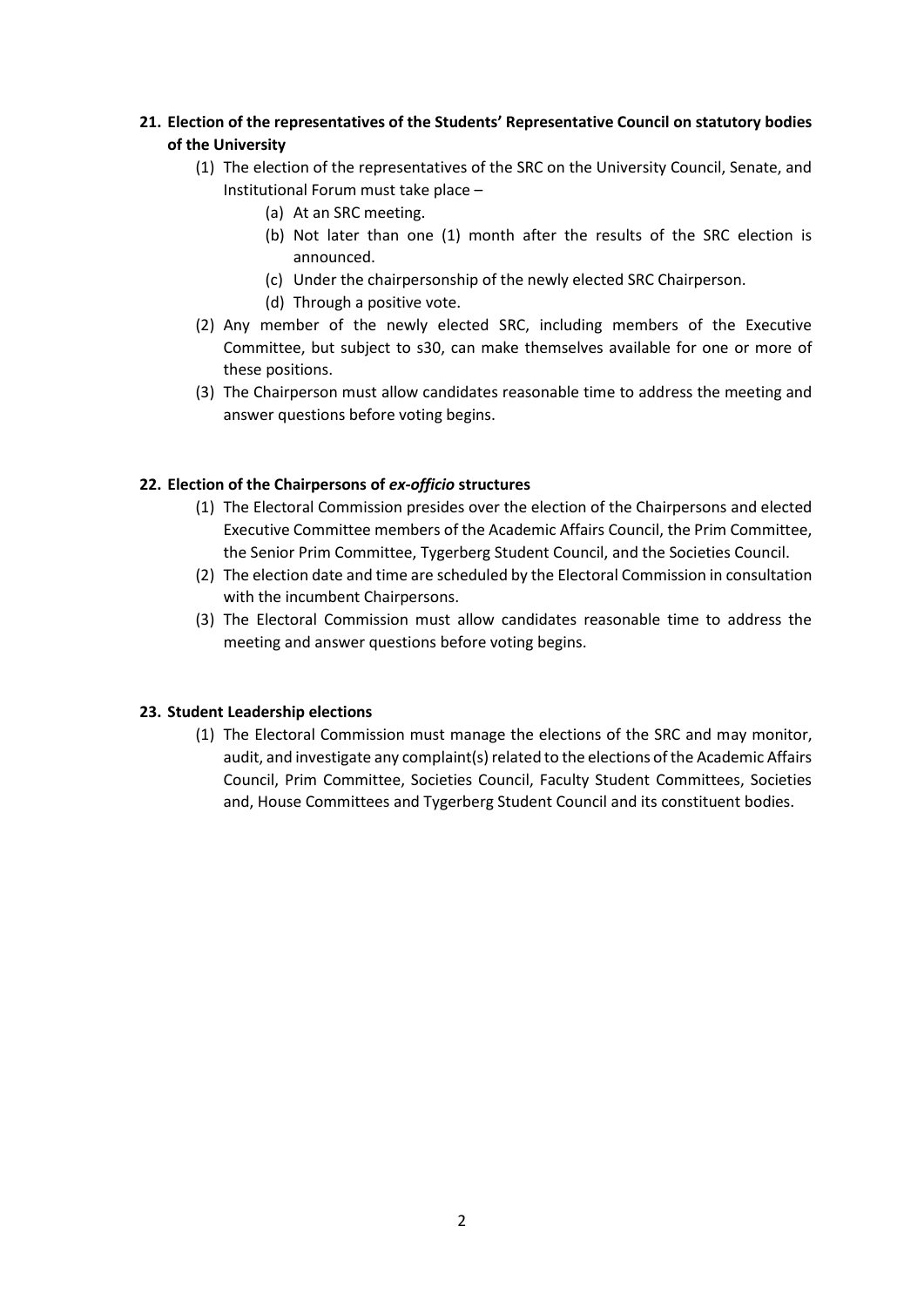## 21. Election of the representatives of the Students' Representative Council on statutory bodies of the University

(1) The election of the representatives of the SRC on the University Council, Senate, and Institutional Forum must take place –

  (a) At an SRC meeting.

  (b) Not later than one (1) month after the results of the SRC election is announced.

  (c) Under the chairpersonship of the newly elected SRC Chairperson.

  (d) Through a positive vote.

(2) Any member of the newly elected SRC, including members of the Executive Committee, but subject to s30, can make themselves available for one or more of these positions.

(3) The Chairperson must allow candidates reasonable time to address the meeting and answer questions before voting begins.

## 22. Election of the Chairpersons of *ex-officio* structures

(1) The Electoral Commission presides over the election of the Chairpersons and elected Executive Committee members of the Academic Affairs Council, the Prim Committee, the Senior Prim Committee, Tygerberg Student Council, and the Societies Council.

(2) The election date and time are scheduled by the Electoral Commission in consultation with the incumbent Chairpersons.

(3) The Electoral Commission must allow candidates reasonable time to address the meeting and answer questions before voting begins.

## 23. Student Leadership elections

(1) The Electoral Commission must manage the elections of the SRC and may monitor, audit, and investigate any complaint(s) related to the elections of the Academic Affairs Council, Prim Committee, Societies Council, Faculty Student Committees, Societies and, House Committees and Tygerberg Student Council and its constituent bodies.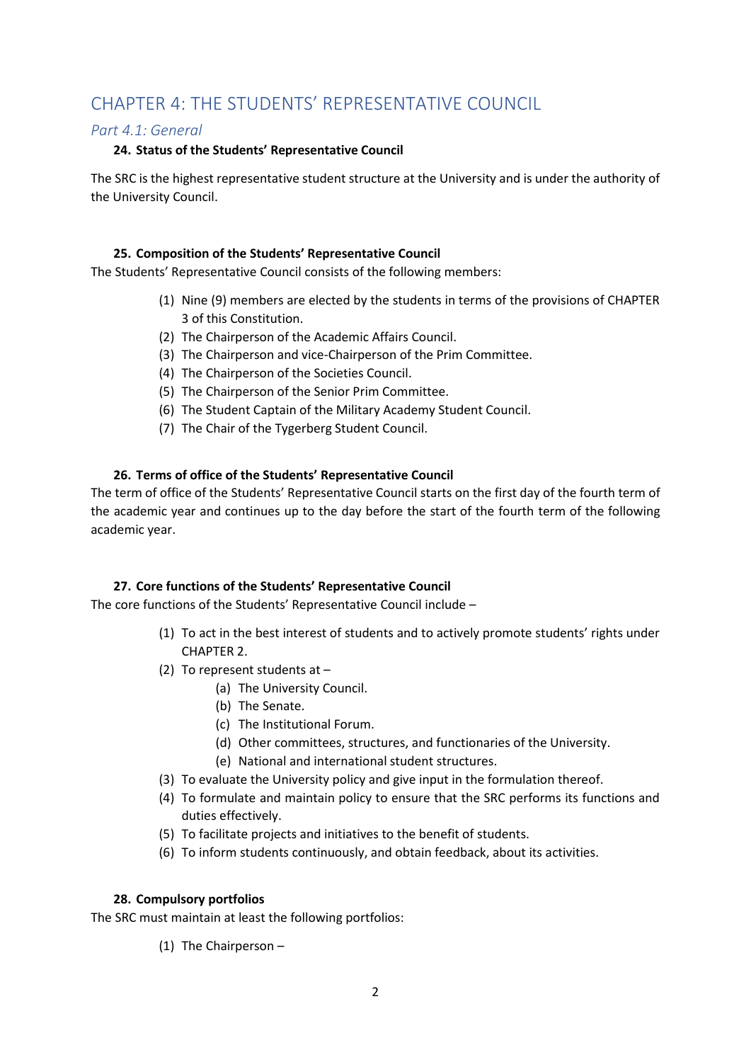# CHAPTER 4: THE STUDENTS' REPRESENTATIVE COUNCIL

## *Part 4.1: General*

### 24. Status of the Students' Representative Council

The SRC is the highest representative student structure at the University and is under the authority of the University Council.

### 25. Composition of the Students' Representative Council

The Students' Representative Council consists of the following members:

(1) Nine (9) members are elected by the students in terms of the provisions of CHAPTER 3 of this Constitution.
(2) The Chairperson of the Academic Affairs Council.
(3) The Chairperson and vice-Chairperson of the Prim Committee.
(4) The Chairperson of the Societies Council.
(5) The Chairperson of the Senior Prim Committee.
(6) The Student Captain of the Military Academy Student Council.
(7) The Chair of the Tygerberg Student Council.

### 26. Terms of office of the Students' Representative Council

The term of office of the Students' Representative Council starts on the first day of the fourth term of the academic year and continues up to the day before the start of the fourth term of the following academic year.

### 27. Core functions of the Students' Representative Council

The core functions of the Students' Representative Council include –

(1) To act in the best interest of students and to actively promote students' rights under CHAPTER 2.
(2) To represent students at –
    (a) The University Council.
    (b) The Senate.
    (c) The Institutional Forum.
    (d) Other committees, structures, and functionaries of the University.
    (e) National and international student structures.
(3) To evaluate the University policy and give input in the formulation thereof.
(4) To formulate and maintain policy to ensure that the SRC performs its functions and duties effectively.
(5) To facilitate projects and initiatives to the benefit of students.
(6) To inform students continuously, and obtain feedback, about its activities.

### 28. Compulsory portfolios

The SRC must maintain at least the following portfolios:

(1) The Chairperson –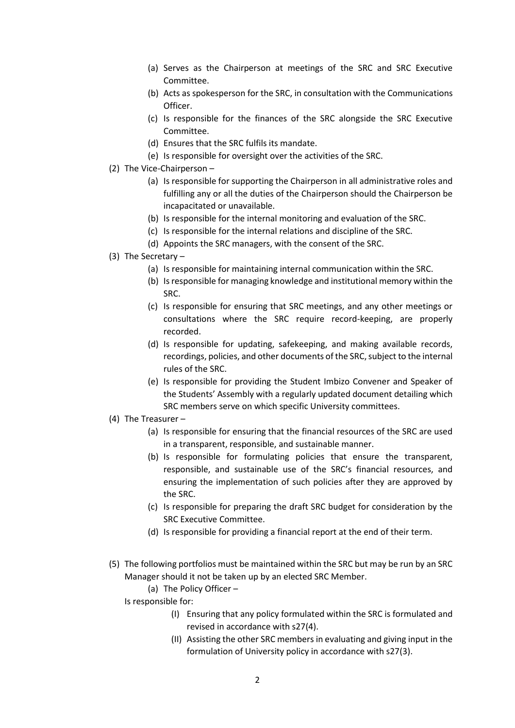(a) Serves as the Chairperson at meetings of the SRC and SRC Executive Committee.
(b) Acts as spokesperson for the SRC, in consultation with the Communications Officer.
(c) Is responsible for the finances of the SRC alongside the SRC Executive Committee.
(d) Ensures that the SRC fulfils its mandate.
(e) Is responsible for oversight over the activities of the SRC.

(2) The Vice-Chairperson –

(a) Is responsible for supporting the Chairperson in all administrative roles and fulfilling any or all the duties of the Chairperson should the Chairperson be incapacitated or unavailable.
(b) Is responsible for the internal monitoring and evaluation of the SRC.
(c) Is responsible for the internal relations and discipline of the SRC.
(d) Appoints the SRC managers, with the consent of the SRC.

(3) The Secretary –

(a) Is responsible for maintaining internal communication within the SRC.
(b) Is responsible for managing knowledge and institutional memory within the SRC.
(c) Is responsible for ensuring that SRC meetings, and any other meetings or consultations where the SRC require record-keeping, are properly recorded.
(d) Is responsible for updating, safekeeping, and making available records, recordings, policies, and other documents of the SRC, subject to the internal rules of the SRC.
(e) Is responsible for providing the Student Imbizo Convener and Speaker of the Students' Assembly with a regularly updated document detailing which SRC members serve on which specific University committees.

(4) The Treasurer –

(a) Is responsible for ensuring that the financial resources of the SRC are used in a transparent, responsible, and sustainable manner.
(b) Is responsible for formulating policies that ensure the transparent, responsible, and sustainable use of the SRC's financial resources, and ensuring the implementation of such policies after they are approved by the SRC.
(c) Is responsible for preparing the draft SRC budget for consideration by the SRC Executive Committee.
(d) Is responsible for providing a financial report at the end of their term.

(5) The following portfolios must be maintained within the SRC but may be run by an SRC Manager should it not be taken up by an elected SRC Member.

(a) The Policy Officer –

Is responsible for:

(I) Ensuring that any policy formulated within the SRC is formulated and revised in accordance with s27(4).
(II) Assisting the other SRC members in evaluating and giving input in the formulation of University policy in accordance with s27(3).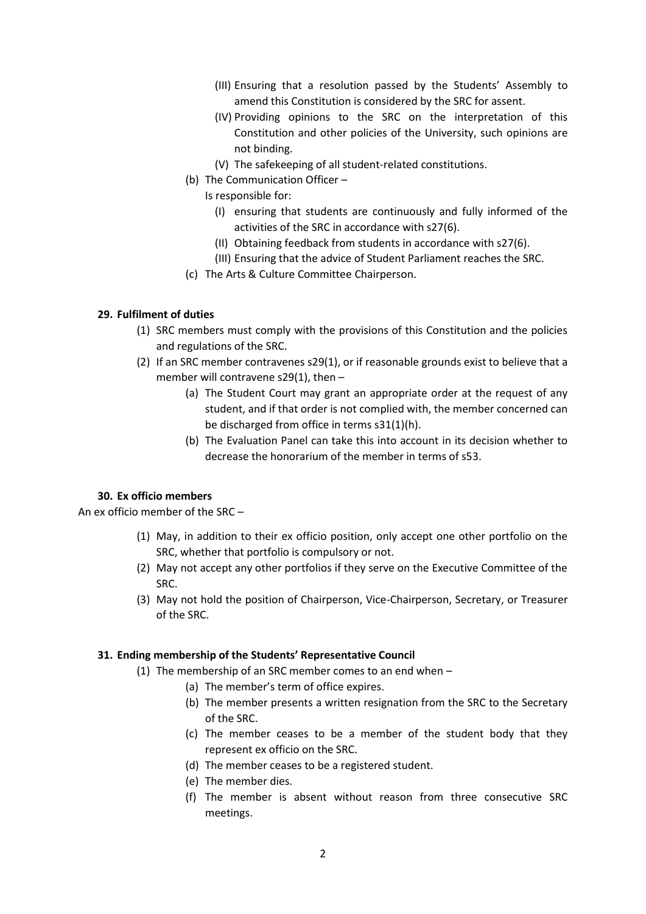- (III) Ensuring that a resolution passed by the Students' Assembly to amend this Constitution is considered by the SRC for assent.
- (IV) Providing opinions to the SRC on the interpretation of this Constitution and other policies of the University, such opinions are not binding.
- (V) The safekeeping of all student-related constitutions.

(b) The Communication Officer –

Is responsible for:

- (I) ensuring that students are continuously and fully informed of the activities of the SRC in accordance with s27(6).
- (II) Obtaining feedback from students in accordance with s27(6).
- (III) Ensuring that the advice of Student Parliament reaches the SRC.

(c) The Arts & Culture Committee Chairperson.

### 29. Fulfilment of duties

(1) SRC members must comply with the provisions of this Constitution and the policies and regulations of the SRC.

(2) If an SRC member contravenes s29(1), or if reasonable grounds exist to believe that a member will contravene s29(1), then –

- (a) The Student Court may grant an appropriate order at the request of any student, and if that order is not complied with, the member concerned can be discharged from office in terms s31(1)(h).
- (b) The Evaluation Panel can take this into account in its decision whether to decrease the honorarium of the member in terms of s53.

### 30. Ex officio members

An ex officio member of the SRC –

(1) May, in addition to their ex officio position, only accept one other portfolio on the SRC, whether that portfolio is compulsory or not.

(2) May not accept any other portfolios if they serve on the Executive Committee of the SRC.

(3) May not hold the position of Chairperson, Vice-Chairperson, Secretary, or Treasurer of the SRC.

### 31. Ending membership of the Students' Representative Council

(1) The membership of an SRC member comes to an end when –

- (a) The member's term of office expires.
- (b) The member presents a written resignation from the SRC to the Secretary of the SRC.
- (c) The member ceases to be a member of the student body that they represent ex officio on the SRC.
- (d) The member ceases to be a registered student.
- (e) The member dies.
- (f) The member is absent without reason from three consecutive SRC meetings.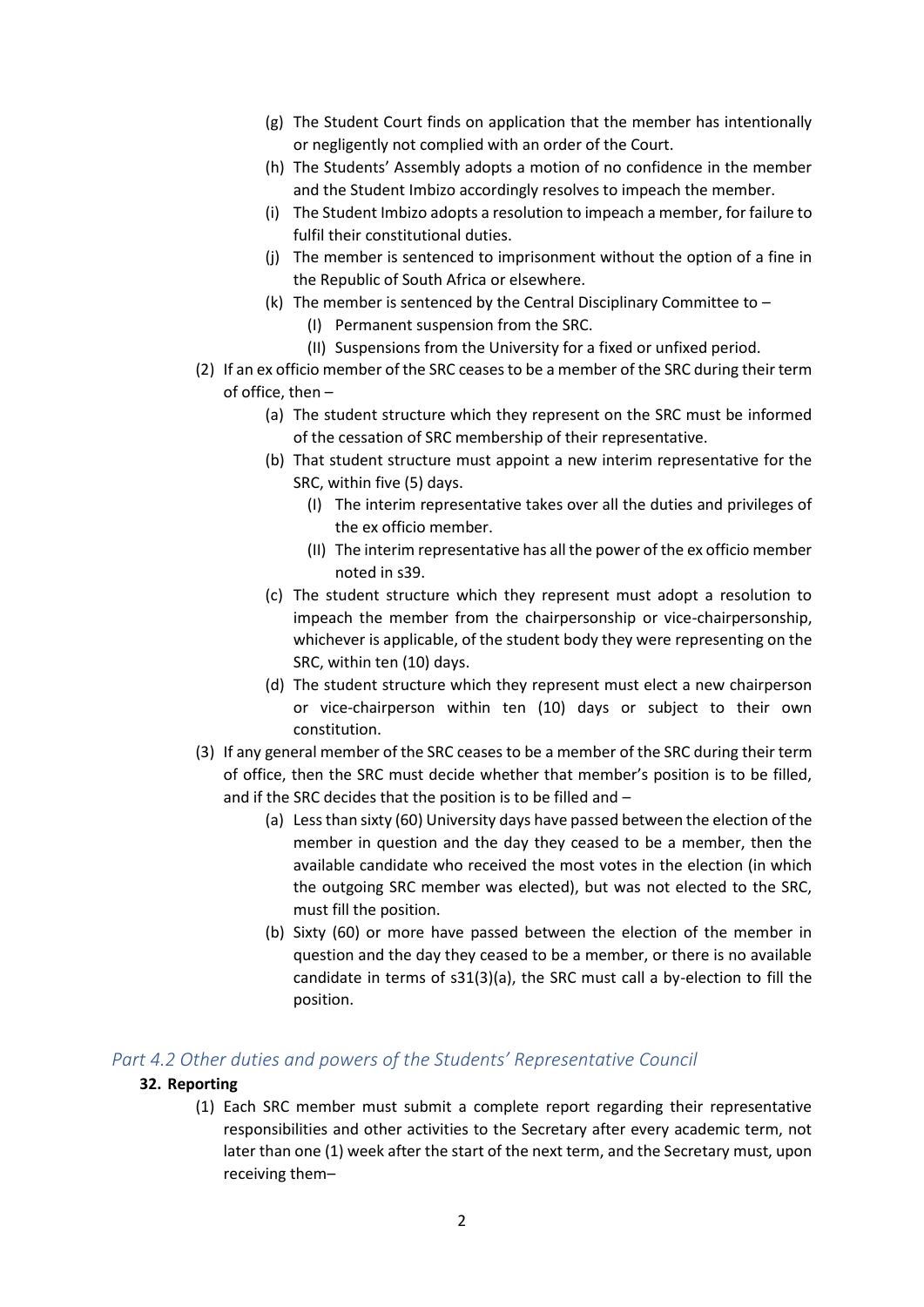- (g) The Student Court finds on application that the member has intentionally or negligently not complied with an order of the Court.
- (h) The Students' Assembly adopts a motion of no confidence in the member and the Student Imbizo accordingly resolves to impeach the member.
- (i) The Student Imbizo adopts a resolution to impeach a member, for failure to fulfil their constitutional duties.
- (j) The member is sentenced to imprisonment without the option of a fine in the Republic of South Africa or elsewhere.
- (k) The member is sentenced by the Central Disciplinary Committee to –
  - (I) Permanent suspension from the SRC.
  - (II) Suspensions from the University for a fixed or unfixed period.

(2) If an ex officio member of the SRC ceases to be a member of the SRC during their term of office, then –

- (a) The student structure which they represent on the SRC must be informed of the cessation of SRC membership of their representative.
- (b) That student structure must appoint a new interim representative for the SRC, within five (5) days.
  - (I) The interim representative takes over all the duties and privileges of the ex officio member.
  - (II) The interim representative has all the power of the ex officio member noted in s39.
- (c) The student structure which they represent must adopt a resolution to impeach the member from the chairpersonship or vice-chairpersonship, whichever is applicable, of the student body they were representing on the SRC, within ten (10) days.
- (d) The student structure which they represent must elect a new chairperson or vice-chairperson within ten (10) days or subject to their own constitution.

(3) If any general member of the SRC ceases to be a member of the SRC during their term of office, then the SRC must decide whether that member's position is to be filled, and if the SRC decides that the position is to be filled and –

- (a) Less than sixty (60) University days have passed between the election of the member in question and the day they ceased to be a member, then the available candidate who received the most votes in the election (in which the outgoing SRC member was elected), but was not elected to the SRC, must fill the position.
- (b) Sixty (60) or more have passed between the election of the member in question and the day they ceased to be a member, or there is no available candidate in terms of s31(3)(a), the SRC must call a by-election to fill the position.

## *Part 4.2 Other duties and powers of the Students' Representative Council*

**32. Reporting**

(1) Each SRC member must submit a complete report regarding their representative responsibilities and other activities to the Secretary after every academic term, not later than one (1) week after the start of the next term, and the Secretary must, upon receiving them–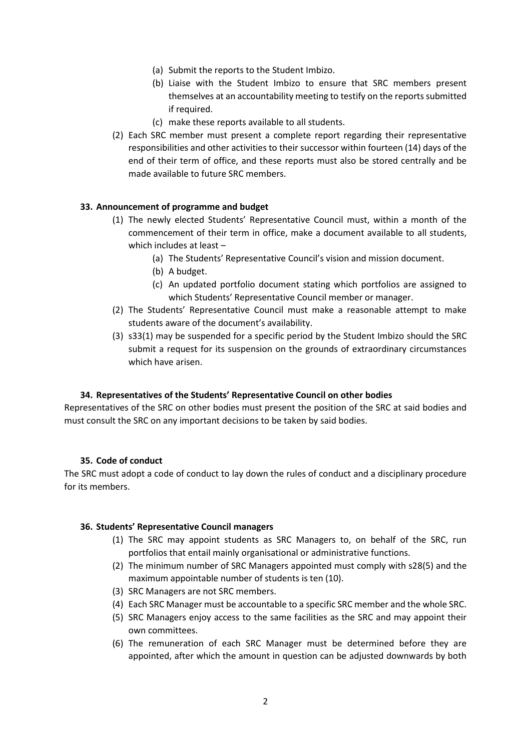(a) Submit the reports to the Student Imbizo.
(b) Liaise with the Student Imbizo to ensure that SRC members present themselves at an accountability meeting to testify on the reports submitted if required.
(c) make these reports available to all students.

(2) Each SRC member must present a complete report regarding their representative responsibilities and other activities to their successor within fourteen (14) days of the end of their term of office, and these reports must also be stored centrally and be made available to future SRC members.

### 33. Announcement of programme and budget

(1) The newly elected Students' Representative Council must, within a month of the commencement of their term in office, make a document available to all students, which includes at least –
   (a) The Students' Representative Council's vision and mission document.
   (b) A budget.
   (c) An updated portfolio document stating which portfolios are assigned to which Students' Representative Council member or manager.

(2) The Students' Representative Council must make a reasonable attempt to make students aware of the document's availability.

(3) s33(1) may be suspended for a specific period by the Student Imbizo should the SRC submit a request for its suspension on the grounds of extraordinary circumstances which have arisen.

### 34. Representatives of the Students' Representative Council on other bodies

Representatives of the SRC on other bodies must present the position of the SRC at said bodies and must consult the SRC on any important decisions to be taken by said bodies.

### 35. Code of conduct

The SRC must adopt a code of conduct to lay down the rules of conduct and a disciplinary procedure for its members.

### 36. Students' Representative Council managers

(1) The SRC may appoint students as SRC Managers to, on behalf of the SRC, run portfolios that entail mainly organisational or administrative functions.

(2) The minimum number of SRC Managers appointed must comply with s28(5) and the maximum appointable number of students is ten (10).

(3) SRC Managers are not SRC members.

(4) Each SRC Manager must be accountable to a specific SRC member and the whole SRC.

(5) SRC Managers enjoy access to the same facilities as the SRC and may appoint their own committees.

(6) The remuneration of each SRC Manager must be determined before they are appointed, after which the amount in question can be adjusted downwards by both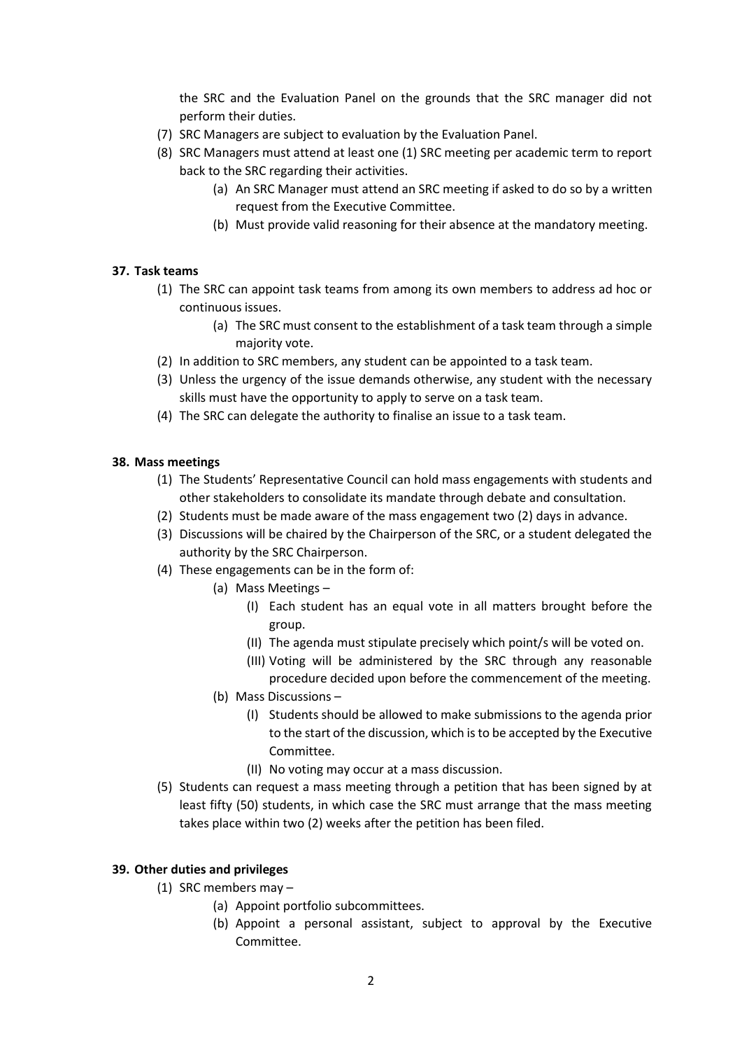the SRC and the Evaluation Panel on the grounds that the SRC manager did not perform their duties.

(7) SRC Managers are subject to evaluation by the Evaluation Panel.

(8) SRC Managers must attend at least one (1) SRC meeting per academic term to report back to the SRC regarding their activities.
   - (a) An SRC Manager must attend an SRC meeting if asked to do so by a written request from the Executive Committee.
   - (b) Must provide valid reasoning for their absence at the mandatory meeting.

**37. Task teams**

(1) The SRC can appoint task teams from among its own members to address ad hoc or continuous issues.
   - (a) The SRC must consent to the establishment of a task team through a simple majority vote.

(2) In addition to SRC members, any student can be appointed to a task team.

(3) Unless the urgency of the issue demands otherwise, any student with the necessary skills must have the opportunity to apply to serve on a task team.

(4) The SRC can delegate the authority to finalise an issue to a task team.

**38. Mass meetings**

(1) The Students' Representative Council can hold mass engagements with students and other stakeholders to consolidate its mandate through debate and consultation.

(2) Students must be made aware of the mass engagement two (2) days in advance.

(3) Discussions will be chaired by the Chairperson of the SRC, or a student delegated the authority by the SRC Chairperson.

(4) These engagements can be in the form of:
   - (a) Mass Meetings –
      - (I) Each student has an equal vote in all matters brought before the group.
      - (II) The agenda must stipulate precisely which point/s will be voted on.
      - (III) Voting will be administered by the SRC through any reasonable procedure decided upon before the commencement of the meeting.
   - (b) Mass Discussions –
      - (I) Students should be allowed to make submissions to the agenda prior to the start of the discussion, which is to be accepted by the Executive Committee.
      - (II) No voting may occur at a mass discussion.

(5) Students can request a mass meeting through a petition that has been signed by at least fifty (50) students, in which case the SRC must arrange that the mass meeting takes place within two (2) weeks after the petition has been filed.

**39. Other duties and privileges**

(1) SRC members may –
   - (a) Appoint portfolio subcommittees.
   - (b) Appoint a personal assistant, subject to approval by the Executive Committee.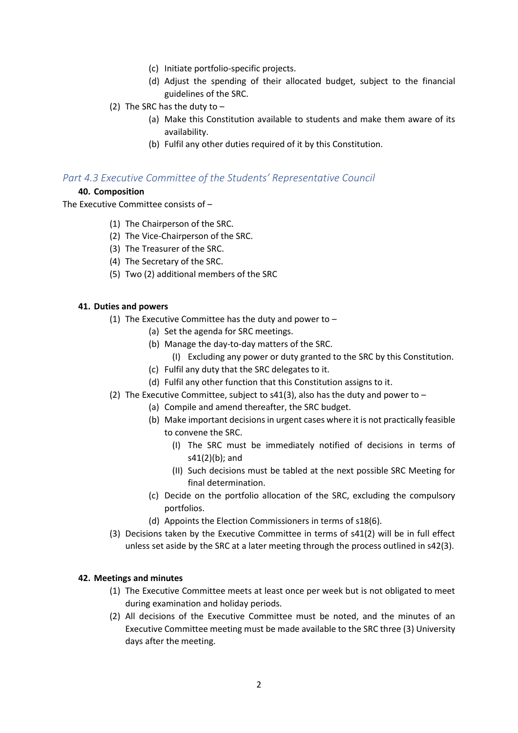- (c) Initiate portfolio-specific projects.
   - (d) Adjust the spending of their allocated budget, subject to the financial guidelines of the SRC.

(2) The SRC has the duty to –
   - (a) Make this Constitution available to students and make them aware of its availability.
   - (b) Fulfil any other duties required of it by this Constitution.

## *Part 4.3 Executive Committee of the Students' Representative Council*

### 40. Composition

The Executive Committee consists of –

(1) The Chairperson of the SRC.
(2) The Vice-Chairperson of the SRC.
(3) The Treasurer of the SRC.
(4) The Secretary of the SRC.
(5) Two (2) additional members of the SRC

### 41. Duties and powers

(1) The Executive Committee has the duty and power to –
   - (a) Set the agenda for SRC meetings.
   - (b) Manage the day-to-day matters of the SRC.
      - (I) Excluding any power or duty granted to the SRC by this Constitution.
   - (c) Fulfil any duty that the SRC delegates to it.
   - (d) Fulfil any other function that this Constitution assigns to it.

(2) The Executive Committee, subject to s41(3), also has the duty and power to –
   - (a) Compile and amend thereafter, the SRC budget.
   - (b) Make important decisions in urgent cases where it is not practically feasible to convene the SRC.
      - (I) The SRC must be immediately notified of decisions in terms of s41(2)(b); and
      - (II) Such decisions must be tabled at the next possible SRC Meeting for final determination.
   - (c) Decide on the portfolio allocation of the SRC, excluding the compulsory portfolios.
   - (d) Appoints the Election Commissioners in terms of s18(6).

(3) Decisions taken by the Executive Committee in terms of s41(2) will be in full effect unless set aside by the SRC at a later meeting through the process outlined in s42(3).

### 42. Meetings and minutes

(1) The Executive Committee meets at least once per week but is not obligated to meet during examination and holiday periods.

(2) All decisions of the Executive Committee must be noted, and the minutes of an Executive Committee meeting must be made available to the SRC three (3) University days after the meeting.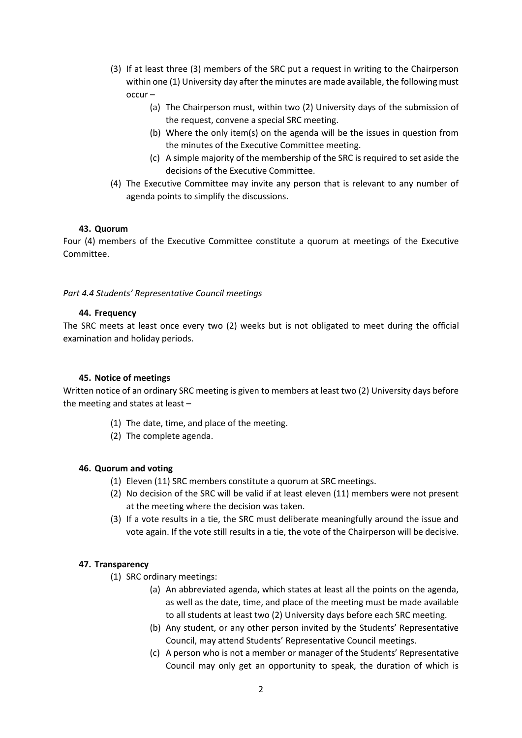(3) If at least three (3) members of the SRC put a request in writing to the Chairperson within one (1) University day after the minutes are made available, the following must occur –

   (a) The Chairperson must, within two (2) University days of the submission of the request, convene a special SRC meeting.

   (b) Where the only item(s) on the agenda will be the issues in question from the minutes of the Executive Committee meeting.

   (c) A simple majority of the membership of the SRC is required to set aside the decisions of the Executive Committee.

(4) The Executive Committee may invite any person that is relevant to any number of agenda points to simplify the discussions.

#### 43. Quorum

Four (4) members of the Executive Committee constitute a quorum at meetings of the Executive Committee.

### *Part 4.4 Students' Representative Council meetings*

#### 44. Frequency

The SRC meets at least once every two (2) weeks but is not obligated to meet during the official examination and holiday periods.

#### 45. Notice of meetings

Written notice of an ordinary SRC meeting is given to members at least two (2) University days before the meeting and states at least –

(1) The date, time, and place of the meeting.

(2) The complete agenda.

#### 46. Quorum and voting

(1) Eleven (11) SRC members constitute a quorum at SRC meetings.

(2) No decision of the SRC will be valid if at least eleven (11) members were not present at the meeting where the decision was taken.

(3) If a vote results in a tie, the SRC must deliberate meaningfully around the issue and vote again. If the vote still results in a tie, the vote of the Chairperson will be decisive.

#### 47. Transparency

(1) SRC ordinary meetings:

   (a) An abbreviated agenda, which states at least all the points on the agenda, as well as the date, time, and place of the meeting must be made available to all students at least two (2) University days before each SRC meeting.

   (b) Any student, or any other person invited by the Students' Representative Council, may attend Students' Representative Council meetings.

   (c) A person who is not a member or manager of the Students' Representative Council may only get an opportunity to speak, the duration of which is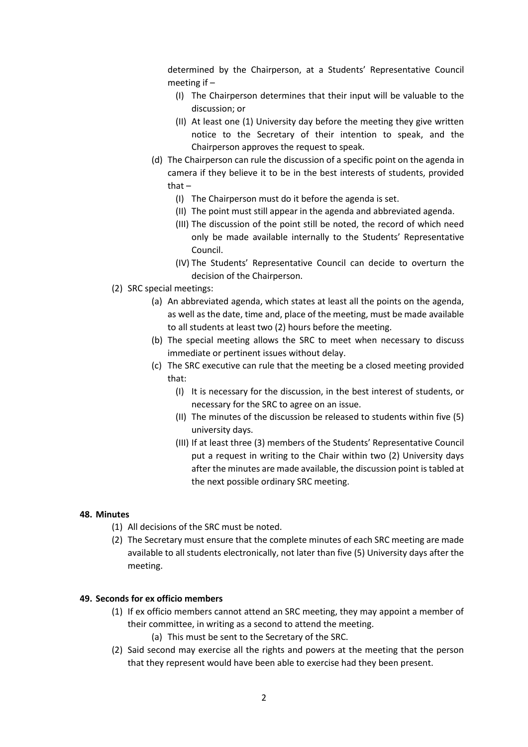determined by the Chairperson, at a Students' Representative Council meeting if –

- (I) The Chairperson determines that their input will be valuable to the discussion; or
- (II) At least one (1) University day before the meeting they give written notice to the Secretary of their intention to speak, and the Chairperson approves the request to speak.

(d) The Chairperson can rule the discussion of a specific point on the agenda in camera if they believe it to be in the best interests of students, provided that –

- (I) The Chairperson must do it before the agenda is set.
- (II) The point must still appear in the agenda and abbreviated agenda.
- (III) The discussion of the point still be noted, the record of which need only be made available internally to the Students' Representative Council.
- (IV) The Students' Representative Council can decide to overturn the decision of the Chairperson.

(2) SRC special meetings:

- (a) An abbreviated agenda, which states at least all the points on the agenda, as well as the date, time and, place of the meeting, must be made available to all students at least two (2) hours before the meeting.
- (b) The special meeting allows the SRC to meet when necessary to discuss immediate or pertinent issues without delay.
- (c) The SRC executive can rule that the meeting be a closed meeting provided that:
  - (I) It is necessary for the discussion, in the best interest of students, or necessary for the SRC to agree on an issue.
  - (II) The minutes of the discussion be released to students within five (5) university days.
  - (III) If at least three (3) members of the Students' Representative Council put a request in writing to the Chair within two (2) University days after the minutes are made available, the discussion point is tabled at the next possible ordinary SRC meeting.

**48. Minutes**

(1) All decisions of the SRC must be noted.

(2) The Secretary must ensure that the complete minutes of each SRC meeting are made available to all students electronically, not later than five (5) University days after the meeting.

**49. Seconds for ex officio members**

(1) If ex officio members cannot attend an SRC meeting, they may appoint a member of their committee, in writing as a second to attend the meeting.

- (a) This must be sent to the Secretary of the SRC.

(2) Said second may exercise all the rights and powers at the meeting that the person that they represent would have been able to exercise had they been present.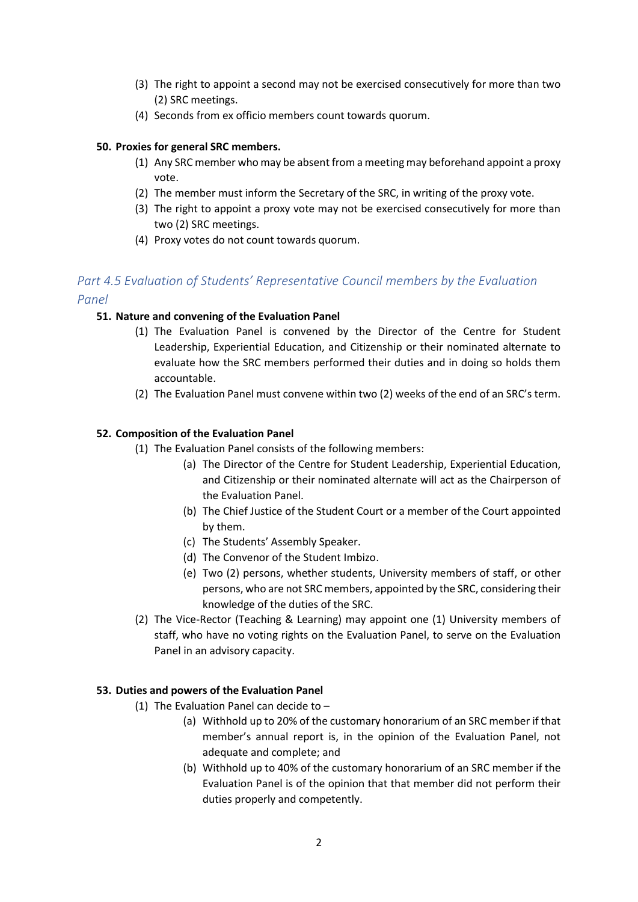(3) The right to appoint a second may not be exercised consecutively for more than two (2) SRC meetings.

(4) Seconds from ex officio members count towards quorum.

**50. Proxies for general SRC members.**

(1) Any SRC member who may be absent from a meeting may beforehand appoint a proxy vote.

(2) The member must inform the Secretary of the SRC, in writing of the proxy vote.

(3) The right to appoint a proxy vote may not be exercised consecutively for more than two (2) SRC meetings.

(4) Proxy votes do not count towards quorum.

## *Part 4.5 Evaluation of Students' Representative Council members by the Evaluation Panel*

**51. Nature and convening of the Evaluation Panel**

(1) The Evaluation Panel is convened by the Director of the Centre for Student Leadership, Experiential Education, and Citizenship or their nominated alternate to evaluate how the SRC members performed their duties and in doing so holds them accountable.

(2) The Evaluation Panel must convene within two (2) weeks of the end of an SRC's term.

**52. Composition of the Evaluation Panel**

(1) The Evaluation Panel consists of the following members:

- (a) The Director of the Centre for Student Leadership, Experiential Education, and Citizenship or their nominated alternate will act as the Chairperson of the Evaluation Panel.
- (b) The Chief Justice of the Student Court or a member of the Court appointed by them.
- (c) The Students' Assembly Speaker.
- (d) The Convenor of the Student Imbizo.
- (e) Two (2) persons, whether students, University members of staff, or other persons, who are not SRC members, appointed by the SRC, considering their knowledge of the duties of the SRC.

(2) The Vice-Rector (Teaching & Learning) may appoint one (1) University members of staff, who have no voting rights on the Evaluation Panel, to serve on the Evaluation Panel in an advisory capacity.

**53. Duties and powers of the Evaluation Panel**

(1) The Evaluation Panel can decide to –

- (a) Withhold up to 20% of the customary honorarium of an SRC member if that member's annual report is, in the opinion of the Evaluation Panel, not adequate and complete; and
- (b) Withhold up to 40% of the customary honorarium of an SRC member if the Evaluation Panel is of the opinion that that member did not perform their duties properly and competently.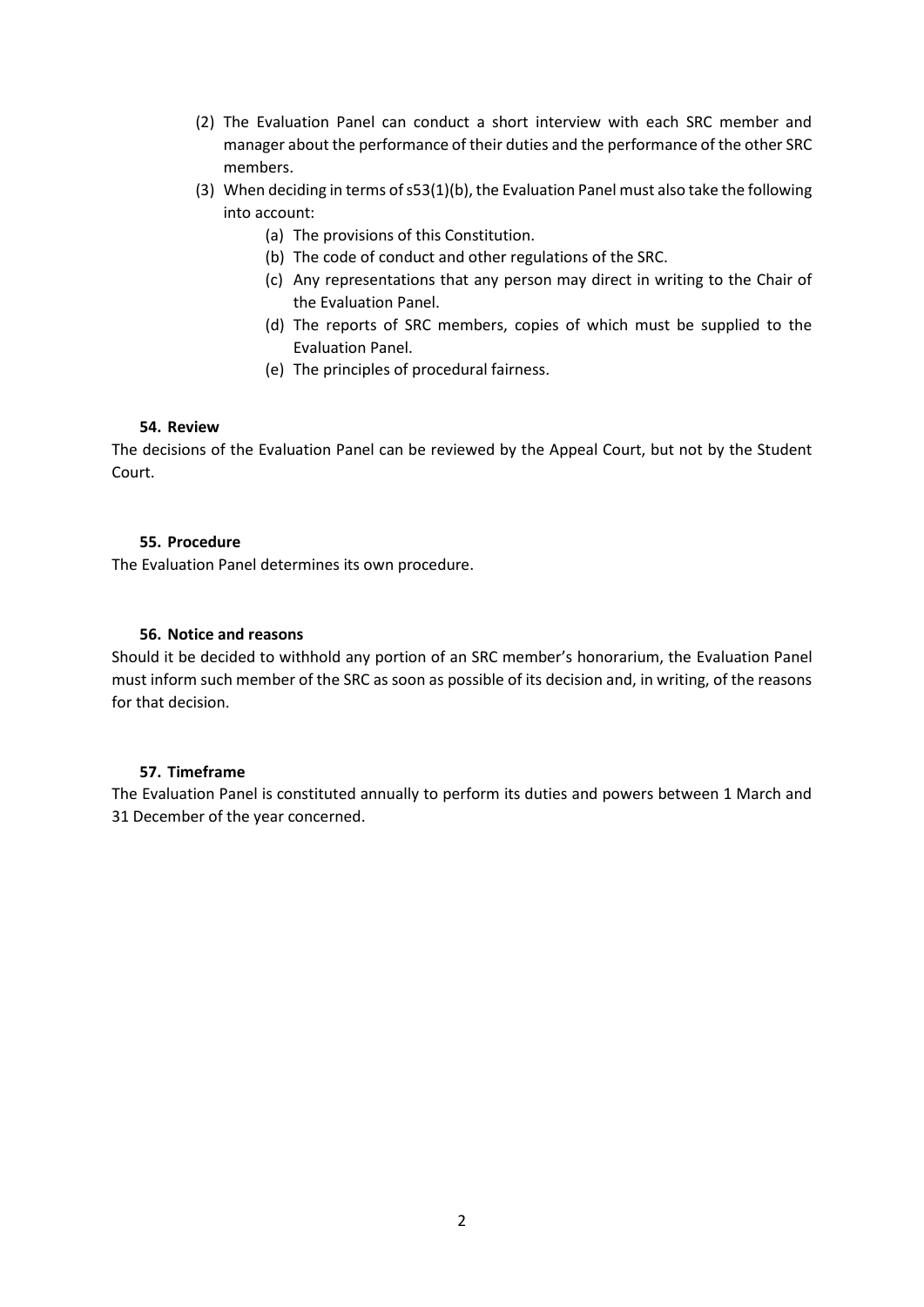(2) The Evaluation Panel can conduct a short interview with each SRC member and manager about the performance of their duties and the performance of the other SRC members.

(3) When deciding in terms of s53(1)(b), the Evaluation Panel must also take the following into account:

   (a) The provisions of this Constitution.

   (b) The code of conduct and other regulations of the SRC.

   (c) Any representations that any person may direct in writing to the Chair of the Evaluation Panel.

   (d) The reports of SRC members, copies of which must be supplied to the Evaluation Panel.

   (e) The principles of procedural fairness.

#### 54. Review

The decisions of the Evaluation Panel can be reviewed by the Appeal Court, but not by the Student Court.

#### 55. Procedure

The Evaluation Panel determines its own procedure.

#### 56. Notice and reasons

Should it be decided to withhold any portion of an SRC member's honorarium, the Evaluation Panel must inform such member of the SRC as soon as possible of its decision and, in writing, of the reasons for that decision.

#### 57. Timeframe

The Evaluation Panel is constituted annually to perform its duties and powers between 1 March and 31 December of the year concerned.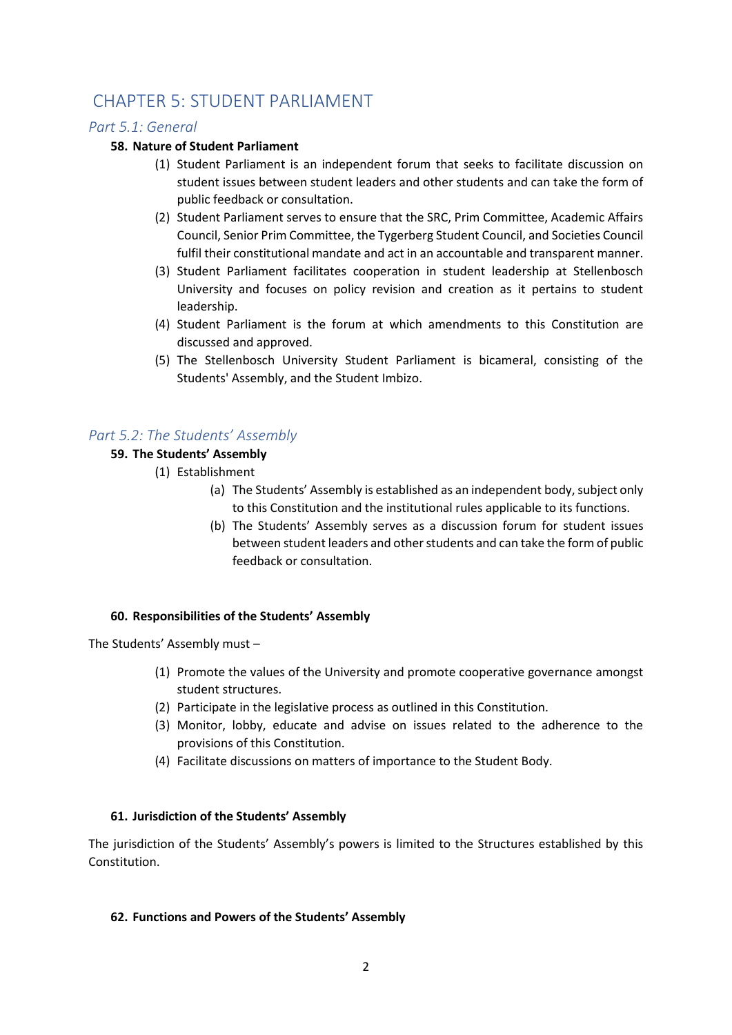# CHAPTER 5: STUDENT PARLIAMENT

## *Part 5.1: General*

**58. Nature of Student Parliament**

(1) Student Parliament is an independent forum that seeks to facilitate discussion on student issues between student leaders and other students and can take the form of public feedback or consultation.

(2) Student Parliament serves to ensure that the SRC, Prim Committee, Academic Affairs Council, Senior Prim Committee, the Tygerberg Student Council, and Societies Council fulfil their constitutional mandate and act in an accountable and transparent manner.

(3) Student Parliament facilitates cooperation in student leadership at Stellenbosch University and focuses on policy revision and creation as it pertains to student leadership.

(4) Student Parliament is the forum at which amendments to this Constitution are discussed and approved.

(5) The Stellenbosch University Student Parliament is bicameral, consisting of the Students' Assembly, and the Student Imbizo.

## *Part 5.2: The Students' Assembly*

**59. The Students' Assembly**

(1) Establishment

(a) The Students' Assembly is established as an independent body, subject only to this Constitution and the institutional rules applicable to its functions.

(b) The Students' Assembly serves as a discussion forum for student issues between student leaders and other students and can take the form of public feedback or consultation.

**60. Responsibilities of the Students' Assembly**

The Students' Assembly must –

(1) Promote the values of the University and promote cooperative governance amongst student structures.

(2) Participate in the legislative process as outlined in this Constitution.

(3) Monitor, lobby, educate and advise on issues related to the adherence to the provisions of this Constitution.

(4) Facilitate discussions on matters of importance to the Student Body.

**61. Jurisdiction of the Students' Assembly**

The jurisdiction of the Students' Assembly's powers is limited to the Structures established by this Constitution.

**62. Functions and Powers of the Students' Assembly**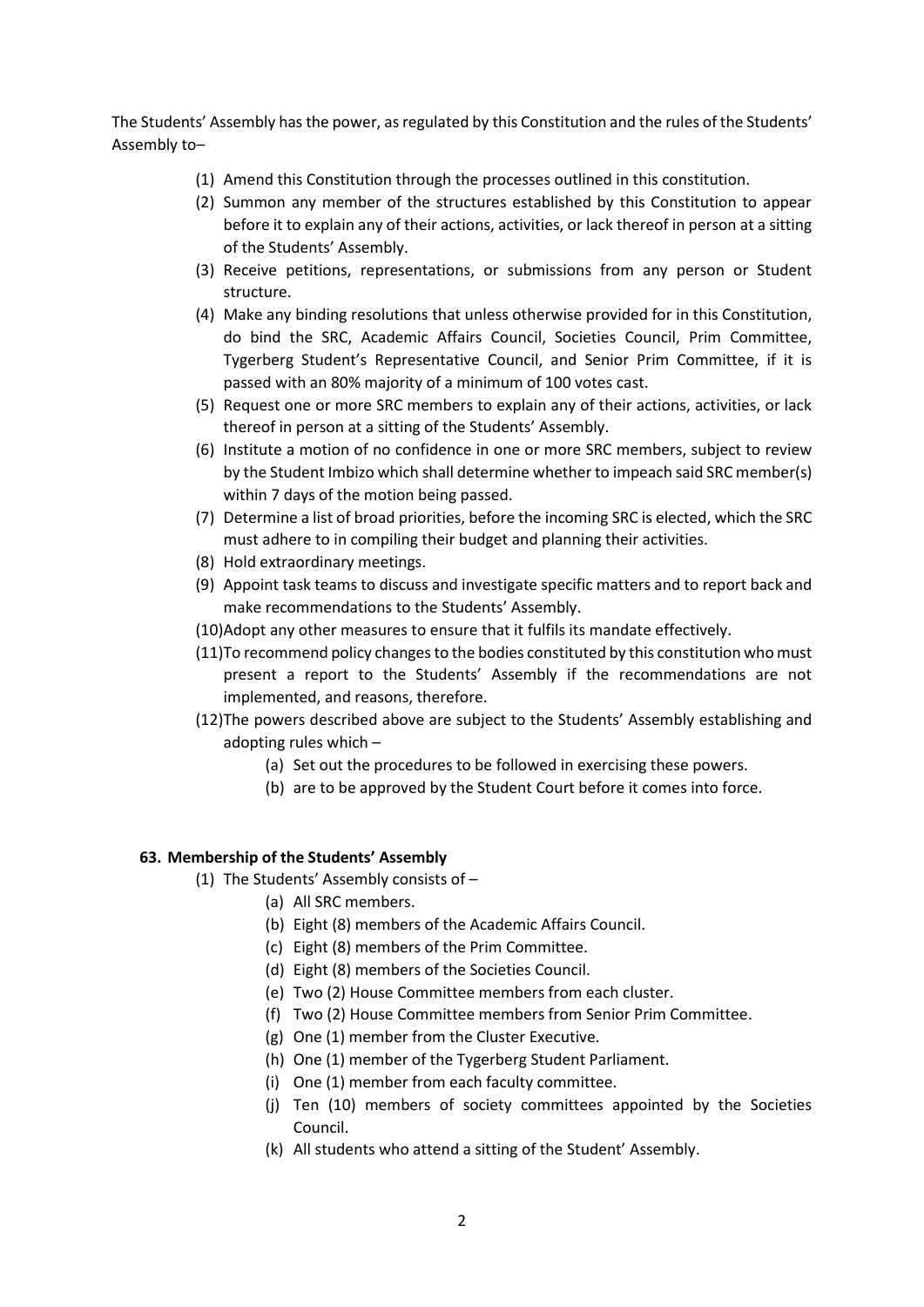The Students' Assembly has the power, as regulated by this Constitution and the rules of the Students' Assembly to–

(1) Amend this Constitution through the processes outlined in this constitution.
(2) Summon any member of the structures established by this Constitution to appear before it to explain any of their actions, activities, or lack thereof in person at a sitting of the Students' Assembly.
(3) Receive petitions, representations, or submissions from any person or Student structure.
(4) Make any binding resolutions that unless otherwise provided for in this Constitution, do bind the SRC, Academic Affairs Council, Societies Council, Prim Committee, Tygerberg Student's Representative Council, and Senior Prim Committee, if it is passed with an 80% majority of a minimum of 100 votes cast.
(5) Request one or more SRC members to explain any of their actions, activities, or lack thereof in person at a sitting of the Students' Assembly.
(6) Institute a motion of no confidence in one or more SRC members, subject to review by the Student Imbizo which shall determine whether to impeach said SRC member(s) within 7 days of the motion being passed.
(7) Determine a list of broad priorities, before the incoming SRC is elected, which the SRC must adhere to in compiling their budget and planning their activities.
(8) Hold extraordinary meetings.
(9) Appoint task teams to discuss and investigate specific matters and to report back and make recommendations to the Students' Assembly.
(10) Adopt any other measures to ensure that it fulfils its mandate effectively.
(11) To recommend policy changes to the bodies constituted by this constitution who must present a report to the Students' Assembly if the recommendations are not implemented, and reasons, therefore.
(12) The powers described above are subject to the Students' Assembly establishing and adopting rules which –
    (a) Set out the procedures to be followed in exercising these powers.
    (b) are to be approved by the Student Court before it comes into force.

### 63. Membership of the Students' Assembly

(1) The Students' Assembly consists of –
    (a) All SRC members.
    (b) Eight (8) members of the Academic Affairs Council.
    (c) Eight (8) members of the Prim Committee.
    (d) Eight (8) members of the Societies Council.
    (e) Two (2) House Committee members from each cluster.
    (f) Two (2) House Committee members from Senior Prim Committee.
    (g) One (1) member from the Cluster Executive.
    (h) One (1) member of the Tygerberg Student Parliament.
    (i) One (1) member from each faculty committee.
    (j) Ten (10) members of society committees appointed by the Societies Council.
    (k) All students who attend a sitting of the Student' Assembly.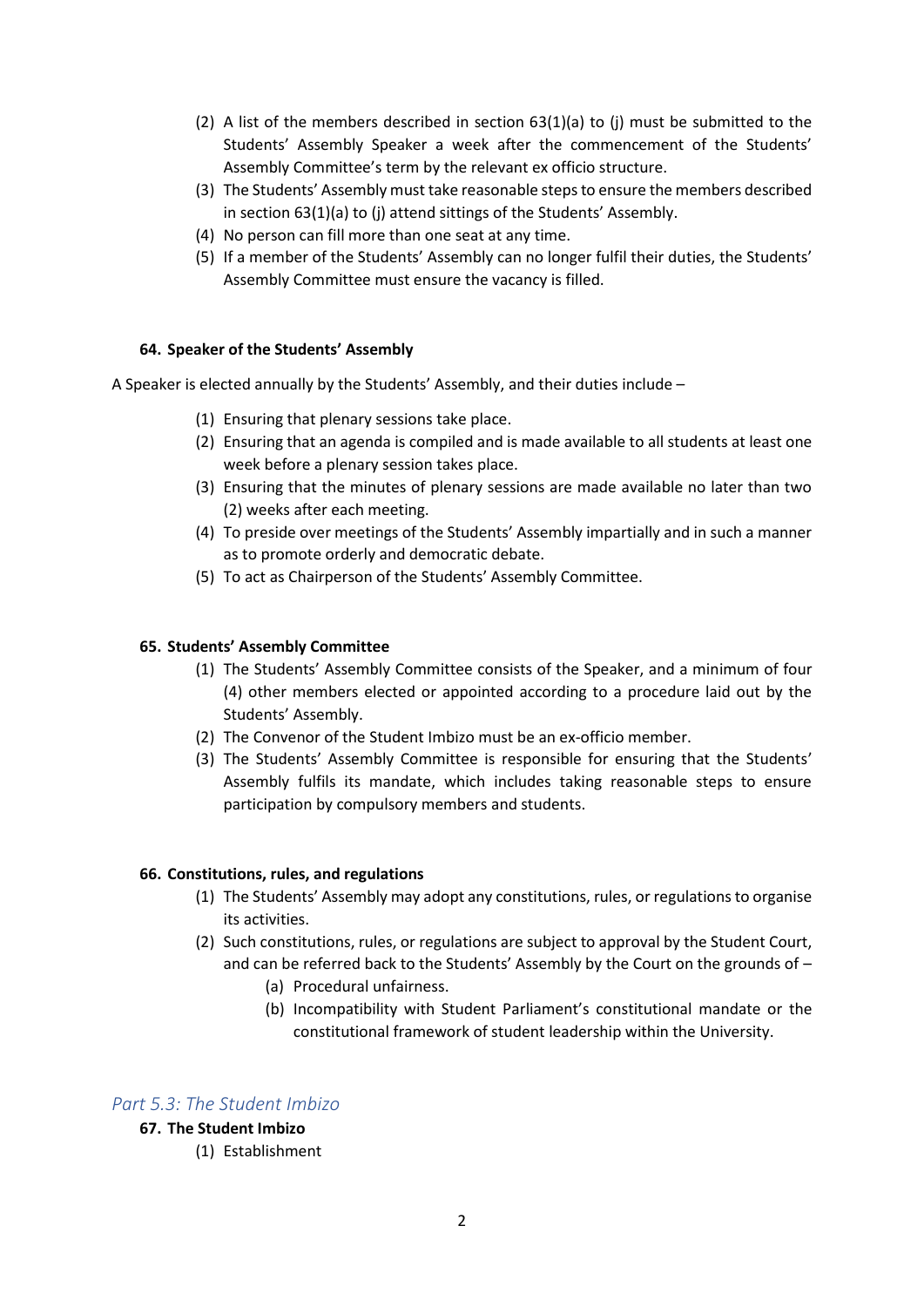(2) A list of the members described in section 63(1)(a) to (j) must be submitted to the Students' Assembly Speaker a week after the commencement of the Students' Assembly Committee's term by the relevant ex officio structure.

(3) The Students' Assembly must take reasonable steps to ensure the members described in section 63(1)(a) to (j) attend sittings of the Students' Assembly.

(4) No person can fill more than one seat at any time.

(5) If a member of the Students' Assembly can no longer fulfil their duties, the Students' Assembly Committee must ensure the vacancy is filled.

#### 64. Speaker of the Students' Assembly

A Speaker is elected annually by the Students' Assembly, and their duties include –

(1) Ensuring that plenary sessions take place.

(2) Ensuring that an agenda is compiled and is made available to all students at least one week before a plenary session takes place.

(3) Ensuring that the minutes of plenary sessions are made available no later than two (2) weeks after each meeting.

(4) To preside over meetings of the Students' Assembly impartially and in such a manner as to promote orderly and democratic debate.

(5) To act as Chairperson of the Students' Assembly Committee.

#### 65. Students' Assembly Committee

(1) The Students' Assembly Committee consists of the Speaker, and a minimum of four (4) other members elected or appointed according to a procedure laid out by the Students' Assembly.

(2) The Convenor of the Student Imbizo must be an ex-officio member.

(3) The Students' Assembly Committee is responsible for ensuring that the Students' Assembly fulfils its mandate, which includes taking reasonable steps to ensure participation by compulsory members and students.

#### 66. Constitutions, rules, and regulations

(1) The Students' Assembly may adopt any constitutions, rules, or regulations to organise its activities.

(2) Such constitutions, rules, or regulations are subject to approval by the Student Court, and can be referred back to the Students' Assembly by the Court on the grounds of –

   (a) Procedural unfairness.

   (b) Incompatibility with Student Parliament's constitutional mandate or the constitutional framework of student leadership within the University.

### *Part 5.3: The Student Imbizo*

#### 67. The Student Imbizo

(1) Establishment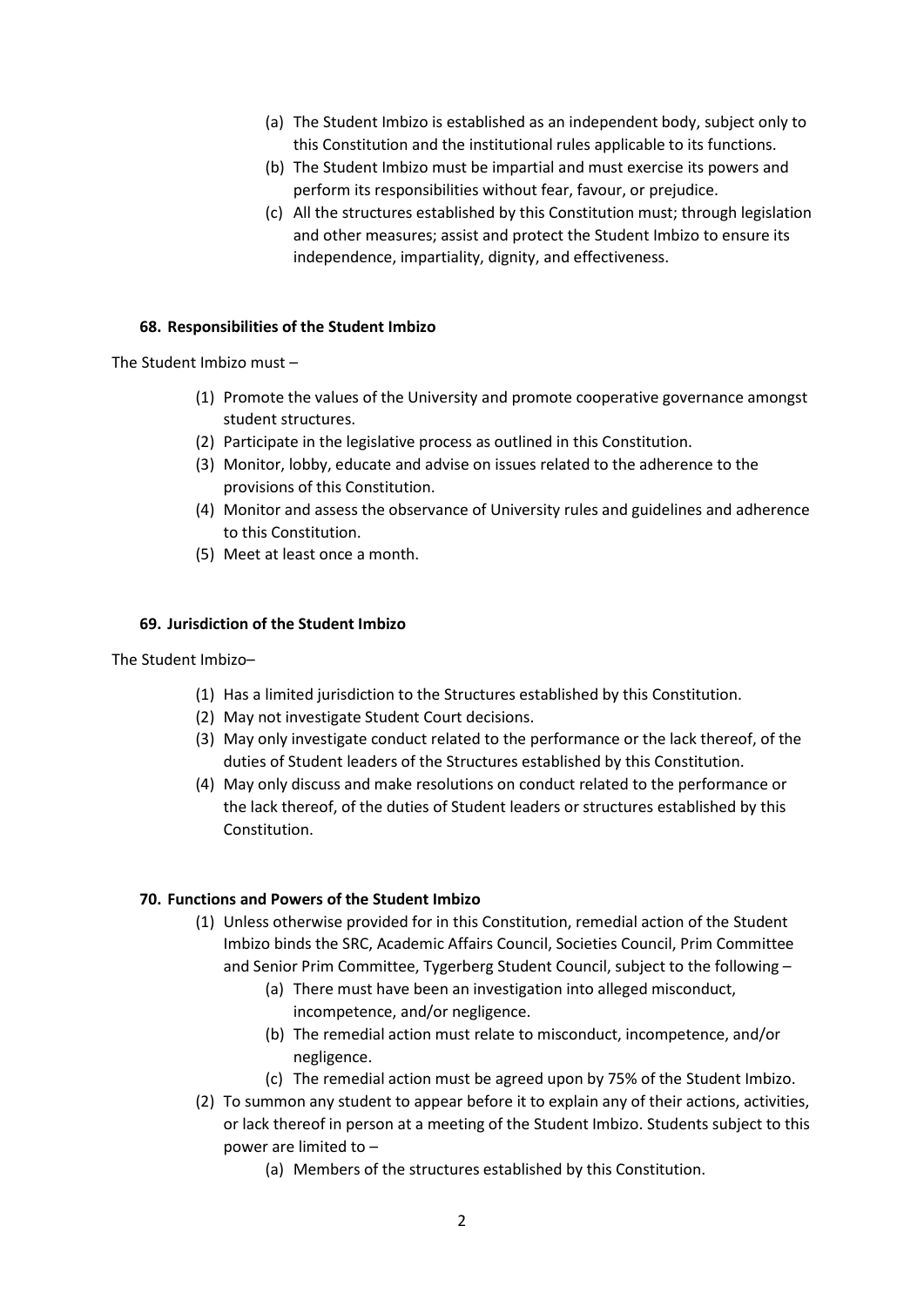(a) The Student Imbizo is established as an independent body, subject only to this Constitution and the institutional rules applicable to its functions.

(b) The Student Imbizo must be impartial and must exercise its powers and perform its responsibilities without fear, favour, or prejudice.

(c) All the structures established by this Constitution must; through legislation and other measures; assist and protect the Student Imbizo to ensure its independence, impartiality, dignity, and effectiveness.

### 68. Responsibilities of the Student Imbizo

The Student Imbizo must –

(1) Promote the values of the University and promote cooperative governance amongst student structures.

(2) Participate in the legislative process as outlined in this Constitution.

(3) Monitor, lobby, educate and advise on issues related to the adherence to the provisions of this Constitution.

(4) Monitor and assess the observance of University rules and guidelines and adherence to this Constitution.

(5) Meet at least once a month.

### 69. Jurisdiction of the Student Imbizo

The Student Imbizo–

(1) Has a limited jurisdiction to the Structures established by this Constitution.

(2) May not investigate Student Court decisions.

(3) May only investigate conduct related to the performance or the lack thereof, of the duties of Student leaders of the Structures established by this Constitution.

(4) May only discuss and make resolutions on conduct related to the performance or the lack thereof, of the duties of Student leaders or structures established by this Constitution.

### 70. Functions and Powers of the Student Imbizo

(1) Unless otherwise provided for in this Constitution, remedial action of the Student Imbizo binds the SRC, Academic Affairs Council, Societies Council, Prim Committee and Senior Prim Committee, Tygerberg Student Council, subject to the following –

(a) There must have been an investigation into alleged misconduct, incompetence, and/or negligence.

(b) The remedial action must relate to misconduct, incompetence, and/or negligence.

(c) The remedial action must be agreed upon by 75% of the Student Imbizo.

(2) To summon any student to appear before it to explain any of their actions, activities, or lack thereof in person at a meeting of the Student Imbizo. Students subject to this power are limited to –

(a) Members of the structures established by this Constitution.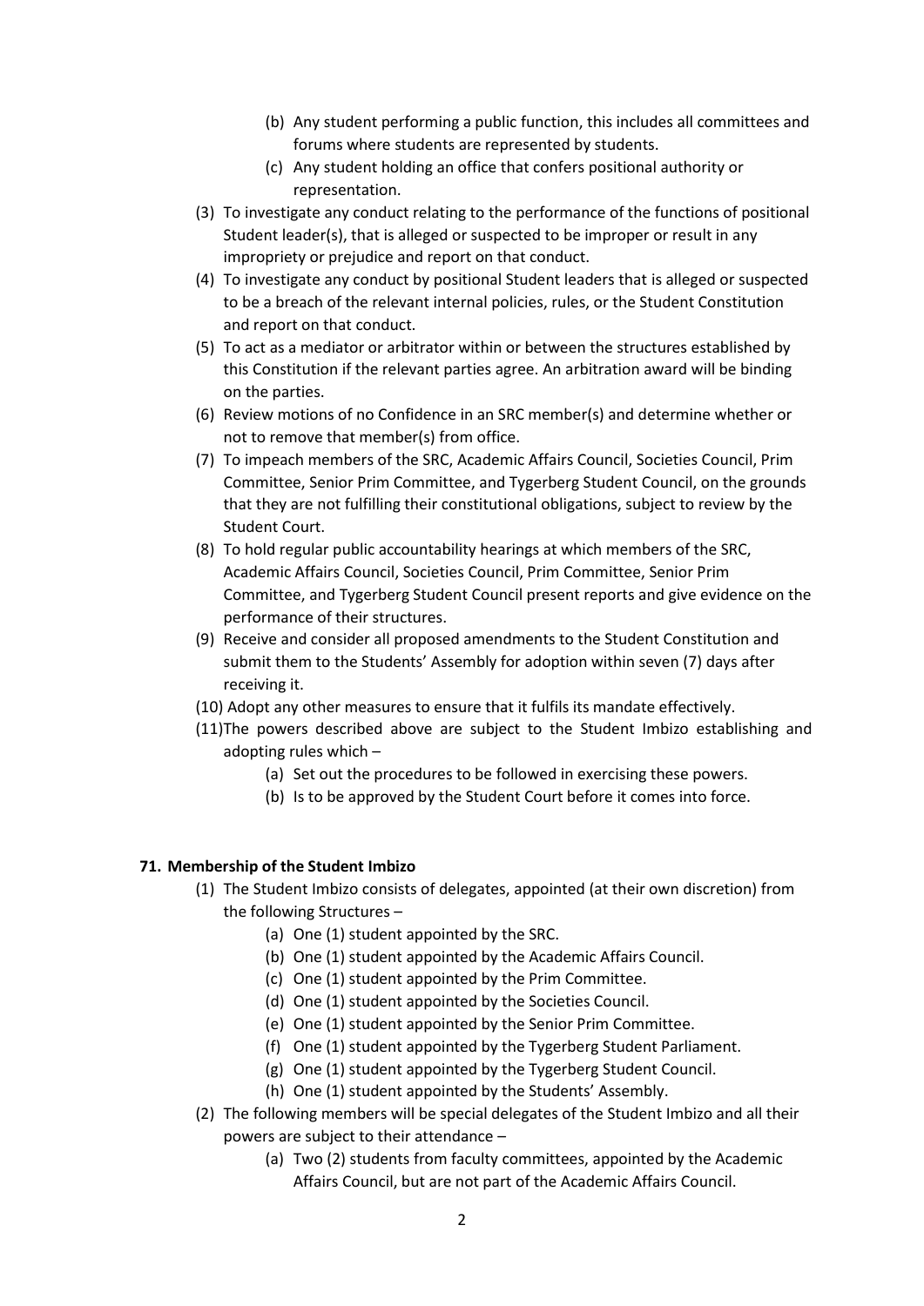(b) Any student performing a public function, this includes all committees and forums where students are represented by students.

(c) Any student holding an office that confers positional authority or representation.

(3) To investigate any conduct relating to the performance of the functions of positional Student leader(s), that is alleged or suspected to be improper or result in any impropriety or prejudice and report on that conduct.

(4) To investigate any conduct by positional Student leaders that is alleged or suspected to be a breach of the relevant internal policies, rules, or the Student Constitution and report on that conduct.

(5) To act as a mediator or arbitrator within or between the structures established by this Constitution if the relevant parties agree. An arbitration award will be binding on the parties.

(6) Review motions of no Confidence in an SRC member(s) and determine whether or not to remove that member(s) from office.

(7) To impeach members of the SRC, Academic Affairs Council, Societies Council, Prim Committee, Senior Prim Committee, and Tygerberg Student Council, on the grounds that they are not fulfilling their constitutional obligations, subject to review by the Student Court.

(8) To hold regular public accountability hearings at which members of the SRC, Academic Affairs Council, Societies Council, Prim Committee, Senior Prim Committee, and Tygerberg Student Council present reports and give evidence on the performance of their structures.

(9) Receive and consider all proposed amendments to the Student Constitution and submit them to the Students' Assembly for adoption within seven (7) days after receiving it.

(10) Adopt any other measures to ensure that it fulfils its mandate effectively.

(11) The powers described above are subject to the Student Imbizo establishing and adopting rules which –

- (a) Set out the procedures to be followed in exercising these powers.
- (b) Is to be approved by the Student Court before it comes into force.

#### 71. Membership of the Student Imbizo

(1) The Student Imbizo consists of delegates, appointed (at their own discretion) from the following Structures –

- (a) One (1) student appointed by the SRC.
- (b) One (1) student appointed by the Academic Affairs Council.
- (c) One (1) student appointed by the Prim Committee.
- (d) One (1) student appointed by the Societies Council.
- (e) One (1) student appointed by the Senior Prim Committee.
- (f) One (1) student appointed by the Tygerberg Student Parliament.
- (g) One (1) student appointed by the Tygerberg Student Council.
- (h) One (1) student appointed by the Students' Assembly.

(2) The following members will be special delegates of the Student Imbizo and all their powers are subject to their attendance –

- (a) Two (2) students from faculty committees, appointed by the Academic Affairs Council, but are not part of the Academic Affairs Council.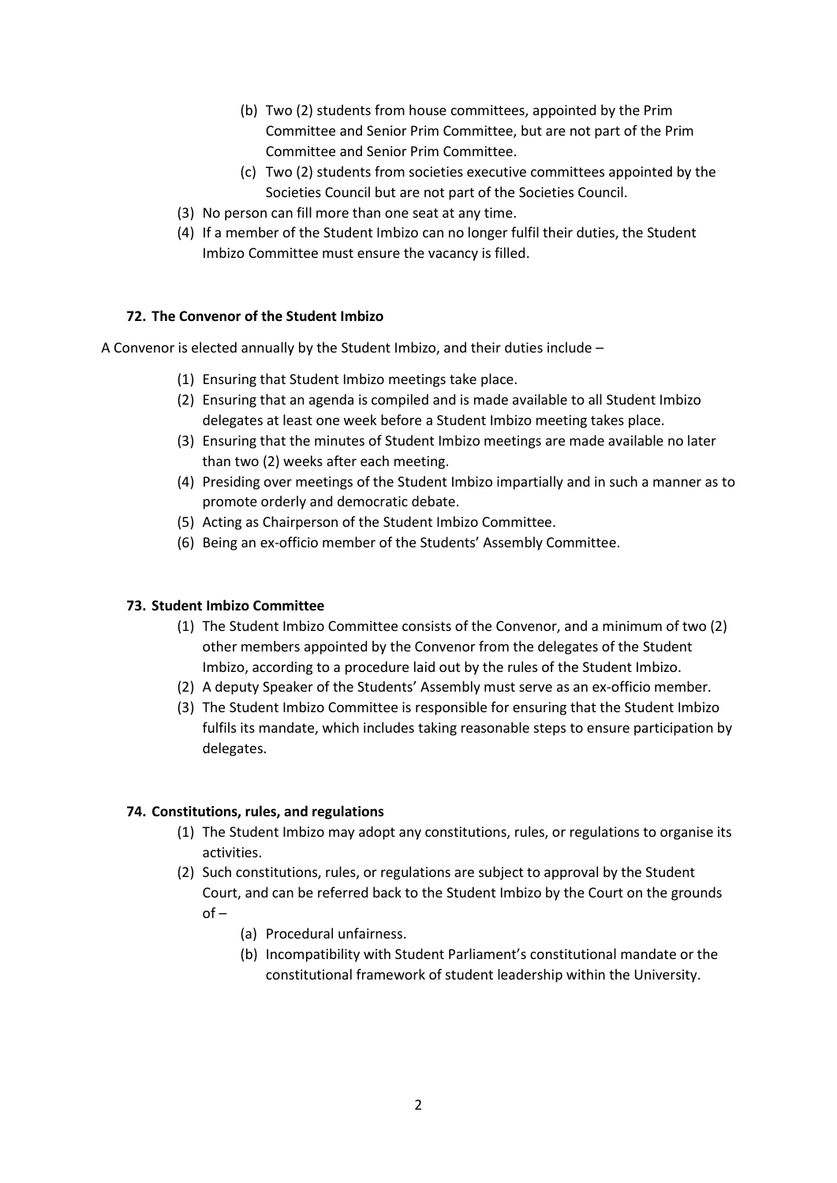(b) Two (2) students from house committees, appointed by the Prim Committee and Senior Prim Committee, but are not part of the Prim Committee and Senior Prim Committee.

(c) Two (2) students from societies executive committees appointed by the Societies Council but are not part of the Societies Council.

(3) No person can fill more than one seat at any time.

(4) If a member of the Student Imbizo can no longer fulfil their duties, the Student Imbizo Committee must ensure the vacancy is filled.

### 72. The Convenor of the Student Imbizo

A Convenor is elected annually by the Student Imbizo, and their duties include –

(1) Ensuring that Student Imbizo meetings take place.

(2) Ensuring that an agenda is compiled and is made available to all Student Imbizo delegates at least one week before a Student Imbizo meeting takes place.

(3) Ensuring that the minutes of Student Imbizo meetings are made available no later than two (2) weeks after each meeting.

(4) Presiding over meetings of the Student Imbizo impartially and in such a manner as to promote orderly and democratic debate.

(5) Acting as Chairperson of the Student Imbizo Committee.

(6) Being an ex-officio member of the Students' Assembly Committee.

### 73. Student Imbizo Committee

(1) The Student Imbizo Committee consists of the Convenor, and a minimum of two (2) other members appointed by the Convenor from the delegates of the Student Imbizo, according to a procedure laid out by the rules of the Student Imbizo.

(2) A deputy Speaker of the Students' Assembly must serve as an ex-officio member.

(3) The Student Imbizo Committee is responsible for ensuring that the Student Imbizo fulfils its mandate, which includes taking reasonable steps to ensure participation by delegates.

### 74. Constitutions, rules, and regulations

(1) The Student Imbizo may adopt any constitutions, rules, or regulations to organise its activities.

(2) Such constitutions, rules, or regulations are subject to approval by the Student Court, and can be referred back to the Student Imbizo by the Court on the grounds of –

  (a) Procedural unfairness.

  (b) Incompatibility with Student Parliament's constitutional mandate or the constitutional framework of student leadership within the University.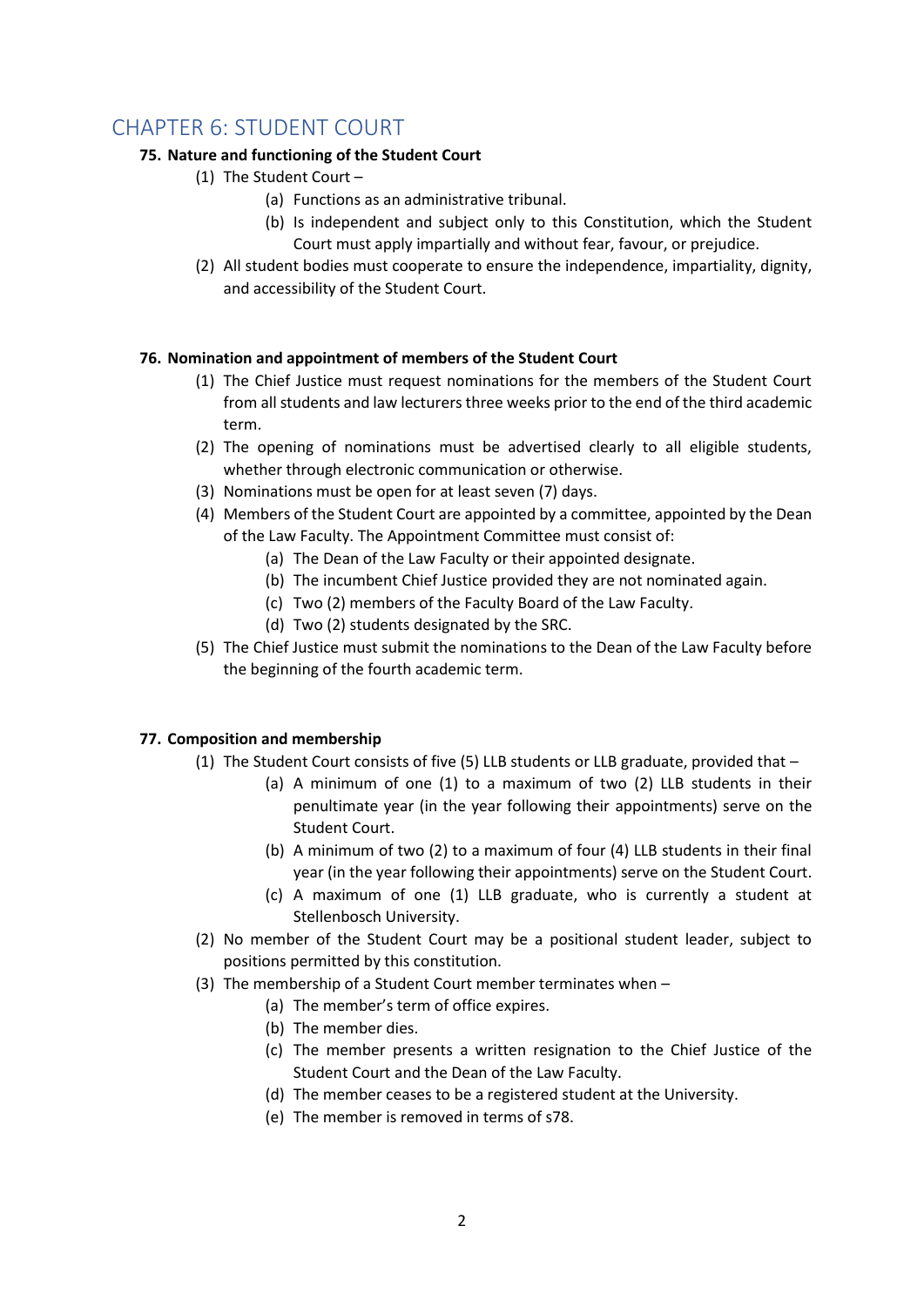# CHAPTER 6: STUDENT COURT

**75. Nature and functioning of the Student Court**

(1) The Student Court –

(a) Functions as an administrative tribunal.

(b) Is independent and subject only to this Constitution, which the Student Court must apply impartially and without fear, favour, or prejudice.

(2) All student bodies must cooperate to ensure the independence, impartiality, dignity, and accessibility of the Student Court.

**76. Nomination and appointment of members of the Student Court**

(1) The Chief Justice must request nominations for the members of the Student Court from all students and law lecturers three weeks prior to the end of the third academic term.

(2) The opening of nominations must be advertised clearly to all eligible students, whether through electronic communication or otherwise.

(3) Nominations must be open for at least seven (7) days.

(4) Members of the Student Court are appointed by a committee, appointed by the Dean of the Law Faculty. The Appointment Committee must consist of:

(a) The Dean of the Law Faculty or their appointed designate.

(b) The incumbent Chief Justice provided they are not nominated again.

(c) Two (2) members of the Faculty Board of the Law Faculty.

(d) Two (2) students designated by the SRC.

(5) The Chief Justice must submit the nominations to the Dean of the Law Faculty before the beginning of the fourth academic term.

**77. Composition and membership**

(1) The Student Court consists of five (5) LLB students or LLB graduate, provided that –

(a) A minimum of one (1) to a maximum of two (2) LLB students in their penultimate year (in the year following their appointments) serve on the Student Court.

(b) A minimum of two (2) to a maximum of four (4) LLB students in their final year (in the year following their appointments) serve on the Student Court.

(c) A maximum of one (1) LLB graduate, who is currently a student at Stellenbosch University.

(2) No member of the Student Court may be a positional student leader, subject to positions permitted by this constitution.

(3) The membership of a Student Court member terminates when –

(a) The member's term of office expires.

(b) The member dies.

(c) The member presents a written resignation to the Chief Justice of the Student Court and the Dean of the Law Faculty.

(d) The member ceases to be a registered student at the University.

(e) The member is removed in terms of s78.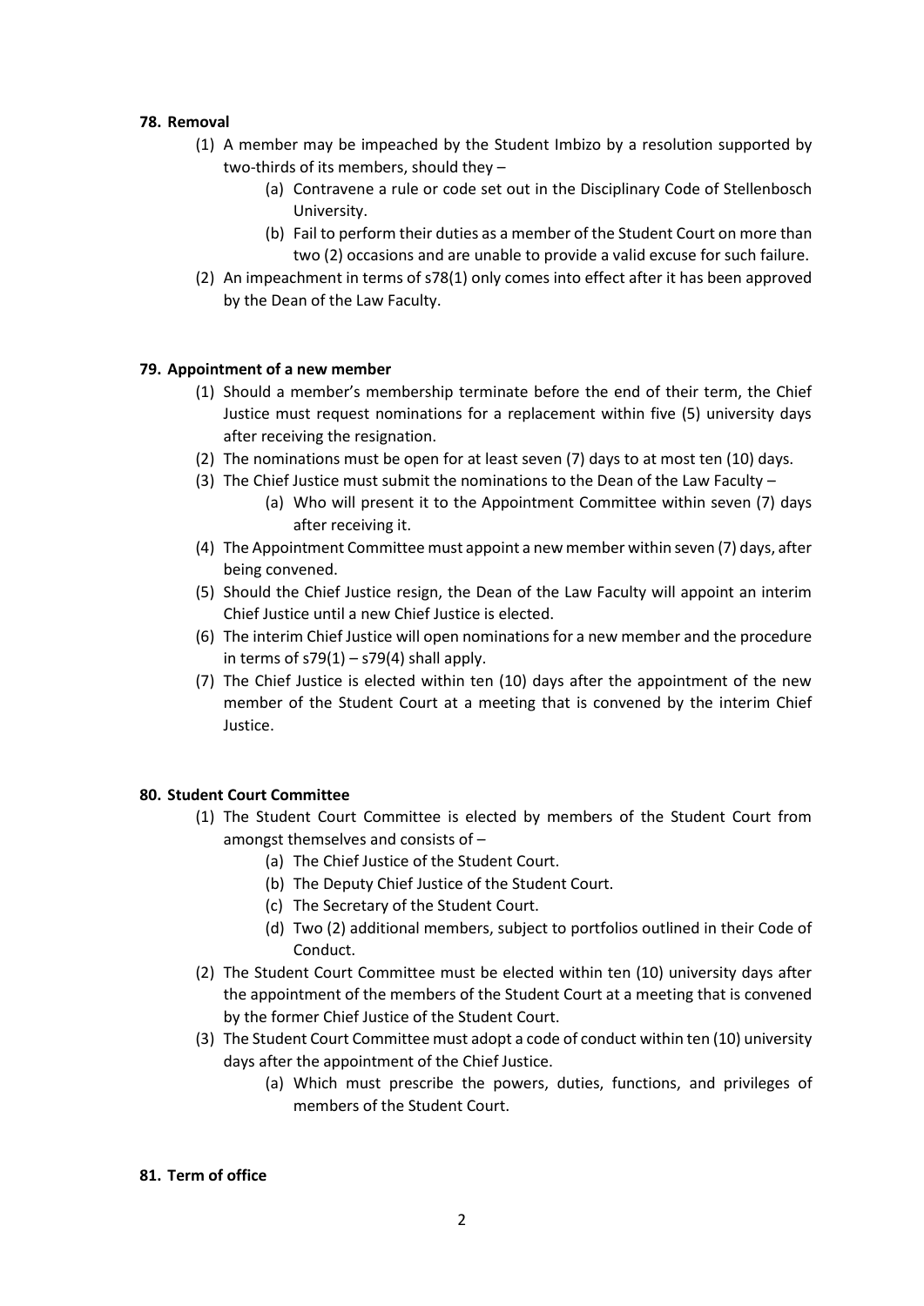**78. Removal**

(1) A member may be impeached by the Student Imbizo by a resolution supported by two-thirds of its members, should they –

(a) Contravene a rule or code set out in the Disciplinary Code of Stellenbosch University.

(b) Fail to perform their duties as a member of the Student Court on more than two (2) occasions and are unable to provide a valid excuse for such failure.

(2) An impeachment in terms of s78(1) only comes into effect after it has been approved by the Dean of the Law Faculty.

**79. Appointment of a new member**

(1) Should a member's membership terminate before the end of their term, the Chief Justice must request nominations for a replacement within five (5) university days after receiving the resignation.

(2) The nominations must be open for at least seven (7) days to at most ten (10) days.

(3) The Chief Justice must submit the nominations to the Dean of the Law Faculty –

(a) Who will present it to the Appointment Committee within seven (7) days after receiving it.

(4) The Appointment Committee must appoint a new member within seven (7) days, after being convened.

(5) Should the Chief Justice resign, the Dean of the Law Faculty will appoint an interim Chief Justice until a new Chief Justice is elected.

(6) The interim Chief Justice will open nominations for a new member and the procedure in terms of s79(1) – s79(4) shall apply.

(7) The Chief Justice is elected within ten (10) days after the appointment of the new member of the Student Court at a meeting that is convened by the interim Chief Justice.

**80. Student Court Committee**

(1) The Student Court Committee is elected by members of the Student Court from amongst themselves and consists of –

(a) The Chief Justice of the Student Court.

(b) The Deputy Chief Justice of the Student Court.

(c) The Secretary of the Student Court.

(d) Two (2) additional members, subject to portfolios outlined in their Code of Conduct.

(2) The Student Court Committee must be elected within ten (10) university days after the appointment of the members of the Student Court at a meeting that is convened by the former Chief Justice of the Student Court.

(3) The Student Court Committee must adopt a code of conduct within ten (10) university days after the appointment of the Chief Justice.

(a) Which must prescribe the powers, duties, functions, and privileges of members of the Student Court.

**81. Term of office**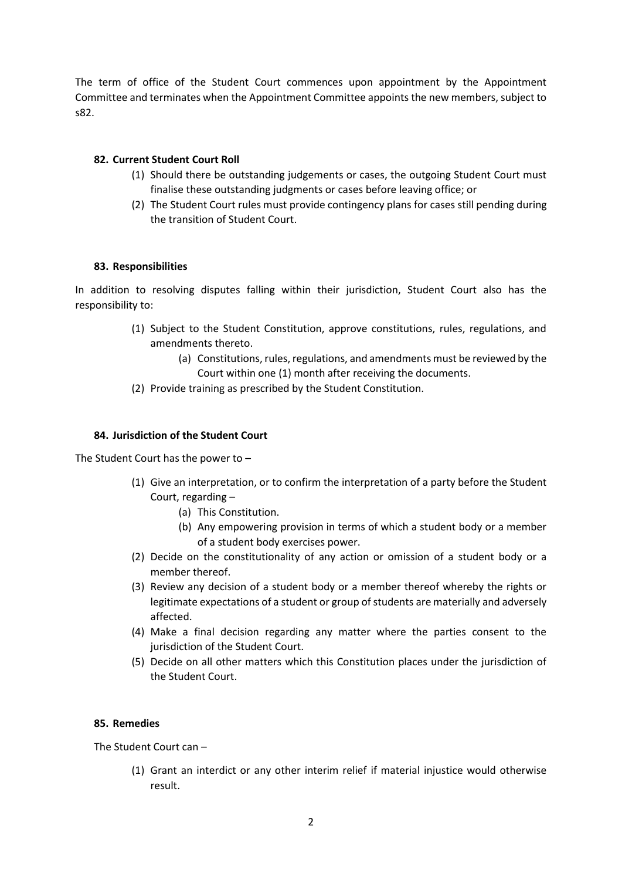The term of office of the Student Court commences upon appointment by the Appointment Committee and terminates when the Appointment Committee appoints the new members, subject to s82.

### 82. Current Student Court Roll

(1) Should there be outstanding judgements or cases, the outgoing Student Court must finalise these outstanding judgments or cases before leaving office; or

(2) The Student Court rules must provide contingency plans for cases still pending during the transition of Student Court.

### 83. Responsibilities

In addition to resolving disputes falling within their jurisdiction, Student Court also has the responsibility to:

(1) Subject to the Student Constitution, approve constitutions, rules, regulations, and amendments thereto.

  (a) Constitutions, rules, regulations, and amendments must be reviewed by the Court within one (1) month after receiving the documents.

(2) Provide training as prescribed by the Student Constitution.

### 84. Jurisdiction of the Student Court

The Student Court has the power to –

(1) Give an interpretation, or to confirm the interpretation of a party before the Student Court, regarding –

  (a) This Constitution.

  (b) Any empowering provision in terms of which a student body or a member of a student body exercises power.

(2) Decide on the constitutionality of any action or omission of a student body or a member thereof.

(3) Review any decision of a student body or a member thereof whereby the rights or legitimate expectations of a student or group of students are materially and adversely affected.

(4) Make a final decision regarding any matter where the parties consent to the jurisdiction of the Student Court.

(5) Decide on all other matters which this Constitution places under the jurisdiction of the Student Court.

### 85. Remedies

The Student Court can –

(1) Grant an interdict or any other interim relief if material injustice would otherwise result.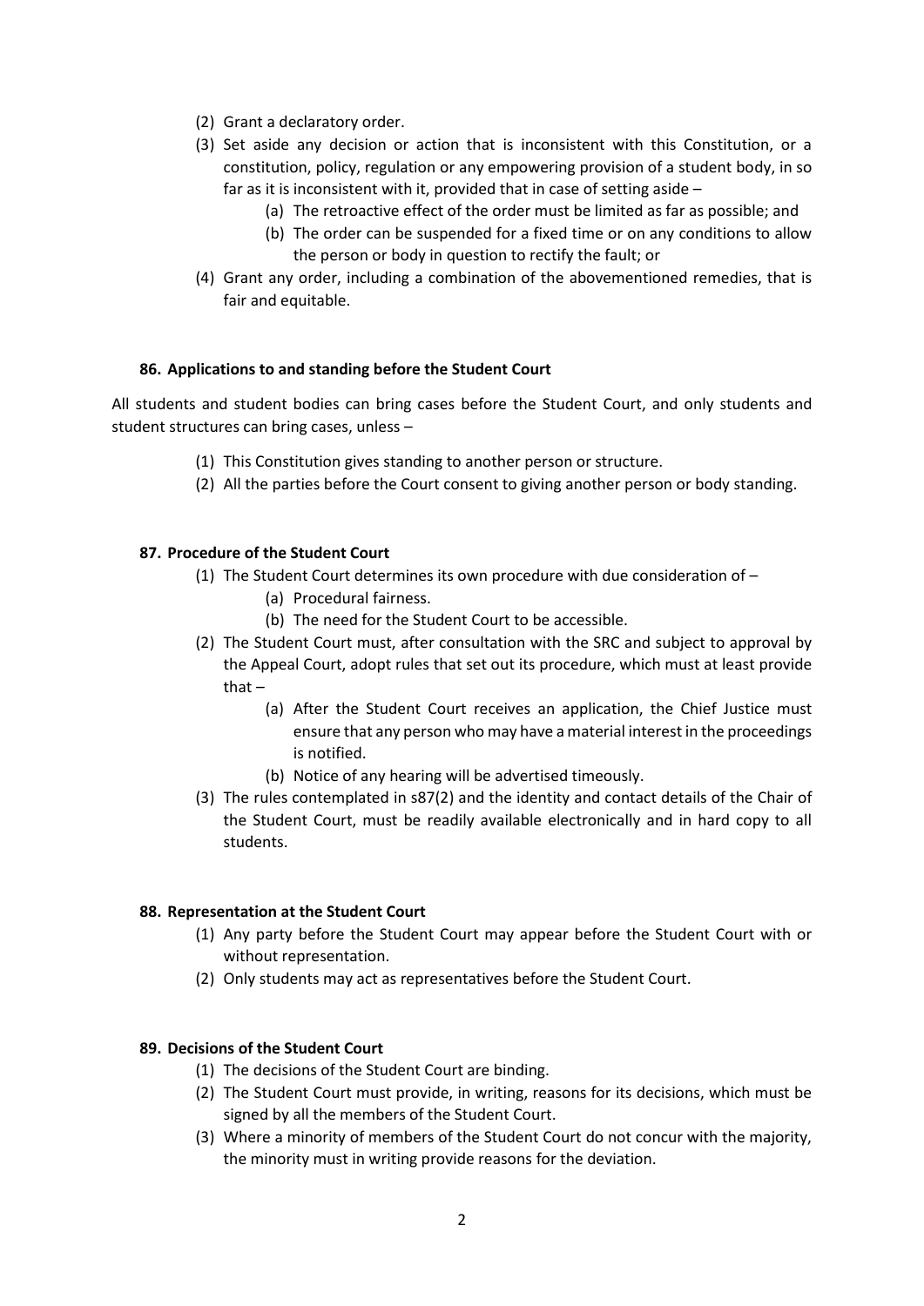(2) Grant a declaratory order.

(3) Set aside any decision or action that is inconsistent with this Constitution, or a constitution, policy, regulation or any empowering provision of a student body, in so far as it is inconsistent with it, provided that in case of setting aside –

  (a) The retroactive effect of the order must be limited as far as possible; and

  (b) The order can be suspended for a fixed time or on any conditions to allow the person or body in question to rectify the fault; or

(4) Grant any order, including a combination of the abovementioned remedies, that is fair and equitable.

**86. Applications to and standing before the Student Court**

All students and student bodies can bring cases before the Student Court, and only students and student structures can bring cases, unless –

(1) This Constitution gives standing to another person or structure.

(2) All the parties before the Court consent to giving another person or body standing.

**87. Procedure of the Student Court**

(1) The Student Court determines its own procedure with due consideration of –

  (a) Procedural fairness.

  (b) The need for the Student Court to be accessible.

(2) The Student Court must, after consultation with the SRC and subject to approval by the Appeal Court, adopt rules that set out its procedure, which must at least provide that –

  (a) After the Student Court receives an application, the Chief Justice must ensure that any person who may have a material interest in the proceedings is notified.

  (b) Notice of any hearing will be advertised timeously.

(3) The rules contemplated in s87(2) and the identity and contact details of the Chair of the Student Court, must be readily available electronically and in hard copy to all students.

**88. Representation at the Student Court**

(1) Any party before the Student Court may appear before the Student Court with or without representation.

(2) Only students may act as representatives before the Student Court.

**89. Decisions of the Student Court**

(1) The decisions of the Student Court are binding.

(2) The Student Court must provide, in writing, reasons for its decisions, which must be signed by all the members of the Student Court.

(3) Where a minority of members of the Student Court do not concur with the majority, the minority must in writing provide reasons for the deviation.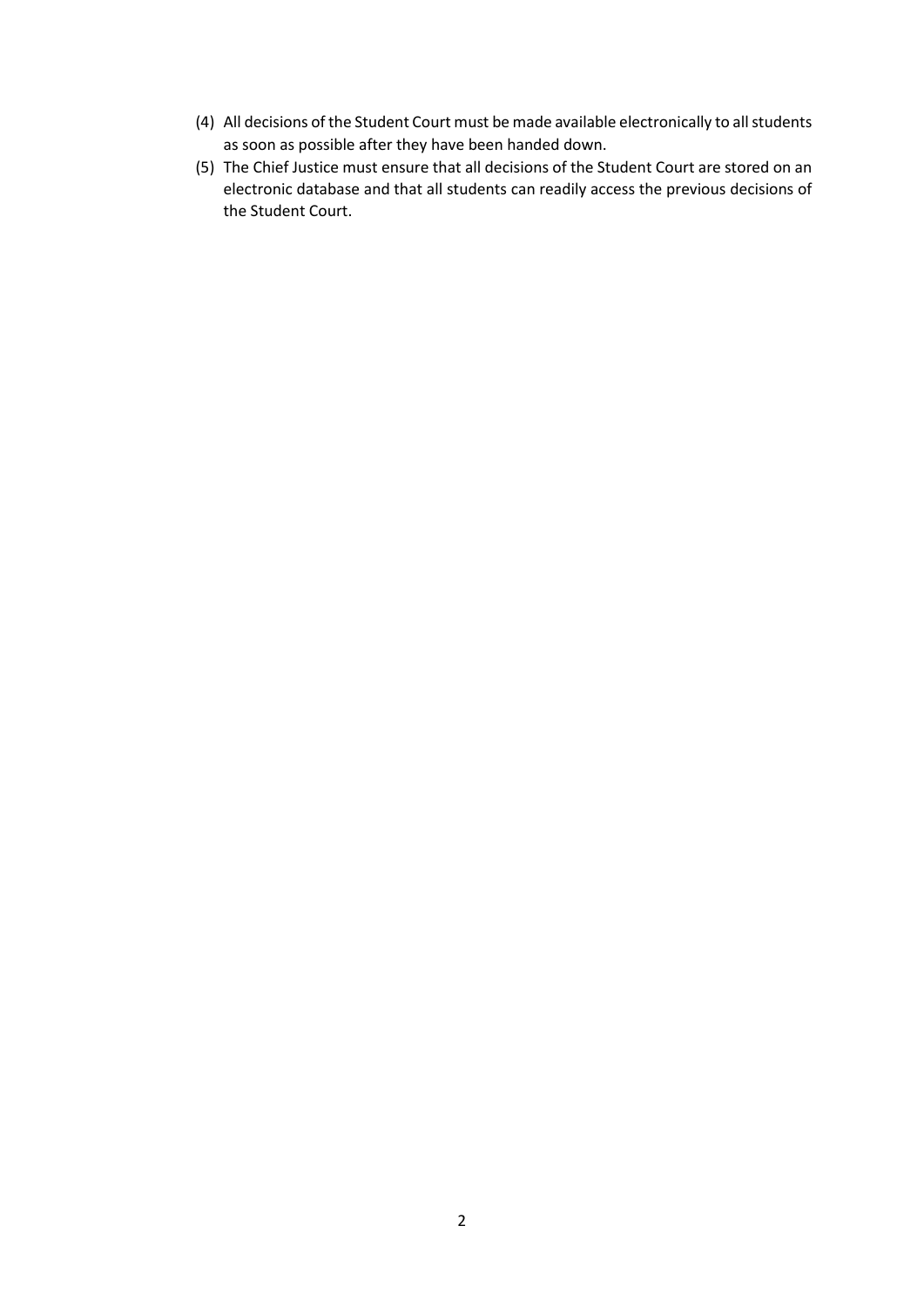(4) All decisions of the Student Court must be made available electronically to all students as soon as possible after they have been handed down.

(5) The Chief Justice must ensure that all decisions of the Student Court are stored on an electronic database and that all students can readily access the previous decisions of the Student Court.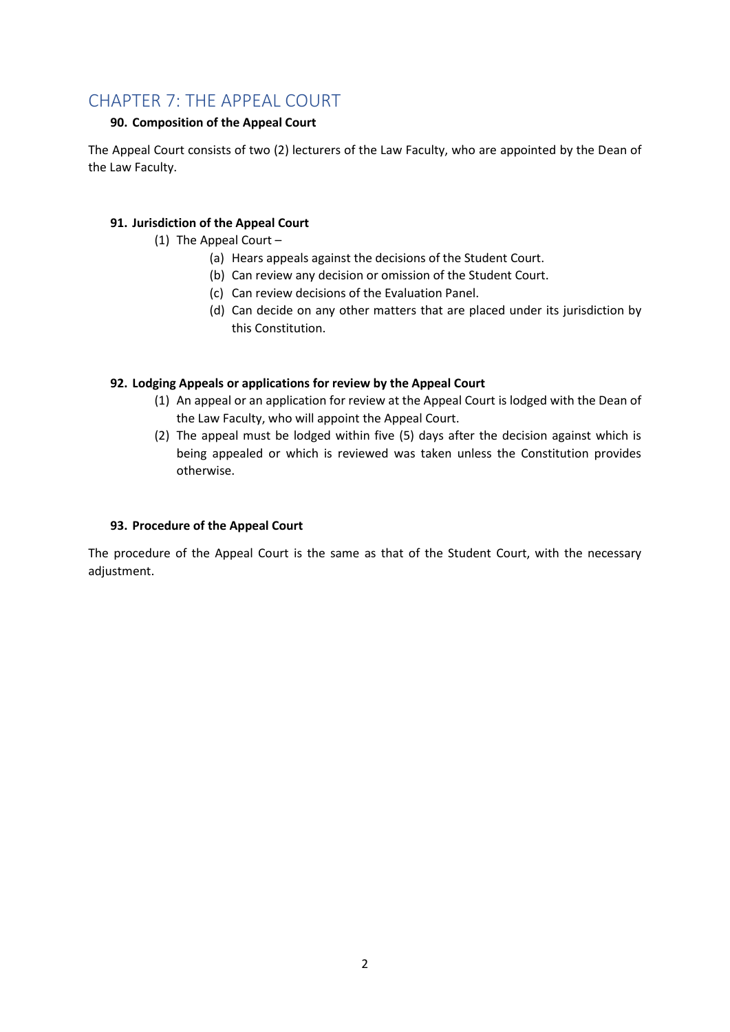## CHAPTER 7: THE APPEAL COURT

### 90. Composition of the Appeal Court

The Appeal Court consists of two (2) lecturers of the Law Faculty, who are appointed by the Dean of the Law Faculty.

### 91. Jurisdiction of the Appeal Court

(1) The Appeal Court –

   (a) Hears appeals against the decisions of the Student Court.

   (b) Can review any decision or omission of the Student Court.

   (c) Can review decisions of the Evaluation Panel.

   (d) Can decide on any other matters that are placed under its jurisdiction by this Constitution.

### 92. Lodging Appeals or applications for review by the Appeal Court

(1) An appeal or an application for review at the Appeal Court is lodged with the Dean of the Law Faculty, who will appoint the Appeal Court.

(2) The appeal must be lodged within five (5) days after the decision against which is being appealed or which is reviewed was taken unless the Constitution provides otherwise.

### 93. Procedure of the Appeal Court

The procedure of the Appeal Court is the same as that of the Student Court, with the necessary adjustment.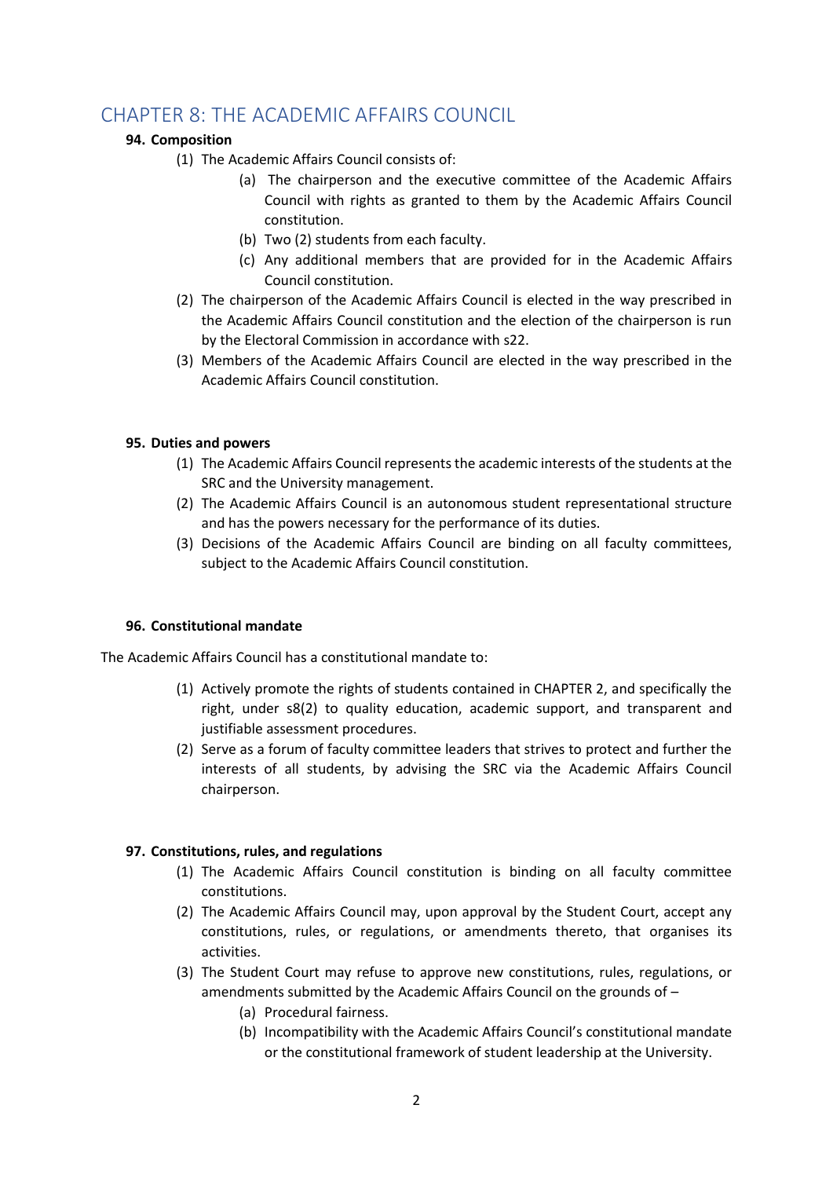# CHAPTER 8: THE ACADEMIC AFFAIRS COUNCIL

**94. Composition**

(1) The Academic Affairs Council consists of:

(a) The chairperson and the executive committee of the Academic Affairs Council with rights as granted to them by the Academic Affairs Council constitution.

(b) Two (2) students from each faculty.

(c) Any additional members that are provided for in the Academic Affairs Council constitution.

(2) The chairperson of the Academic Affairs Council is elected in the way prescribed in the Academic Affairs Council constitution and the election of the chairperson is run by the Electoral Commission in accordance with s22.

(3) Members of the Academic Affairs Council are elected in the way prescribed in the Academic Affairs Council constitution.

**95. Duties and powers**

(1) The Academic Affairs Council represents the academic interests of the students at the SRC and the University management.

(2) The Academic Affairs Council is an autonomous student representational structure and has the powers necessary for the performance of its duties.

(3) Decisions of the Academic Affairs Council are binding on all faculty committees, subject to the Academic Affairs Council constitution.

**96. Constitutional mandate**

The Academic Affairs Council has a constitutional mandate to:

(1) Actively promote the rights of students contained in CHAPTER 2, and specifically the right, under s8(2) to quality education, academic support, and transparent and justifiable assessment procedures.

(2) Serve as a forum of faculty committee leaders that strives to protect and further the interests of all students, by advising the SRC via the Academic Affairs Council chairperson.

**97. Constitutions, rules, and regulations**

(1) The Academic Affairs Council constitution is binding on all faculty committee constitutions.

(2) The Academic Affairs Council may, upon approval by the Student Court, accept any constitutions, rules, or regulations, or amendments thereto, that organises its activities.

(3) The Student Court may refuse to approve new constitutions, rules, regulations, or amendments submitted by the Academic Affairs Council on the grounds of –

(a) Procedural fairness.

(b) Incompatibility with the Academic Affairs Council's constitutional mandate or the constitutional framework of student leadership at the University.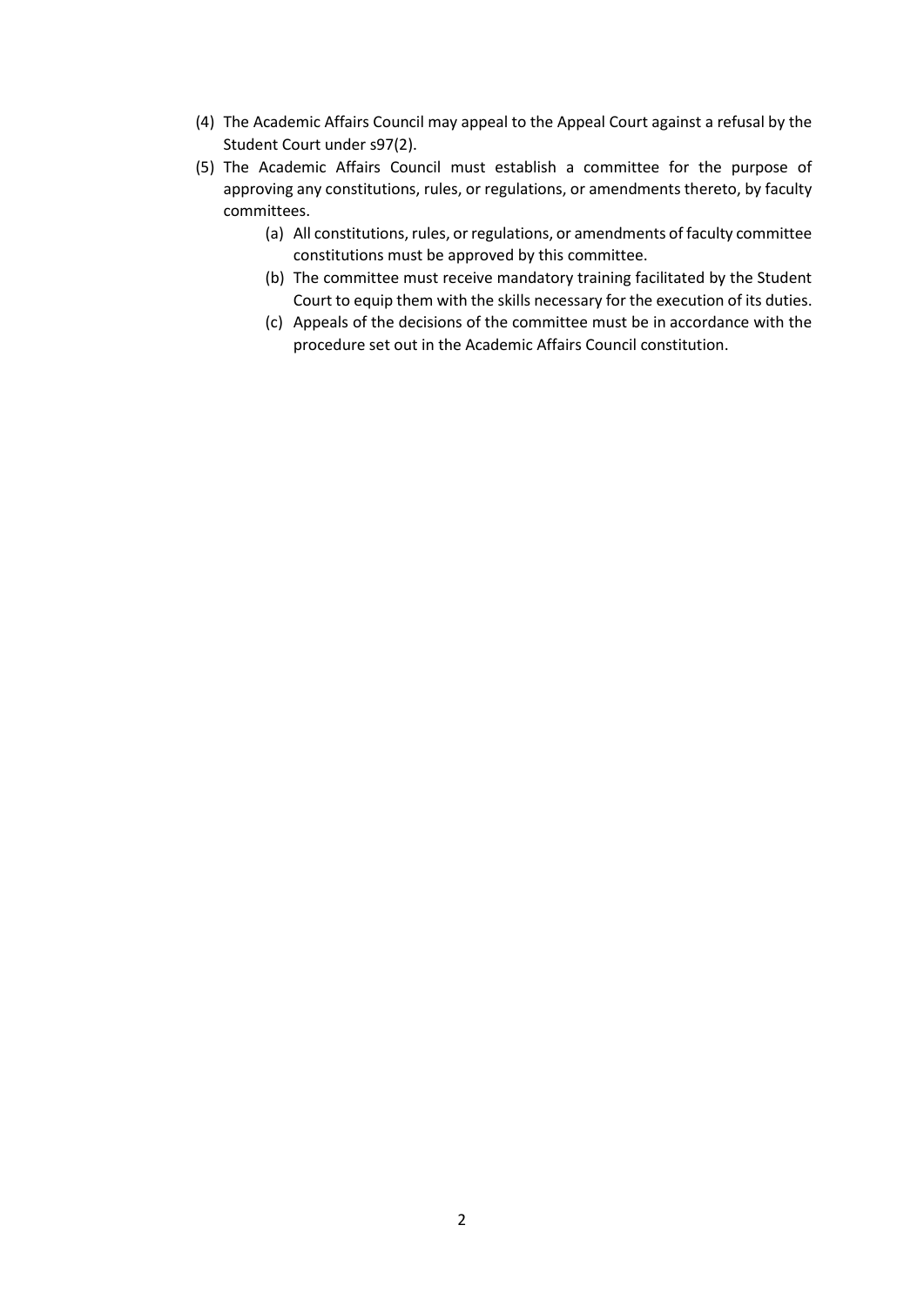(4) The Academic Affairs Council may appeal to the Appeal Court against a refusal by the Student Court under s97(2).

(5) The Academic Affairs Council must establish a committee for the purpose of approving any constitutions, rules, or regulations, or amendments thereto, by faculty committees.

   (a) All constitutions, rules, or regulations, or amendments of faculty committee constitutions must be approved by this committee.

   (b) The committee must receive mandatory training facilitated by the Student Court to equip them with the skills necessary for the execution of its duties.

   (c) Appeals of the decisions of the committee must be in accordance with the procedure set out in the Academic Affairs Council constitution.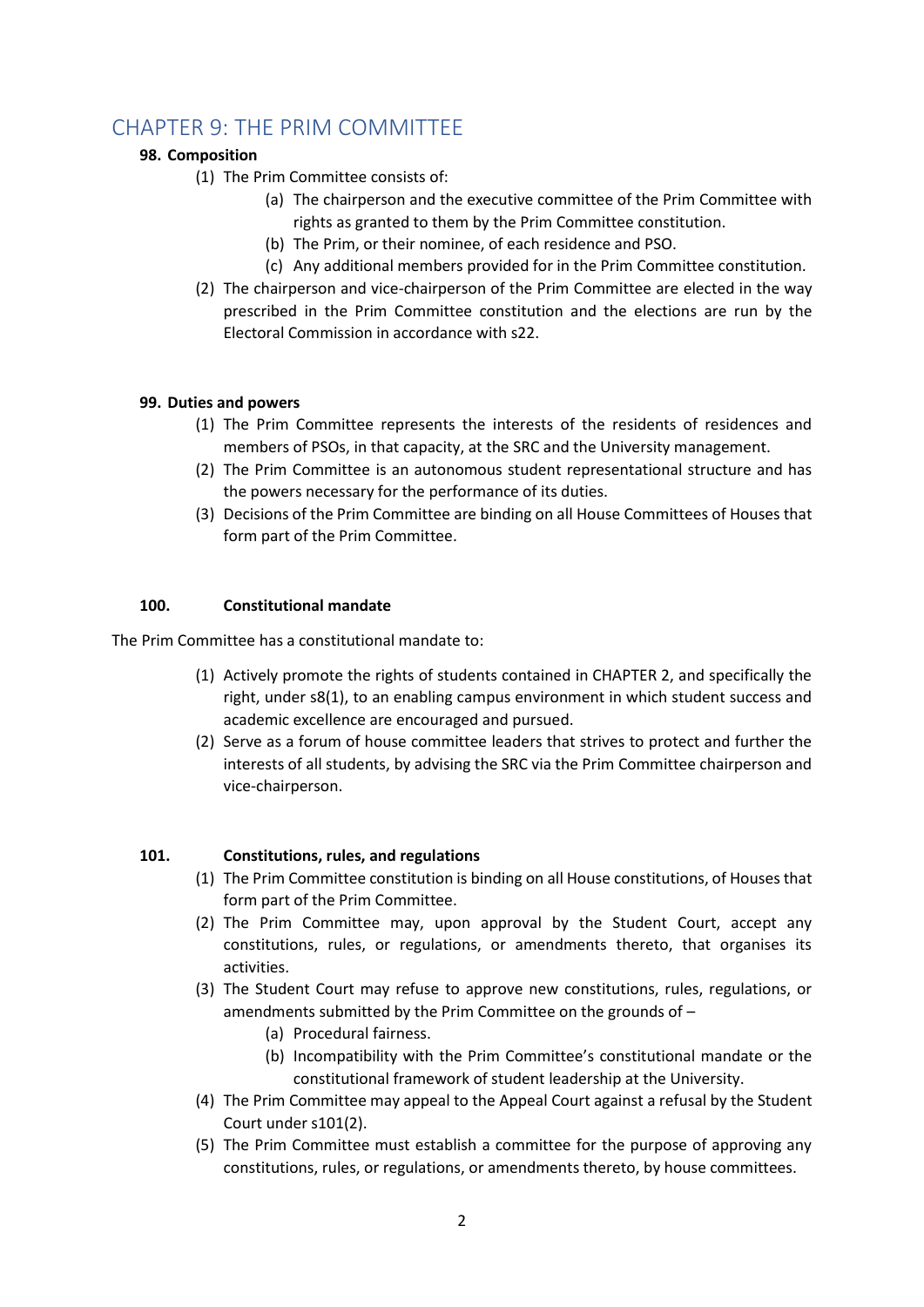## CHAPTER 9: THE PRIM COMMITTEE

**98. Composition**

(1) The Prim Committee consists of:

(a) The chairperson and the executive committee of the Prim Committee with rights as granted to them by the Prim Committee constitution.

(b) The Prim, or their nominee, of each residence and PSO.

(c) Any additional members provided for in the Prim Committee constitution.

(2) The chairperson and vice-chairperson of the Prim Committee are elected in the way prescribed in the Prim Committee constitution and the elections are run by the Electoral Commission in accordance with s22.

**99. Duties and powers**

(1) The Prim Committee represents the interests of the residents of residences and members of PSOs, in that capacity, at the SRC and the University management.

(2) The Prim Committee is an autonomous student representational structure and has the powers necessary for the performance of its duties.

(3) Decisions of the Prim Committee are binding on all House Committees of Houses that form part of the Prim Committee.

**100. Constitutional mandate**

The Prim Committee has a constitutional mandate to:

(1) Actively promote the rights of students contained in CHAPTER 2, and specifically the right, under s8(1), to an enabling campus environment in which student success and academic excellence are encouraged and pursued.

(2) Serve as a forum of house committee leaders that strives to protect and further the interests of all students, by advising the SRC via the Prim Committee chairperson and vice-chairperson.

**101. Constitutions, rules, and regulations**

(1) The Prim Committee constitution is binding on all House constitutions, of Houses that form part of the Prim Committee.

(2) The Prim Committee may, upon approval by the Student Court, accept any constitutions, rules, or regulations, or amendments thereto, that organises its activities.

(3) The Student Court may refuse to approve new constitutions, rules, regulations, or amendments submitted by the Prim Committee on the grounds of –

(a) Procedural fairness.

(b) Incompatibility with the Prim Committee's constitutional mandate or the constitutional framework of student leadership at the University.

(4) The Prim Committee may appeal to the Appeal Court against a refusal by the Student Court under s101(2).

(5) The Prim Committee must establish a committee for the purpose of approving any constitutions, rules, or regulations, or amendments thereto, by house committees.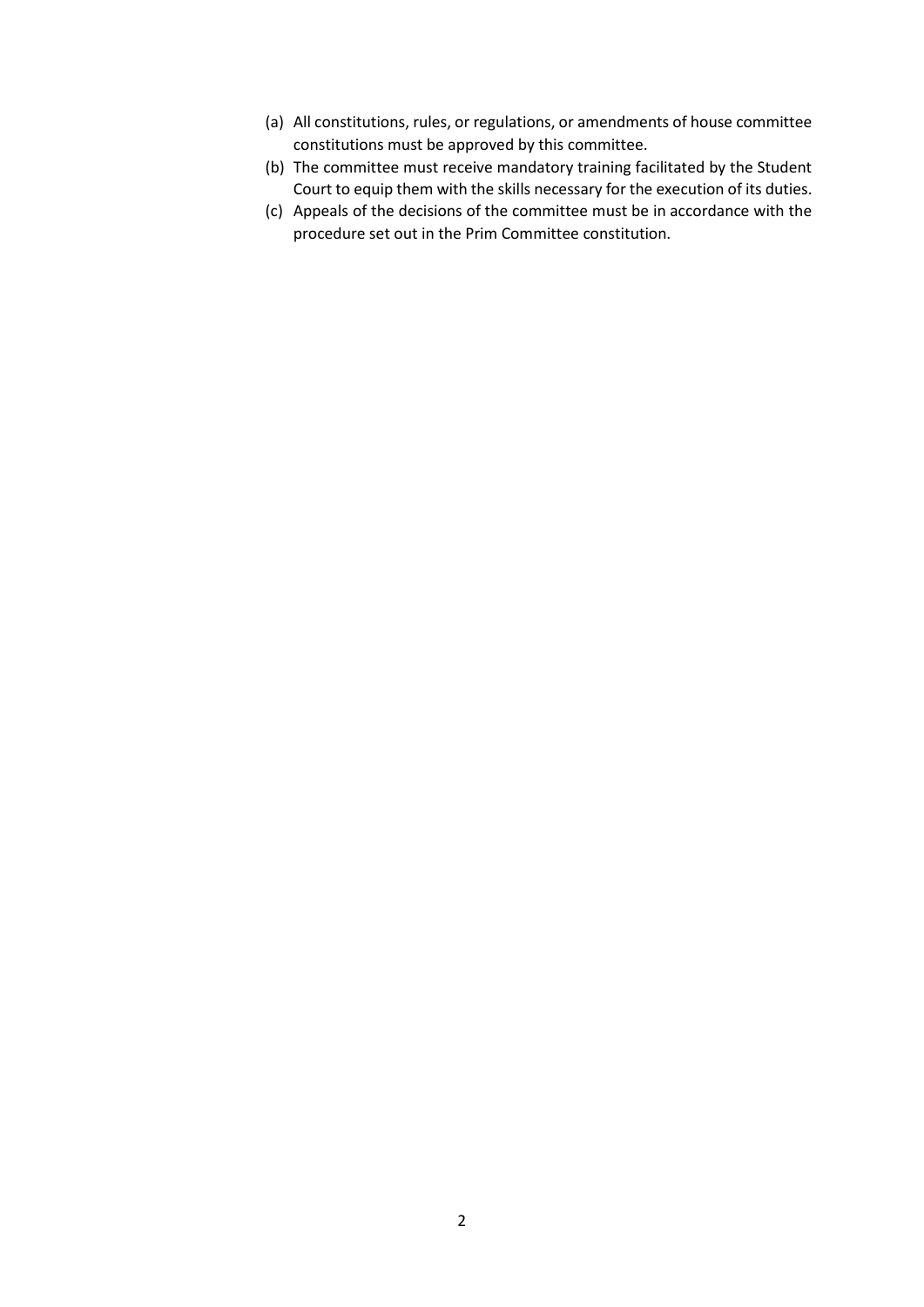(a) All constitutions, rules, or regulations, or amendments of house committee constitutions must be approved by this committee.
(b) The committee must receive mandatory training facilitated by the Student Court to equip them with the skills necessary for the execution of its duties.
(c) Appeals of the decisions of the committee must be in accordance with the procedure set out in the Prim Committee constitution.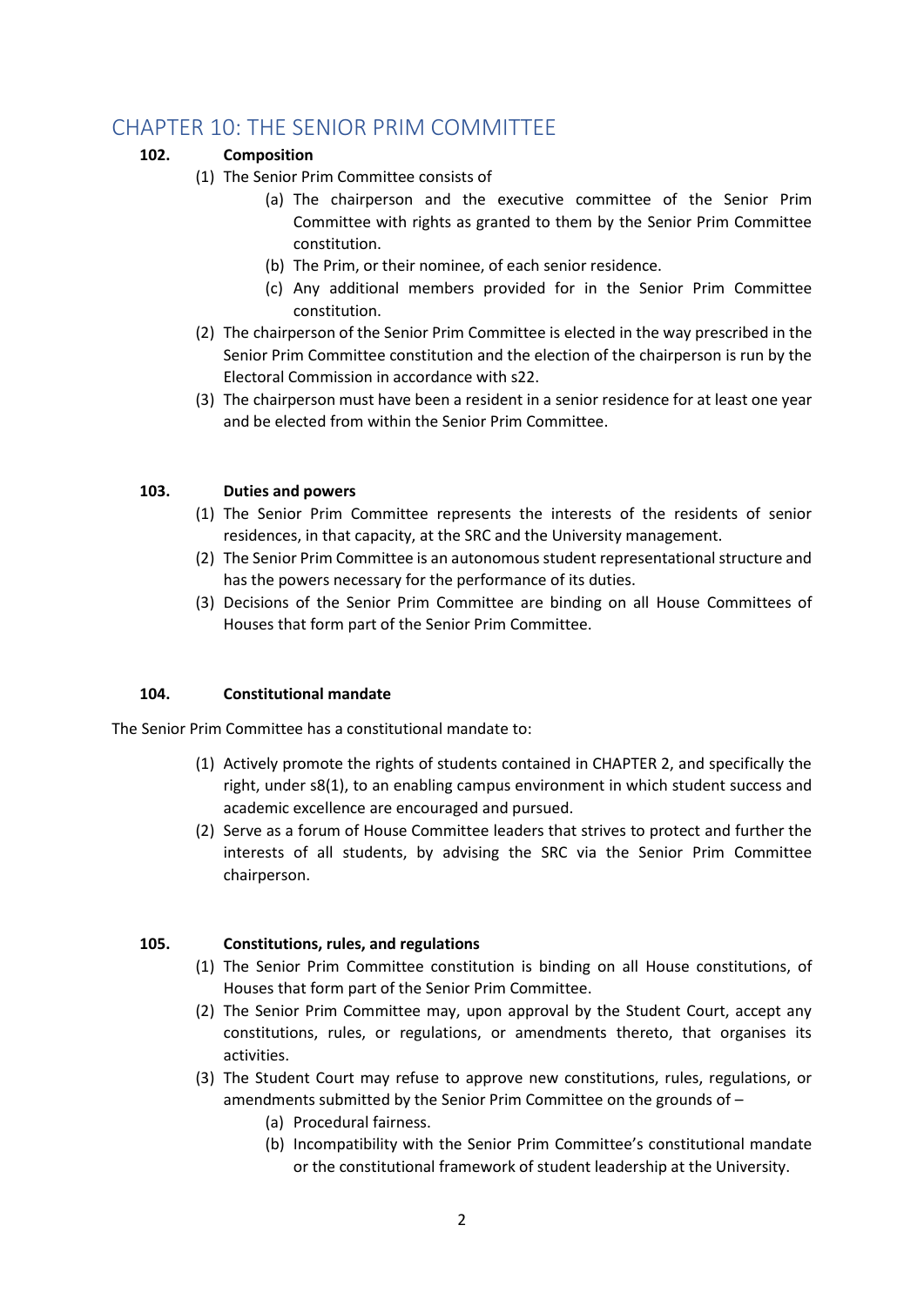## CHAPTER 10: THE SENIOR PRIM COMMITTEE

**102. Composition**

(1) The Senior Prim Committee consists of

(a) The chairperson and the executive committee of the Senior Prim Committee with rights as granted to them by the Senior Prim Committee constitution.

(b) The Prim, or their nominee, of each senior residence.

(c) Any additional members provided for in the Senior Prim Committee constitution.

(2) The chairperson of the Senior Prim Committee is elected in the way prescribed in the Senior Prim Committee constitution and the election of the chairperson is run by the Electoral Commission in accordance with s22.

(3) The chairperson must have been a resident in a senior residence for at least one year and be elected from within the Senior Prim Committee.

**103. Duties and powers**

(1) The Senior Prim Committee represents the interests of the residents of senior residences, in that capacity, at the SRC and the University management.

(2) The Senior Prim Committee is an autonomous student representational structure and has the powers necessary for the performance of its duties.

(3) Decisions of the Senior Prim Committee are binding on all House Committees of Houses that form part of the Senior Prim Committee.

**104. Constitutional mandate**

The Senior Prim Committee has a constitutional mandate to:

(1) Actively promote the rights of students contained in CHAPTER 2, and specifically the right, under s8(1), to an enabling campus environment in which student success and academic excellence are encouraged and pursued.

(2) Serve as a forum of House Committee leaders that strives to protect and further the interests of all students, by advising the SRC via the Senior Prim Committee chairperson.

**105. Constitutions, rules, and regulations**

(1) The Senior Prim Committee constitution is binding on all House constitutions, of Houses that form part of the Senior Prim Committee.

(2) The Senior Prim Committee may, upon approval by the Student Court, accept any constitutions, rules, or regulations, or amendments thereto, that organises its activities.

(3) The Student Court may refuse to approve new constitutions, rules, regulations, or amendments submitted by the Senior Prim Committee on the grounds of –

(a) Procedural fairness.

(b) Incompatibility with the Senior Prim Committee's constitutional mandate or the constitutional framework of student leadership at the University.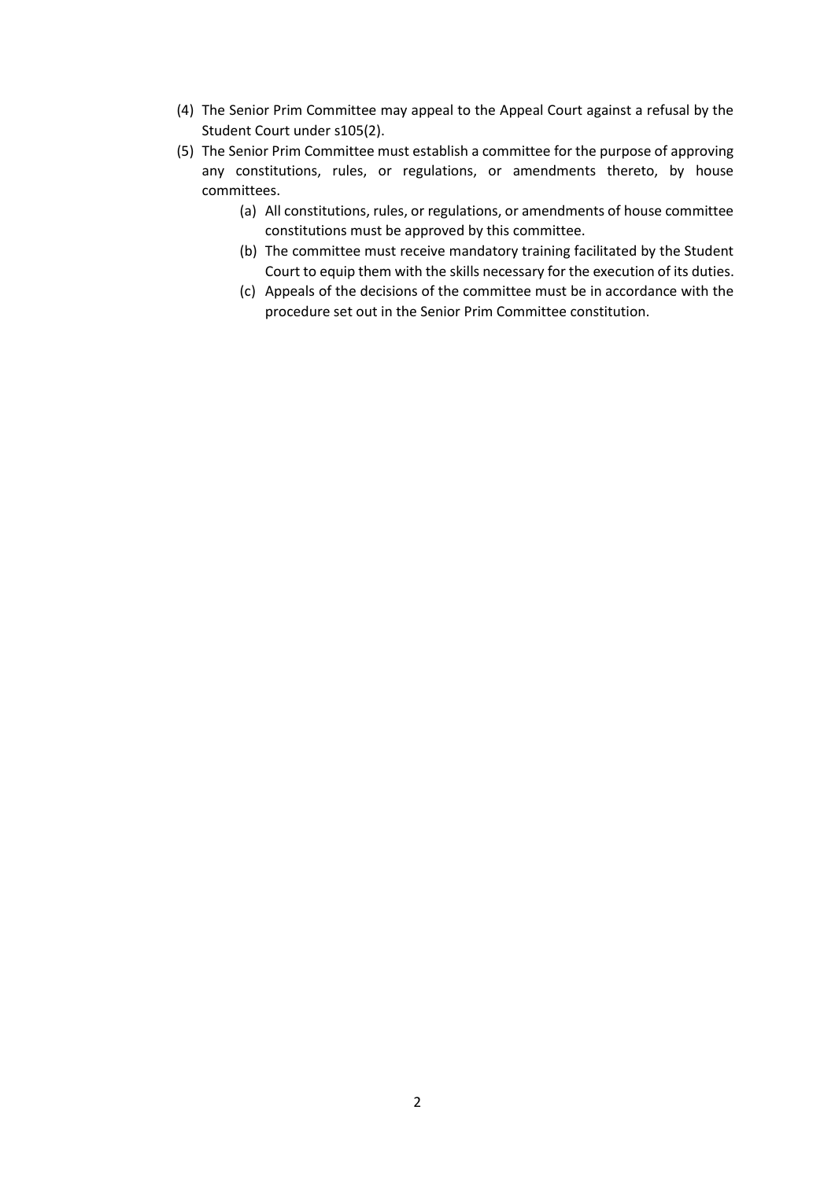(4) The Senior Prim Committee may appeal to the Appeal Court against a refusal by the Student Court under s105(2).

(5) The Senior Prim Committee must establish a committee for the purpose of approving any constitutions, rules, or regulations, or amendments thereto, by house committees.

    (a) All constitutions, rules, or regulations, or amendments of house committee constitutions must be approved by this committee.

    (b) The committee must receive mandatory training facilitated by the Student Court to equip them with the skills necessary for the execution of its duties.

    (c) Appeals of the decisions of the committee must be in accordance with the procedure set out in the Senior Prim Committee constitution.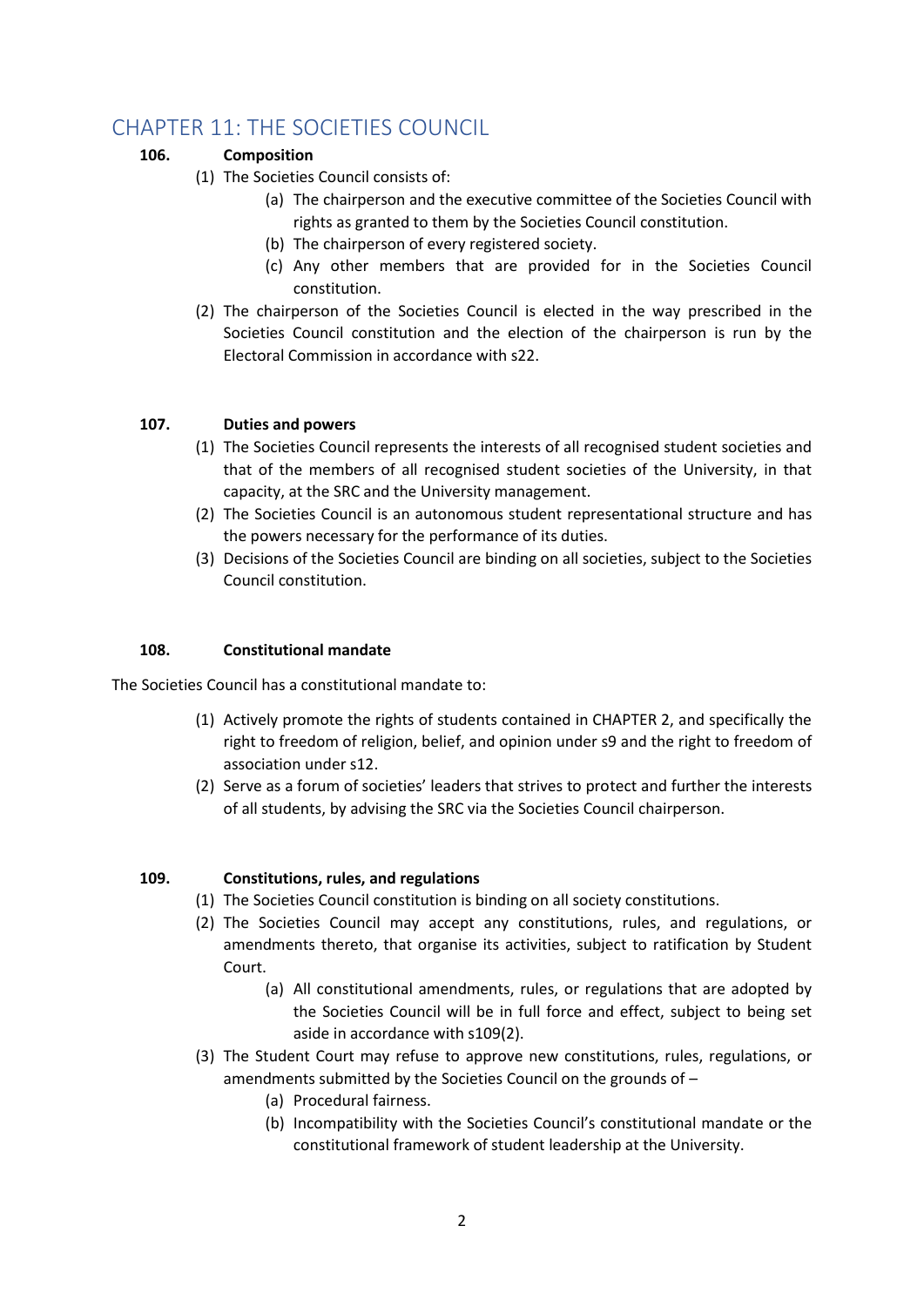# CHAPTER 11: THE SOCIETIES COUNCIL

**106. Composition**

(1) The Societies Council consists of:

- (a) The chairperson and the executive committee of the Societies Council with rights as granted to them by the Societies Council constitution.
- (b) The chairperson of every registered society.
- (c) Any other members that are provided for in the Societies Council constitution.

(2) The chairperson of the Societies Council is elected in the way prescribed in the Societies Council constitution and the election of the chairperson is run by the Electoral Commission in accordance with s22.

**107. Duties and powers**

(1) The Societies Council represents the interests of all recognised student societies and that of the members of all recognised student societies of the University, in that capacity, at the SRC and the University management.

(2) The Societies Council is an autonomous student representational structure and has the powers necessary for the performance of its duties.

(3) Decisions of the Societies Council are binding on all societies, subject to the Societies Council constitution.

**108. Constitutional mandate**

The Societies Council has a constitutional mandate to:

(1) Actively promote the rights of students contained in CHAPTER 2, and specifically the right to freedom of religion, belief, and opinion under s9 and the right to freedom of association under s12.

(2) Serve as a forum of societies' leaders that strives to protect and further the interests of all students, by advising the SRC via the Societies Council chairperson.

**109. Constitutions, rules, and regulations**

(1) The Societies Council constitution is binding on all society constitutions.

(2) The Societies Council may accept any constitutions, rules, and regulations, or amendments thereto, that organise its activities, subject to ratification by Student Court.

- (a) All constitutional amendments, rules, or regulations that are adopted by the Societies Council will be in full force and effect, subject to being set aside in accordance with s109(2).

(3) The Student Court may refuse to approve new constitutions, rules, regulations, or amendments submitted by the Societies Council on the grounds of –

- (a) Procedural fairness.
- (b) Incompatibility with the Societies Council's constitutional mandate or the constitutional framework of student leadership at the University.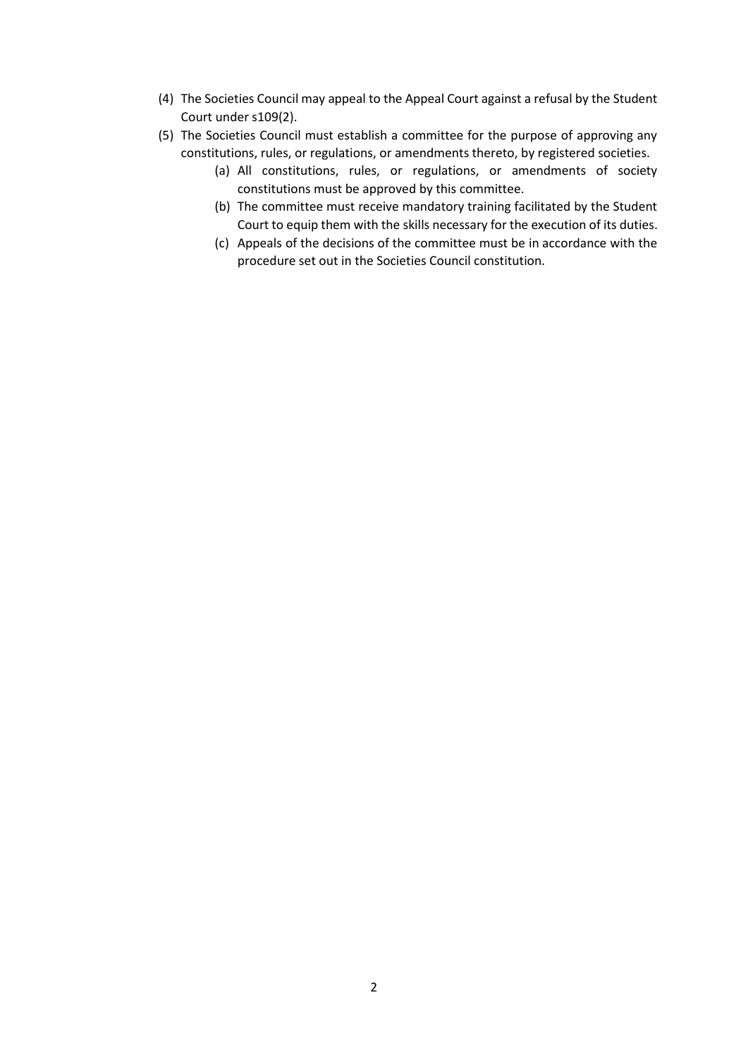(4) The Societies Council may appeal to the Appeal Court against a refusal by the Student Court under s109(2).

(5) The Societies Council must establish a committee for the purpose of approving any constitutions, rules, or regulations, or amendments thereto, by registered societies.

   (a) All constitutions, rules, or regulations, or amendments of society constitutions must be approved by this committee.

   (b) The committee must receive mandatory training facilitated by the Student Court to equip them with the skills necessary for the execution of its duties.

   (c) Appeals of the decisions of the committee must be in accordance with the procedure set out in the Societies Council constitution.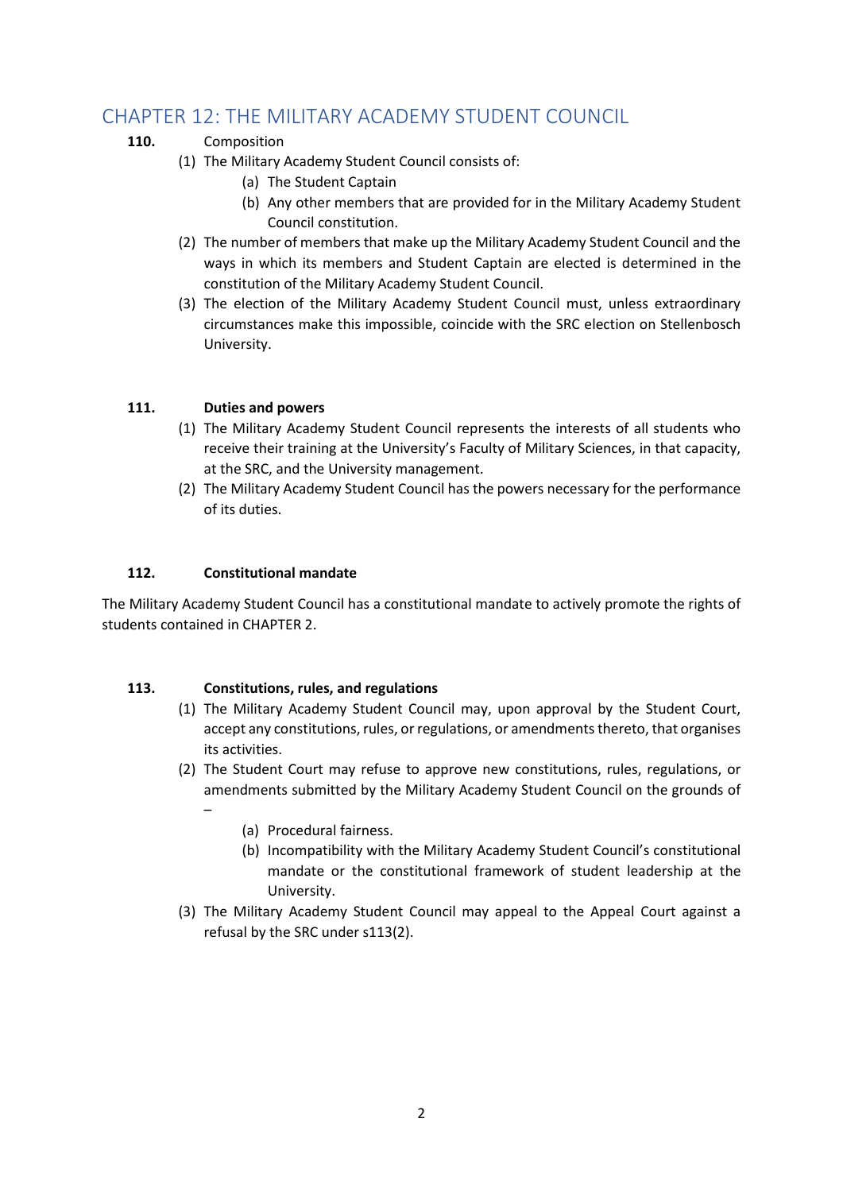# CHAPTER 12: THE MILITARY ACADEMY STUDENT COUNCIL

**110.** Composition

(1) The Military Academy Student Council consists of:

  (a) The Student Captain

  (b) Any other members that are provided for in the Military Academy Student Council constitution.

(2) The number of members that make up the Military Academy Student Council and the ways in which its members and Student Captain are elected is determined in the constitution of the Military Academy Student Council.

(3) The election of the Military Academy Student Council must, unless extraordinary circumstances make this impossible, coincide with the SRC election on Stellenbosch University.

**111. Duties and powers**

(1) The Military Academy Student Council represents the interests of all students who receive their training at the University's Faculty of Military Sciences, in that capacity, at the SRC, and the University management.

(2) The Military Academy Student Council has the powers necessary for the performance of its duties.

**112. Constitutional mandate**

The Military Academy Student Council has a constitutional mandate to actively promote the rights of students contained in CHAPTER 2.

**113. Constitutions, rules, and regulations**

(1) The Military Academy Student Council may, upon approval by the Student Court, accept any constitutions, rules, or regulations, or amendments thereto, that organises its activities.

(2) The Student Court may refuse to approve new constitutions, rules, regulations, or amendments submitted by the Military Academy Student Council on the grounds of –

  (a) Procedural fairness.

  (b) Incompatibility with the Military Academy Student Council's constitutional mandate or the constitutional framework of student leadership at the University.

(3) The Military Academy Student Council may appeal to the Appeal Court against a refusal by the SRC under s113(2).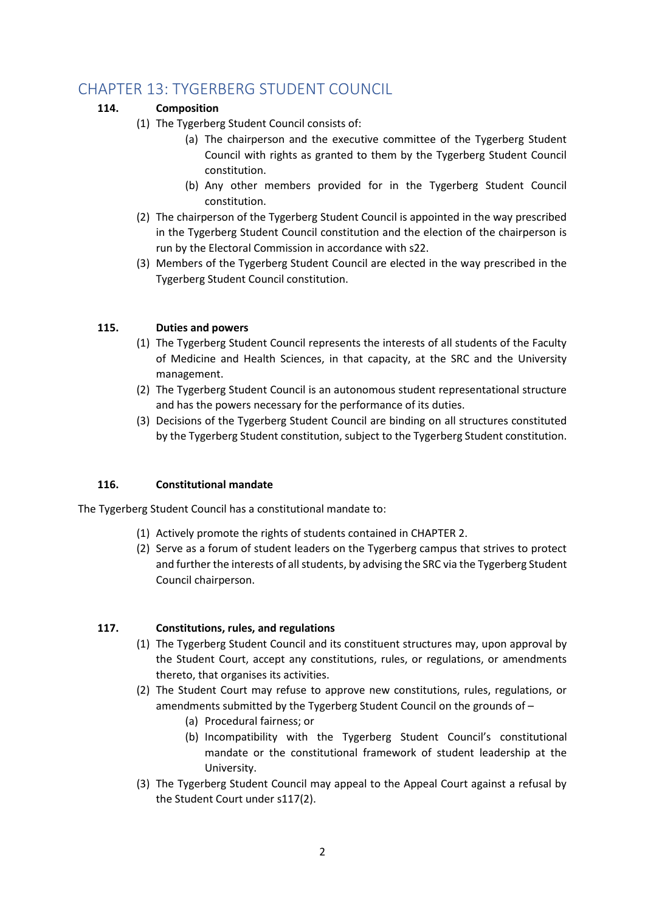## CHAPTER 13: TYGERBERG STUDENT COUNCIL

**114. Composition**

(1) The Tygerberg Student Council consists of:

   (a) The chairperson and the executive committee of the Tygerberg Student Council with rights as granted to them by the Tygerberg Student Council constitution.

   (b) Any other members provided for in the Tygerberg Student Council constitution.

(2) The chairperson of the Tygerberg Student Council is appointed in the way prescribed in the Tygerberg Student Council constitution and the election of the chairperson is run by the Electoral Commission in accordance with s22.

(3) Members of the Tygerberg Student Council are elected in the way prescribed in the Tygerberg Student Council constitution.

**115. Duties and powers**

(1) The Tygerberg Student Council represents the interests of all students of the Faculty of Medicine and Health Sciences, in that capacity, at the SRC and the University management.

(2) The Tygerberg Student Council is an autonomous student representational structure and has the powers necessary for the performance of its duties.

(3) Decisions of the Tygerberg Student Council are binding on all structures constituted by the Tygerberg Student constitution, subject to the Tygerberg Student constitution.

**116. Constitutional mandate**

The Tygerberg Student Council has a constitutional mandate to:

(1) Actively promote the rights of students contained in CHAPTER 2.

(2) Serve as a forum of student leaders on the Tygerberg campus that strives to protect and further the interests of all students, by advising the SRC via the Tygerberg Student Council chairperson.

**117. Constitutions, rules, and regulations**

(1) The Tygerberg Student Council and its constituent structures may, upon approval by the Student Court, accept any constitutions, rules, or regulations, or amendments thereto, that organises its activities.

(2) The Student Court may refuse to approve new constitutions, rules, regulations, or amendments submitted by the Tygerberg Student Council on the grounds of –

   (a) Procedural fairness; or

   (b) Incompatibility with the Tygerberg Student Council's constitutional mandate or the constitutional framework of student leadership at the University.

(3) The Tygerberg Student Council may appeal to the Appeal Court against a refusal by the Student Court under s117(2).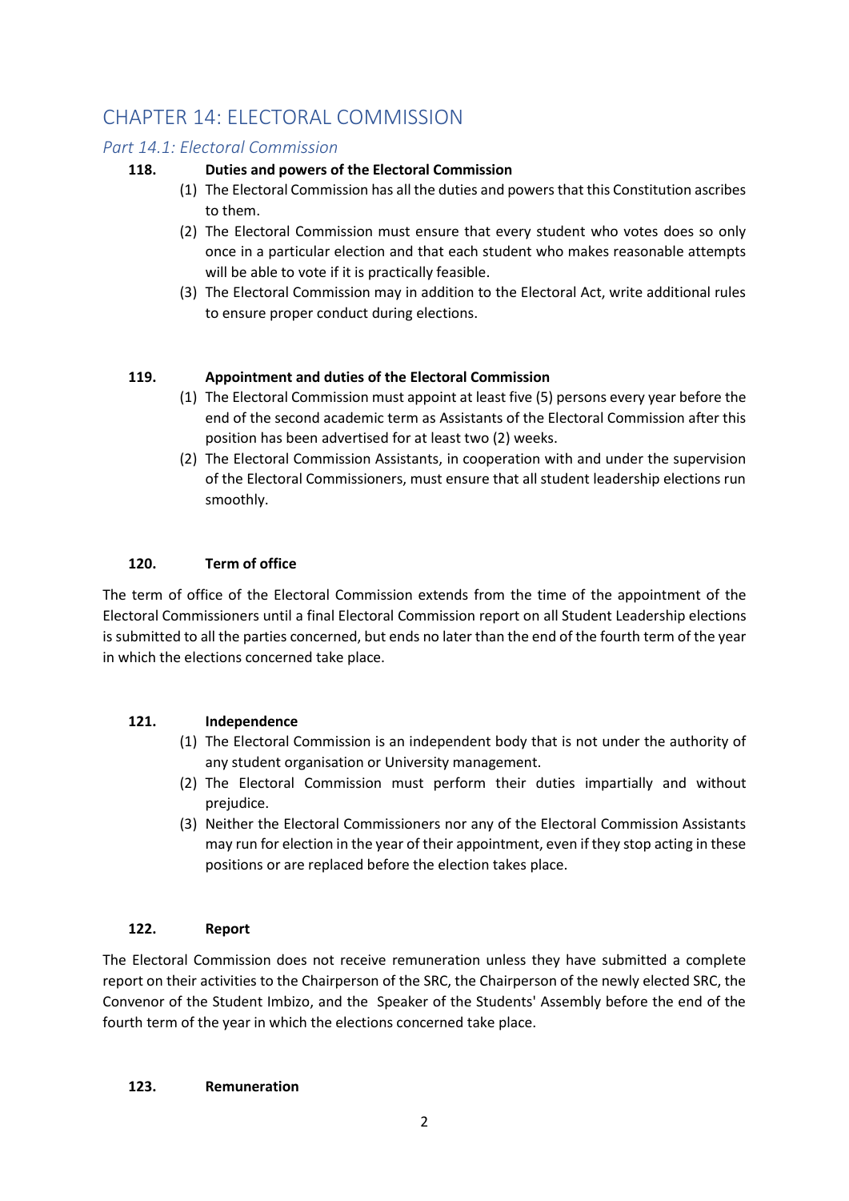## CHAPTER 14: ELECTORAL COMMISSION

### *Part 14.1: Electoral Commission*

**118. Duties and powers of the Electoral Commission**

(1) The Electoral Commission has all the duties and powers that this Constitution ascribes to them.

(2) The Electoral Commission must ensure that every student who votes does so only once in a particular election and that each student who makes reasonable attempts will be able to vote if it is practically feasible.

(3) The Electoral Commission may in addition to the Electoral Act, write additional rules to ensure proper conduct during elections.

**119. Appointment and duties of the Electoral Commission**

(1) The Electoral Commission must appoint at least five (5) persons every year before the end of the second academic term as Assistants of the Electoral Commission after this position has been advertised for at least two (2) weeks.

(2) The Electoral Commission Assistants, in cooperation with and under the supervision of the Electoral Commissioners, must ensure that all student leadership elections run smoothly.

**120. Term of office**

The term of office of the Electoral Commission extends from the time of the appointment of the Electoral Commissioners until a final Electoral Commission report on all Student Leadership elections is submitted to all the parties concerned, but ends no later than the end of the fourth term of the year in which the elections concerned take place.

**121. Independence**

(1) The Electoral Commission is an independent body that is not under the authority of any student organisation or University management.

(2) The Electoral Commission must perform their duties impartially and without prejudice.

(3) Neither the Electoral Commissioners nor any of the Electoral Commission Assistants may run for election in the year of their appointment, even if they stop acting in these positions or are replaced before the election takes place.

**122. Report**

The Electoral Commission does not receive remuneration unless they have submitted a complete report on their activities to the Chairperson of the SRC, the Chairperson of the newly elected SRC, the Convenor of the Student Imbizo, and the Speaker of the Students' Assembly before the end of the fourth term of the year in which the elections concerned take place.

**123. Remuneration**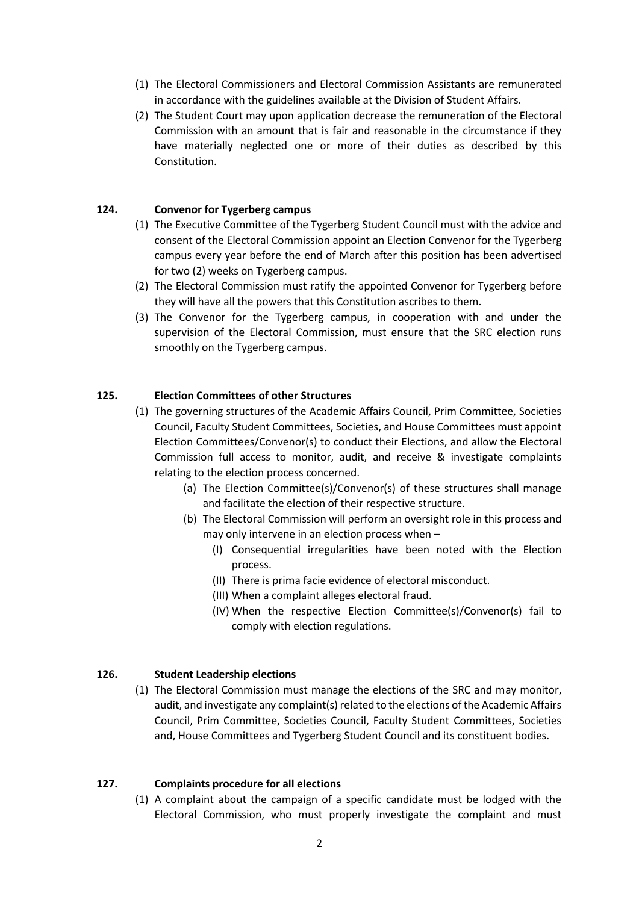(1) The Electoral Commissioners and Electoral Commission Assistants are remunerated in accordance with the guidelines available at the Division of Student Affairs.

(2) The Student Court may upon application decrease the remuneration of the Electoral Commission with an amount that is fair and reasonable in the circumstance if they have materially neglected one or more of their duties as described by this Constitution.

### 124. Convenor for Tygerberg campus

(1) The Executive Committee of the Tygerberg Student Council must with the advice and consent of the Electoral Commission appoint an Election Convenor for the Tygerberg campus every year before the end of March after this position has been advertised for two (2) weeks on Tygerberg campus.

(2) The Electoral Commission must ratify the appointed Convenor for Tygerberg before they will have all the powers that this Constitution ascribes to them.

(3) The Convenor for the Tygerberg campus, in cooperation with and under the supervision of the Electoral Commission, must ensure that the SRC election runs smoothly on the Tygerberg campus.

### 125. Election Committees of other Structures

(1) The governing structures of the Academic Affairs Council, Prim Committee, Societies Council, Faculty Student Committees, Societies, and House Committees must appoint Election Committees/Convenor(s) to conduct their Elections, and allow the Electoral Commission full access to monitor, audit, and receive & investigate complaints relating to the election process concerned.

  (a) The Election Committee(s)/Convenor(s) of these structures shall manage and facilitate the election of their respective structure.

  (b) The Electoral Commission will perform an oversight role in this process and may only intervene in an election process when –

    (I) Consequential irregularities have been noted with the Election process.

    (II) There is prima facie evidence of electoral misconduct.

    (III) When a complaint alleges electoral fraud.

    (IV) When the respective Election Committee(s)/Convenor(s) fail to comply with election regulations.

### 126. Student Leadership elections

(1) The Electoral Commission must manage the elections of the SRC and may monitor, audit, and investigate any complaint(s) related to the elections of the Academic Affairs Council, Prim Committee, Societies Council, Faculty Student Committees, Societies and, House Committees and Tygerberg Student Council and its constituent bodies.

### 127. Complaints procedure for all elections

(1) A complaint about the campaign of a specific candidate must be lodged with the Electoral Commission, who must properly investigate the complaint and must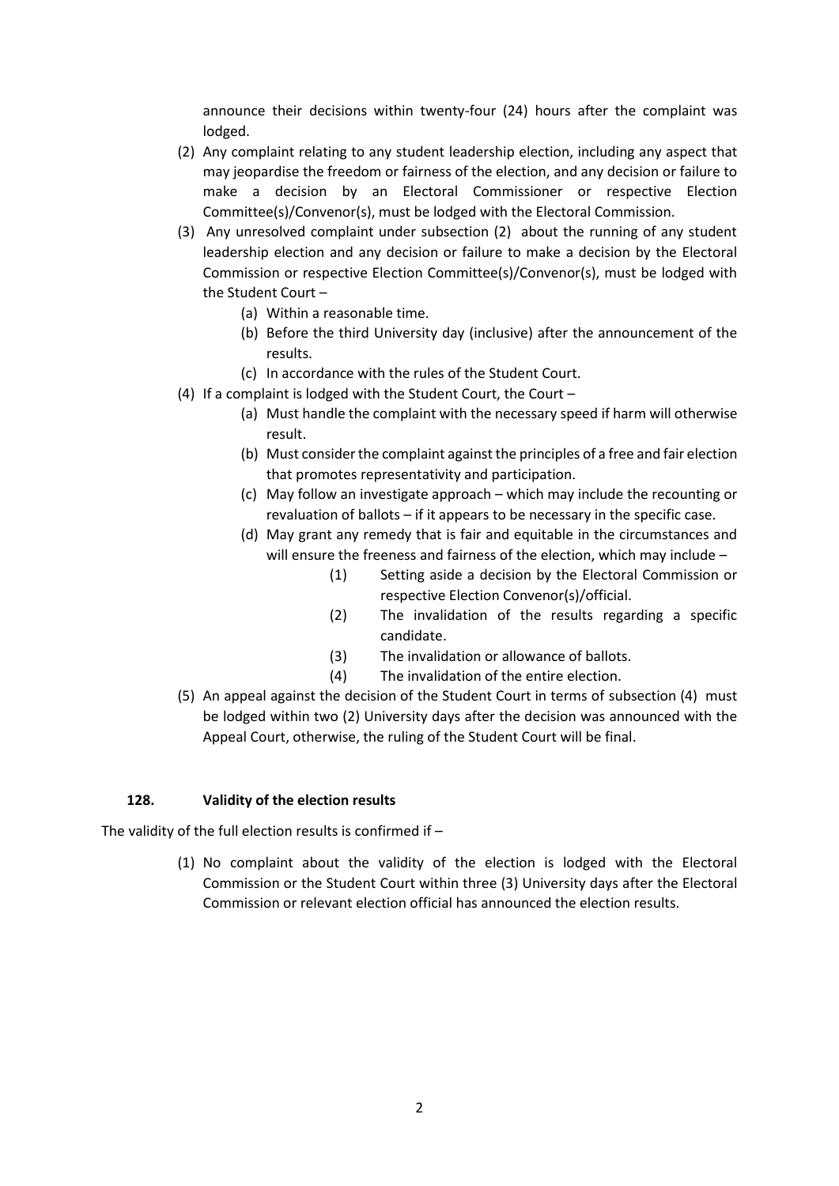announce their decisions within twenty-four (24) hours after the complaint was lodged.

(2) Any complaint relating to any student leadership election, including any aspect that may jeopardise the freedom or fairness of the election, and any decision or failure to make a decision by an Electoral Commissioner or respective Election Committee(s)/Convenor(s), must be lodged with the Electoral Commission.

(3) Any unresolved complaint under subsection (2) about the running of any student leadership election and any decision or failure to make a decision by the Electoral Commission or respective Election Committee(s)/Convenor(s), must be lodged with the Student Court –

   (a) Within a reasonable time.
   (b) Before the third University day (inclusive) after the announcement of the results.
   (c) In accordance with the rules of the Student Court.

(4) If a complaint is lodged with the Student Court, the Court –

   (a) Must handle the complaint with the necessary speed if harm will otherwise result.
   (b) Must consider the complaint against the principles of a free and fair election that promotes representativity and participation.
   (c) May follow an investigate approach – which may include the recounting or revaluation of ballots – if it appears to be necessary in the specific case.
   (d) May grant any remedy that is fair and equitable in the circumstances and will ensure the freeness and fairness of the election, which may include –

      (1) Setting aside a decision by the Electoral Commission or respective Election Convenor(s)/official.
      (2) The invalidation of the results regarding a specific candidate.
      (3) The invalidation or allowance of ballots.
      (4) The invalidation of the entire election.

(5) An appeal against the decision of the Student Court in terms of subsection (4) must be lodged within two (2) University days after the decision was announced with the Appeal Court, otherwise, the ruling of the Student Court will be final.

### 128. Validity of the election results

The validity of the full election results is confirmed if –

(1) No complaint about the validity of the election is lodged with the Electoral Commission or the Student Court within three (3) University days after the Electoral Commission or relevant election official has announced the election results.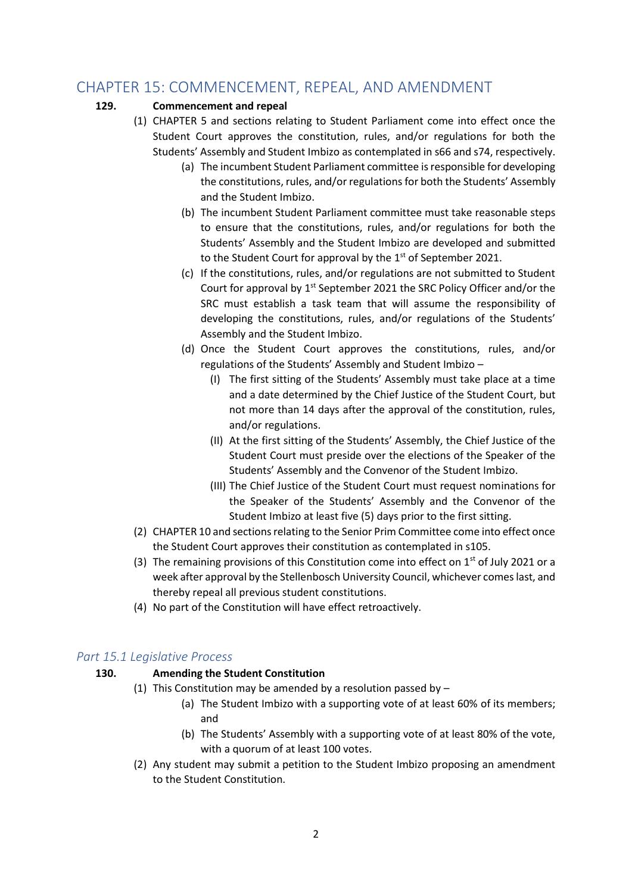## CHAPTER 15: COMMENCEMENT, REPEAL, AND AMENDMENT

**129. Commencement and repeal**

(1) CHAPTER 5 and sections relating to Student Parliament come into effect once the Student Court approves the constitution, rules, and/or regulations for both the Students' Assembly and Student Imbizo as contemplated in s66 and s74, respectively.

- (a) The incumbent Student Parliament committee is responsible for developing the constitutions, rules, and/or regulations for both the Students' Assembly and the Student Imbizo.
- (b) The incumbent Student Parliament committee must take reasonable steps to ensure that the constitutions, rules, and/or regulations for both the Students' Assembly and the Student Imbizo are developed and submitted to the Student Court for approval by the 1st of September 2021.
- (c) If the constitutions, rules, and/or regulations are not submitted to Student Court for approval by 1st September 2021 the SRC Policy Officer and/or the SRC must establish a task team that will assume the responsibility of developing the constitutions, rules, and/or regulations of the Students' Assembly and the Student Imbizo.
- (d) Once the Student Court approves the constitutions, rules, and/or regulations of the Students' Assembly and Student Imbizo –
  - (I) The first sitting of the Students' Assembly must take place at a time and a date determined by the Chief Justice of the Student Court, but not more than 14 days after the approval of the constitution, rules, and/or regulations.
  - (II) At the first sitting of the Students' Assembly, the Chief Justice of the Student Court must preside over the elections of the Speaker of the Students' Assembly and the Convenor of the Student Imbizo.
  - (III) The Chief Justice of the Student Court must request nominations for the Speaker of the Students' Assembly and the Convenor of the Student Imbizo at least five (5) days prior to the first sitting.

(2) CHAPTER 10 and sections relating to the Senior Prim Committee come into effect once the Student Court approves their constitution as contemplated in s105.

(3) The remaining provisions of this Constitution come into effect on 1st of July 2021 or a week after approval by the Stellenbosch University Council, whichever comes last, and thereby repeal all previous student constitutions.

(4) No part of the Constitution will have effect retroactively.

### *Part 15.1 Legislative Process*

**130. Amending the Student Constitution**

(1) This Constitution may be amended by a resolution passed by –

- (a) The Student Imbizo with a supporting vote of at least 60% of its members; and
- (b) The Students' Assembly with a supporting vote of at least 80% of the vote, with a quorum of at least 100 votes.

(2) Any student may submit a petition to the Student Imbizo proposing an amendment to the Student Constitution.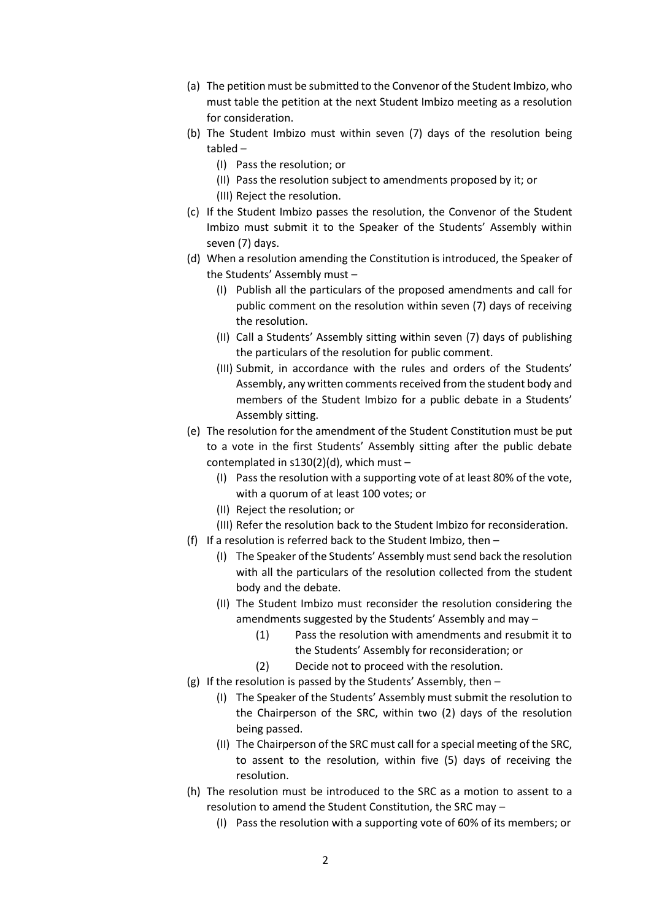- (a) The petition must be submitted to the Convenor of the Student Imbizo, who must table the petition at the next Student Imbizo meeting as a resolution for consideration.
- (b) The Student Imbizo must within seven (7) days of the resolution being tabled –
    - (I) Pass the resolution; or
    - (II) Pass the resolution subject to amendments proposed by it; or
    - (III) Reject the resolution.
- (c) If the Student Imbizo passes the resolution, the Convenor of the Student Imbizo must submit it to the Speaker of the Students' Assembly within seven (7) days.
- (d) When a resolution amending the Constitution is introduced, the Speaker of the Students' Assembly must –
    - (I) Publish all the particulars of the proposed amendments and call for public comment on the resolution within seven (7) days of receiving the resolution.
    - (II) Call a Students' Assembly sitting within seven (7) days of publishing the particulars of the resolution for public comment.
    - (III) Submit, in accordance with the rules and orders of the Students' Assembly, any written comments received from the student body and members of the Student Imbizo for a public debate in a Students' Assembly sitting.
- (e) The resolution for the amendment of the Student Constitution must be put to a vote in the first Students' Assembly sitting after the public debate contemplated in s130(2)(d), which must –
    - (I) Pass the resolution with a supporting vote of at least 80% of the vote, with a quorum of at least 100 votes; or
    - (II) Reject the resolution; or
    - (III) Refer the resolution back to the Student Imbizo for reconsideration.
- (f) If a resolution is referred back to the Student Imbizo, then –
    - (I) The Speaker of the Students' Assembly must send back the resolution with all the particulars of the resolution collected from the student body and the debate.
    - (II) The Student Imbizo must reconsider the resolution considering the amendments suggested by the Students' Assembly and may –
        - (1) Pass the resolution with amendments and resubmit it to the Students' Assembly for reconsideration; or
        - (2) Decide not to proceed with the resolution.
- (g) If the resolution is passed by the Students' Assembly, then –
    - (I) The Speaker of the Students' Assembly must submit the resolution to the Chairperson of the SRC, within two (2) days of the resolution being passed.
    - (II) The Chairperson of the SRC must call for a special meeting of the SRC, to assent to the resolution, within five (5) days of receiving the resolution.
- (h) The resolution must be introduced to the SRC as a motion to assent to a resolution to amend the Student Constitution, the SRC may –
    - (I) Pass the resolution with a supporting vote of 60% of its members; or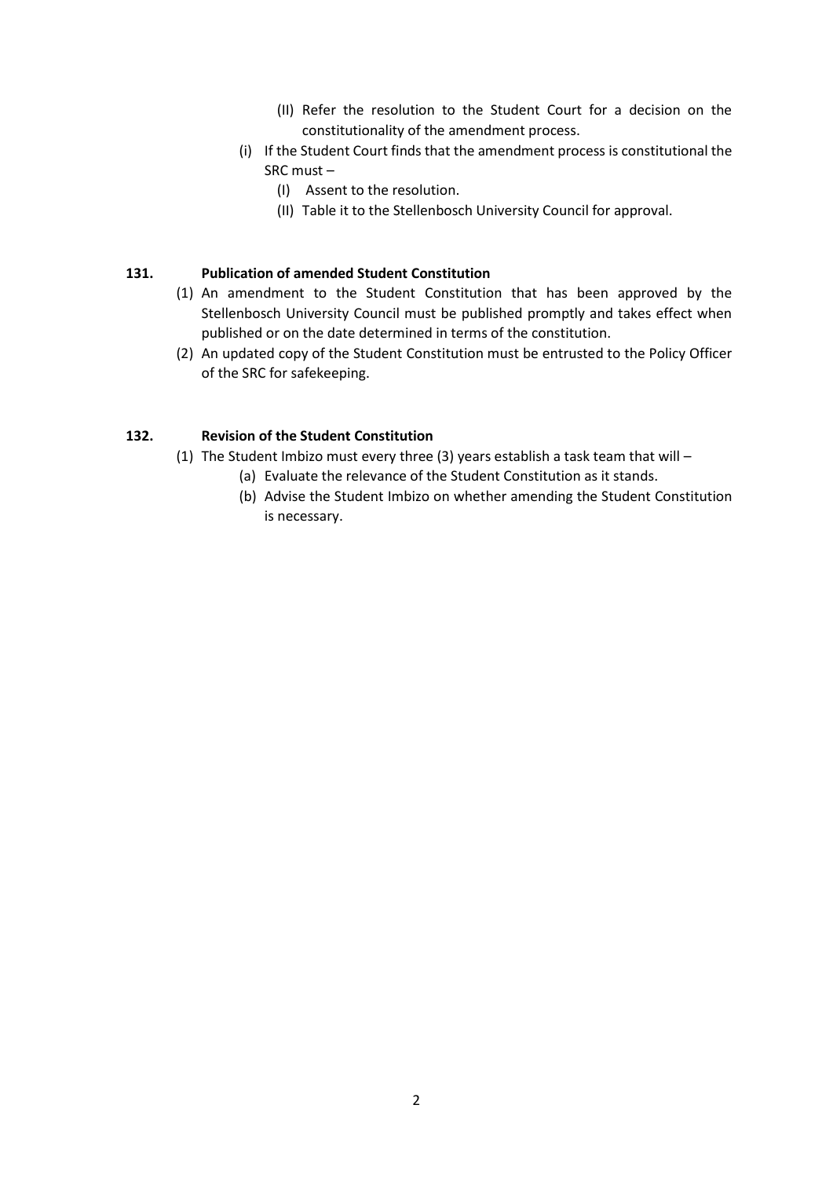(II) Refer the resolution to the Student Court for a decision on the constitutionality of the amendment process.

(i) If the Student Court finds that the amendment process is constitutional the SRC must –

(I) Assent to the resolution.

(II) Table it to the Stellenbosch University Council for approval.

**131. Publication of amended Student Constitution**

(1) An amendment to the Student Constitution that has been approved by the Stellenbosch University Council must be published promptly and takes effect when published or on the date determined in terms of the constitution.

(2) An updated copy of the Student Constitution must be entrusted to the Policy Officer of the SRC for safekeeping.

**132. Revision of the Student Constitution**

(1) The Student Imbizo must every three (3) years establish a task team that will –

(a) Evaluate the relevance of the Student Constitution as it stands.

(b) Advise the Student Imbizo on whether amending the Student Constitution is necessary.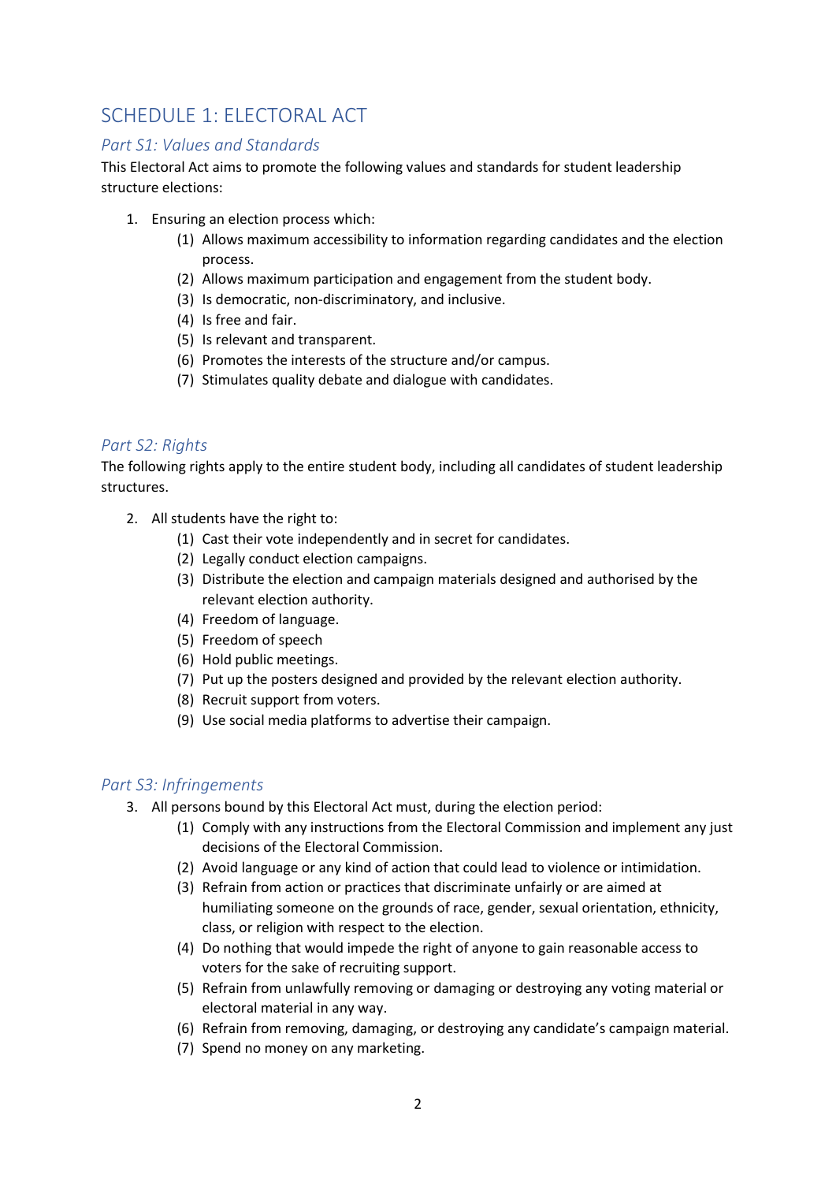## SCHEDULE 1: ELECTORAL ACT

### *Part S1: Values and Standards*

This Electoral Act aims to promote the following values and standards for student leadership structure elections:

1. Ensuring an election process which:
    (1) Allows maximum accessibility to information regarding candidates and the election process.
    (2) Allows maximum participation and engagement from the student body.
    (3) Is democratic, non-discriminatory, and inclusive.
    (4) Is free and fair.
    (5) Is relevant and transparent.
    (6) Promotes the interests of the structure and/or campus.
    (7) Stimulates quality debate and dialogue with candidates.

### *Part S2: Rights*

The following rights apply to the entire student body, including all candidates of student leadership structures.

2. All students have the right to:
    (1) Cast their vote independently and in secret for candidates.
    (2) Legally conduct election campaigns.
    (3) Distribute the election and campaign materials designed and authorised by the relevant election authority.
    (4) Freedom of language.
    (5) Freedom of speech
    (6) Hold public meetings.
    (7) Put up the posters designed and provided by the relevant election authority.
    (8) Recruit support from voters.
    (9) Use social media platforms to advertise their campaign.

### *Part S3: Infringements*

3. All persons bound by this Electoral Act must, during the election period:
    (1) Comply with any instructions from the Electoral Commission and implement any just decisions of the Electoral Commission.
    (2) Avoid language or any kind of action that could lead to violence or intimidation.
    (3) Refrain from action or practices that discriminate unfairly or are aimed at humiliating someone on the grounds of race, gender, sexual orientation, ethnicity, class, or religion with respect to the election.
    (4) Do nothing that would impede the right of anyone to gain reasonable access to voters for the sake of recruiting support.
    (5) Refrain from unlawfully removing or damaging or destroying any voting material or electoral material in any way.
    (6) Refrain from removing, damaging, or destroying any candidate's campaign material.
    (7) Spend no money on any marketing.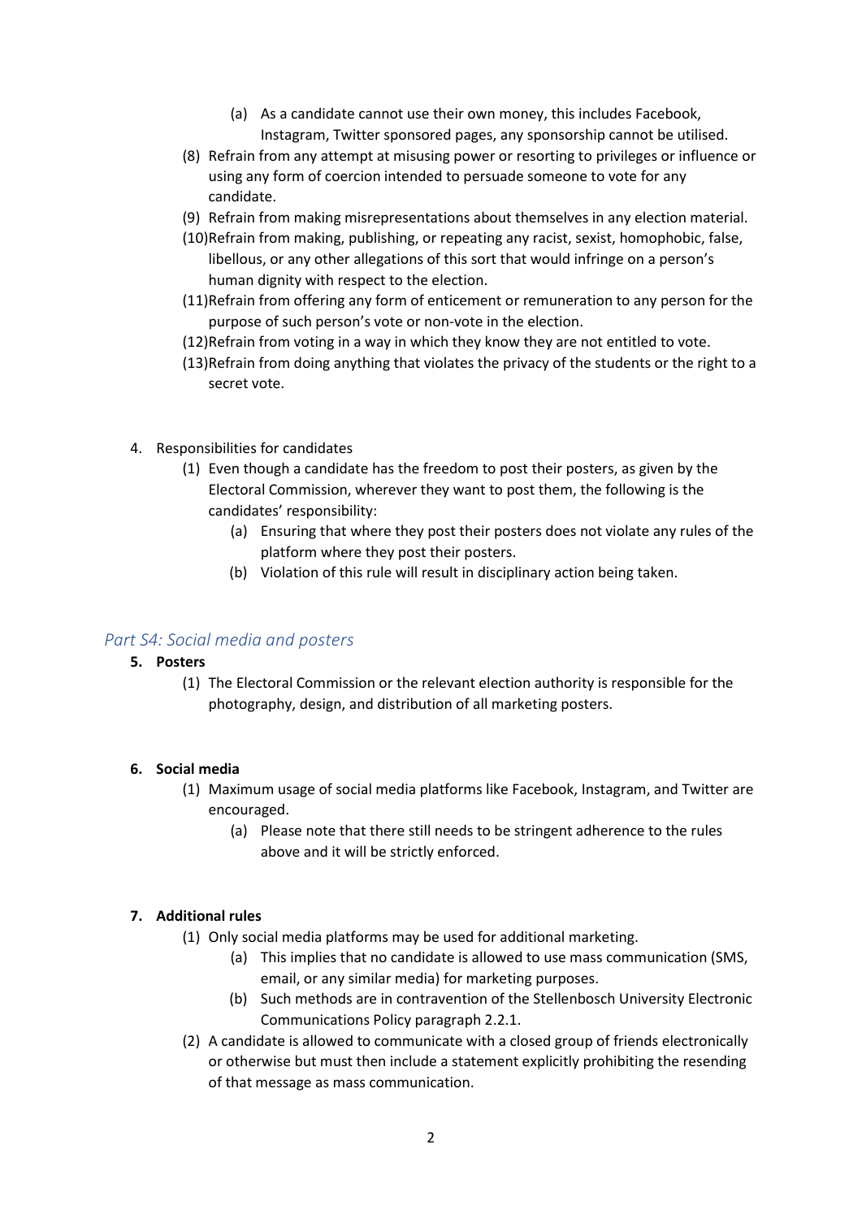- (a) As a candidate cannot use their own money, this includes Facebook, Instagram, Twitter sponsored pages, any sponsorship cannot be utilised.
- (8) Refrain from any attempt at misusing power or resorting to privileges or influence or using any form of coercion intended to persuade someone to vote for any candidate.
- (9) Refrain from making misrepresentations about themselves in any election material.
- (10) Refrain from making, publishing, or repeating any racist, sexist, homophobic, false, libellous, or any other allegations of this sort that would infringe on a person's human dignity with respect to the election.
- (11) Refrain from offering any form of enticement or remuneration to any person for the purpose of such person's vote or non-vote in the election.
- (12) Refrain from voting in a way in which they know they are not entitled to vote.
- (13) Refrain from doing anything that violates the privacy of the students or the right to a secret vote.

4. Responsibilities for candidates
   - (1) Even though a candidate has the freedom to post their posters, as given by the Electoral Commission, wherever they want to post them, the following is the candidates' responsibility:
     - (a) Ensuring that where they post their posters does not violate any rules of the platform where they post their posters.
     - (b) Violation of this rule will result in disciplinary action being taken.

## *Part S4: Social media and posters*

**5. Posters**

- (1) The Electoral Commission or the relevant election authority is responsible for the photography, design, and distribution of all marketing posters.

**6. Social media**

- (1) Maximum usage of social media platforms like Facebook, Instagram, and Twitter are encouraged.
  - (a) Please note that there still needs to be stringent adherence to the rules above and it will be strictly enforced.

**7. Additional rules**

- (1) Only social media platforms may be used for additional marketing.
  - (a) This implies that no candidate is allowed to use mass communication (SMS, email, or any similar media) for marketing purposes.
  - (b) Such methods are in contravention of the Stellenbosch University Electronic Communications Policy paragraph 2.2.1.
- (2) A candidate is allowed to communicate with a closed group of friends electronically or otherwise but must then include a statement explicitly prohibiting the resending of that message as mass communication.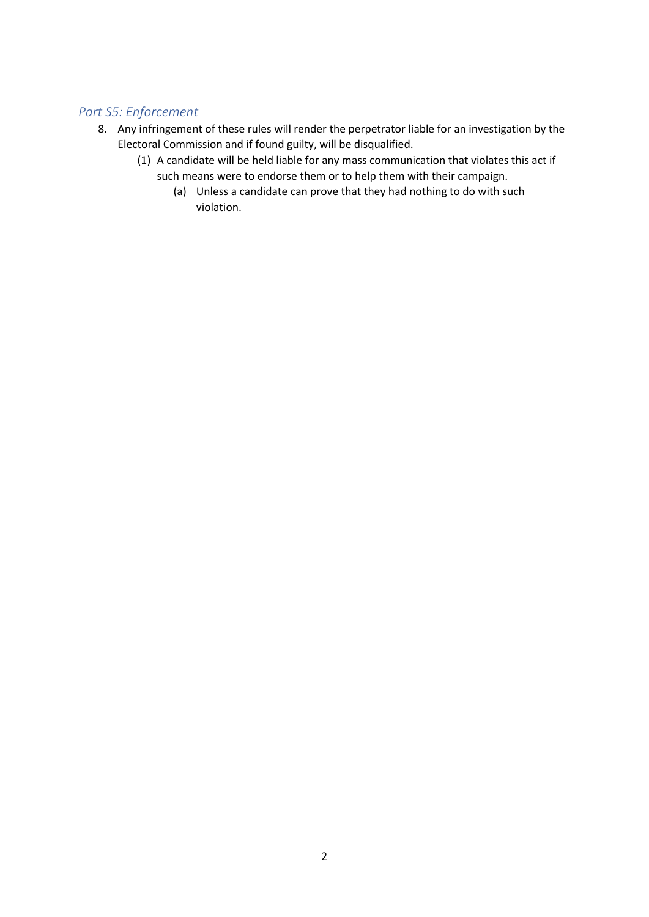### *Part S5: Enforcement*

8. Any infringement of these rules will render the perpetrator liable for an investigation by the Electoral Commission and if found guilty, will be disqualified.
    (1) A candidate will be held liable for any mass communication that violates this act if such means were to endorse them or to help them with their campaign.
        (a) Unless a candidate can prove that they had nothing to do with such violation.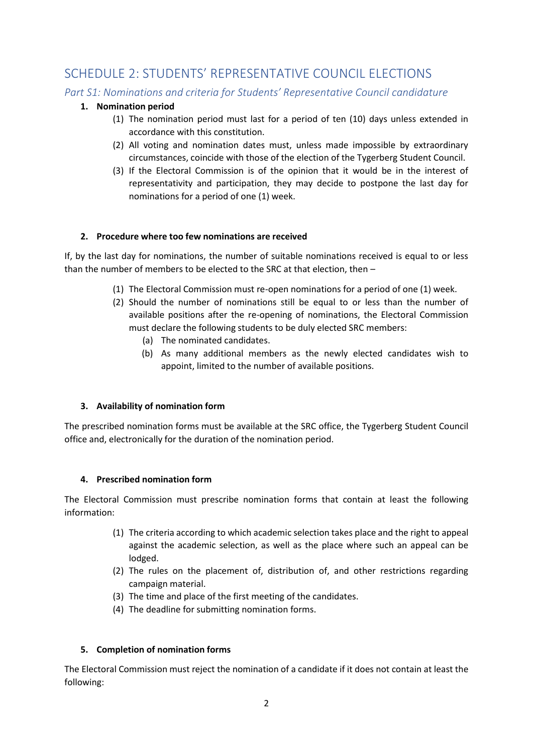# SCHEDULE 2: STUDENTS' REPRESENTATIVE COUNCIL ELECTIONS

## *Part S1: Nominations and criteria for Students' Representative Council candidature*

1. **Nomination period**
   (1) The nomination period must last for a period of ten (10) days unless extended in accordance with this constitution.
   (2) All voting and nomination dates must, unless made impossible by extraordinary circumstances, coincide with those of the election of the Tygerberg Student Council.
   (3) If the Electoral Commission is of the opinion that it would be in the interest of representativity and participation, they may decide to postpone the last day for nominations for a period of one (1) week.

2. **Procedure where too few nominations are received**

If, by the last day for nominations, the number of suitable nominations received is equal to or less than the number of members to be elected to the SRC at that election, then –

(1) The Electoral Commission must re-open nominations for a period of one (1) week.
(2) Should the number of nominations still be equal to or less than the number of available positions after the re-opening of nominations, the Electoral Commission must declare the following students to be duly elected SRC members:
   (a) The nominated candidates.
   (b) As many additional members as the newly elected candidates wish to appoint, limited to the number of available positions.

3. **Availability of nomination form**

The prescribed nomination forms must be available at the SRC office, the Tygerberg Student Council office and, electronically for the duration of the nomination period.

4. **Prescribed nomination form**

The Electoral Commission must prescribe nomination forms that contain at least the following information:

(1) The criteria according to which academic selection takes place and the right to appeal against the academic selection, as well as the place where such an appeal can be lodged.
(2) The rules on the placement of, distribution of, and other restrictions regarding campaign material.
(3) The time and place of the first meeting of the candidates.
(4) The deadline for submitting nomination forms.

5. **Completion of nomination forms**

The Electoral Commission must reject the nomination of a candidate if it does not contain at least the following: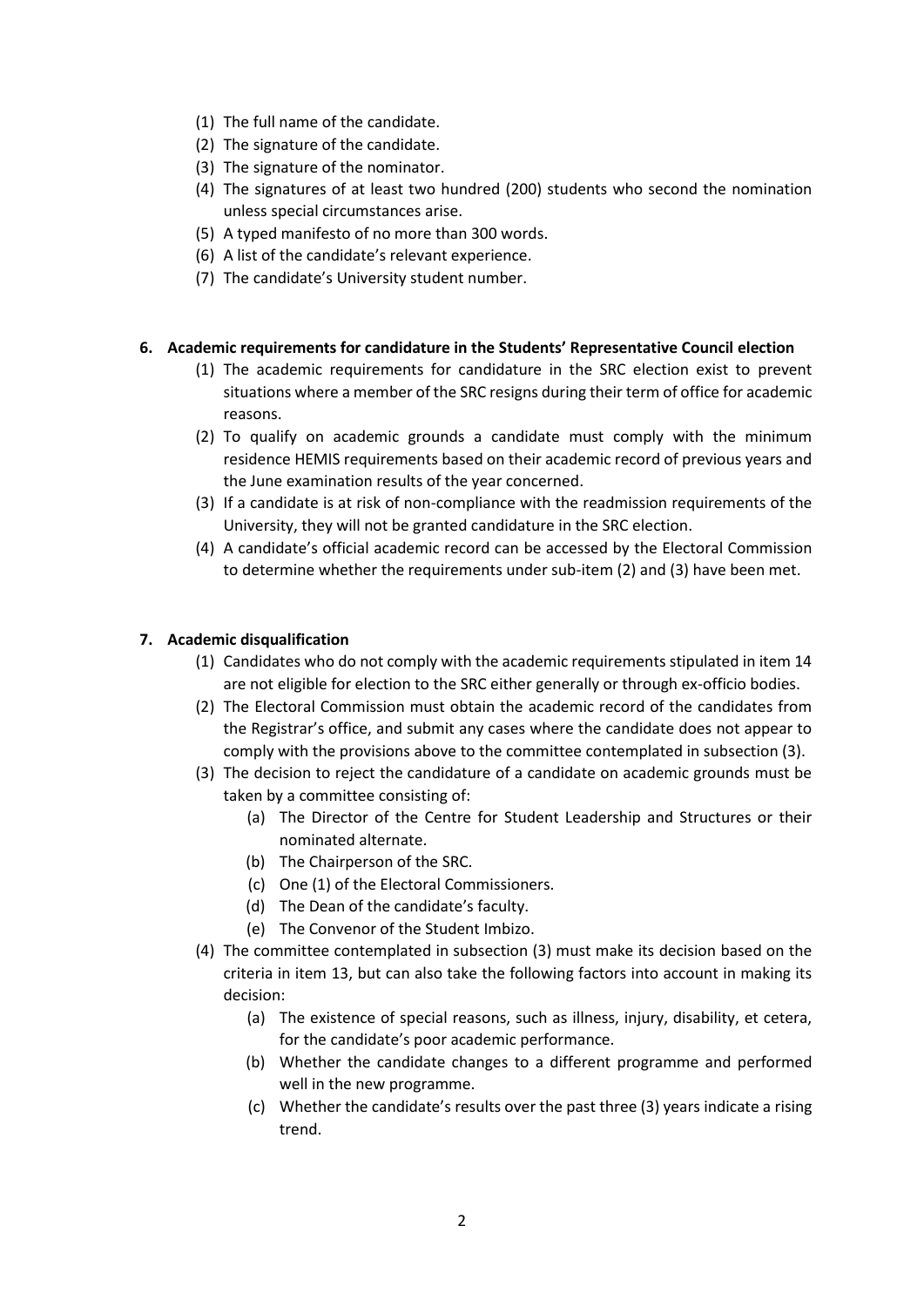(1) The full name of the candidate.
(2) The signature of the candidate.
(3) The signature of the nominator.
(4) The signatures of at least two hundred (200) students who second the nomination unless special circumstances arise.
(5) A typed manifesto of no more than 300 words.
(6) A list of the candidate's relevant experience.
(7) The candidate's University student number.

**6. Academic requirements for candidature in the Students' Representative Council election**

(1) The academic requirements for candidature in the SRC election exist to prevent situations where a member of the SRC resigns during their term of office for academic reasons.
(2) To qualify on academic grounds a candidate must comply with the minimum residence HEMIS requirements based on their academic record of previous years and the June examination results of the year concerned.
(3) If a candidate is at risk of non-compliance with the readmission requirements of the University, they will not be granted candidature in the SRC election.
(4) A candidate's official academic record can be accessed by the Electoral Commission to determine whether the requirements under sub-item (2) and (3) have been met.

**7. Academic disqualification**

(1) Candidates who do not comply with the academic requirements stipulated in item 14 are not eligible for election to the SRC either generally or through ex-officio bodies.
(2) The Electoral Commission must obtain the academic record of the candidates from the Registrar's office, and submit any cases where the candidate does not appear to comply with the provisions above to the committee contemplated in subsection (3).
(3) The decision to reject the candidature of a candidate on academic grounds must be taken by a committee consisting of:
    (a) The Director of the Centre for Student Leadership and Structures or their nominated alternate.
    (b) The Chairperson of the SRC.
    (c) One (1) of the Electoral Commissioners.
    (d) The Dean of the candidate's faculty.
    (e) The Convenor of the Student Imbizo.
(4) The committee contemplated in subsection (3) must make its decision based on the criteria in item 13, but can also take the following factors into account in making its decision:
    (a) The existence of special reasons, such as illness, injury, disability, et cetera, for the candidate's poor academic performance.
    (b) Whether the candidate changes to a different programme and performed well in the new programme.
    (c) Whether the candidate's results over the past three (3) years indicate a rising trend.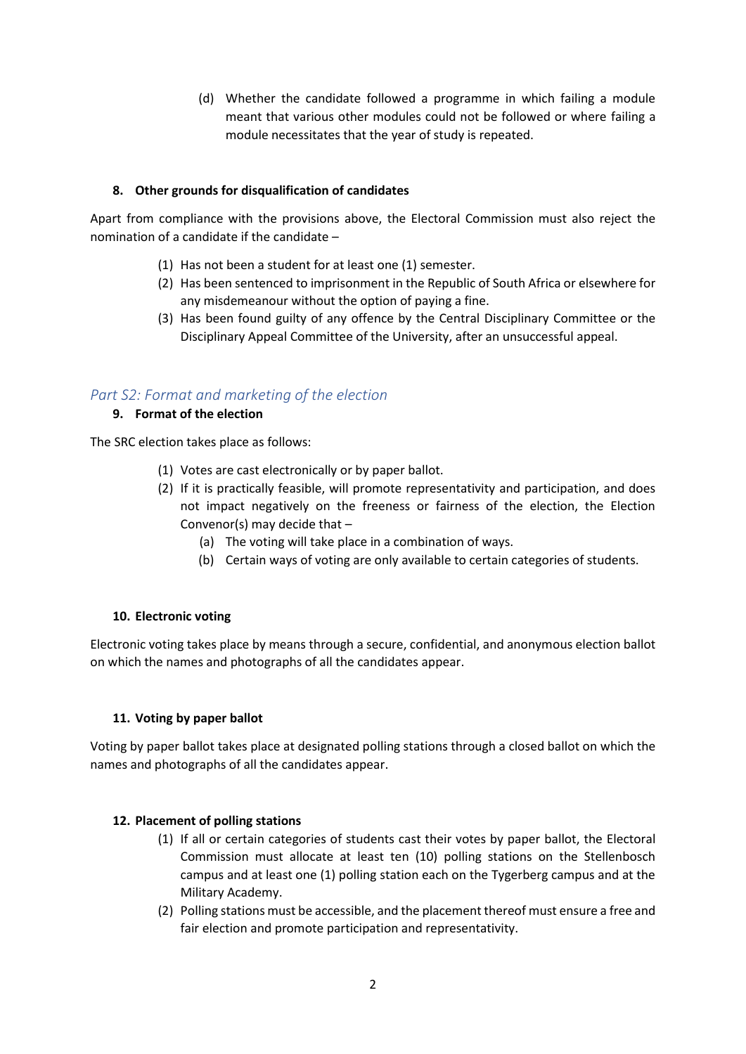(d) Whether the candidate followed a programme in which failing a module meant that various other modules could not be followed or where failing a module necessitates that the year of study is repeated.

### 8. Other grounds for disqualification of candidates

Apart from compliance with the provisions above, the Electoral Commission must also reject the nomination of a candidate if the candidate –

(1) Has not been a student for at least one (1) semester.
(2) Has been sentenced to imprisonment in the Republic of South Africa or elsewhere for any misdemeanour without the option of paying a fine.
(3) Has been found guilty of any offence by the Central Disciplinary Committee or the Disciplinary Appeal Committee of the University, after an unsuccessful appeal.

## *Part S2: Format and marketing of the election*

### 9. Format of the election

The SRC election takes place as follows:

(1) Votes are cast electronically or by paper ballot.
(2) If it is practically feasible, will promote representativity and participation, and does not impact negatively on the freeness or fairness of the election, the Election Convenor(s) may decide that –
   (a) The voting will take place in a combination of ways.
   (b) Certain ways of voting are only available to certain categories of students.

### 10. Electronic voting

Electronic voting takes place by means through a secure, confidential, and anonymous election ballot on which the names and photographs of all the candidates appear.

### 11. Voting by paper ballot

Voting by paper ballot takes place at designated polling stations through a closed ballot on which the names and photographs of all the candidates appear.

### 12. Placement of polling stations

(1) If all or certain categories of students cast their votes by paper ballot, the Electoral Commission must allocate at least ten (10) polling stations on the Stellenbosch campus and at least one (1) polling station each on the Tygerberg campus and at the Military Academy.
(2) Polling stations must be accessible, and the placement thereof must ensure a free and fair election and promote participation and representativity.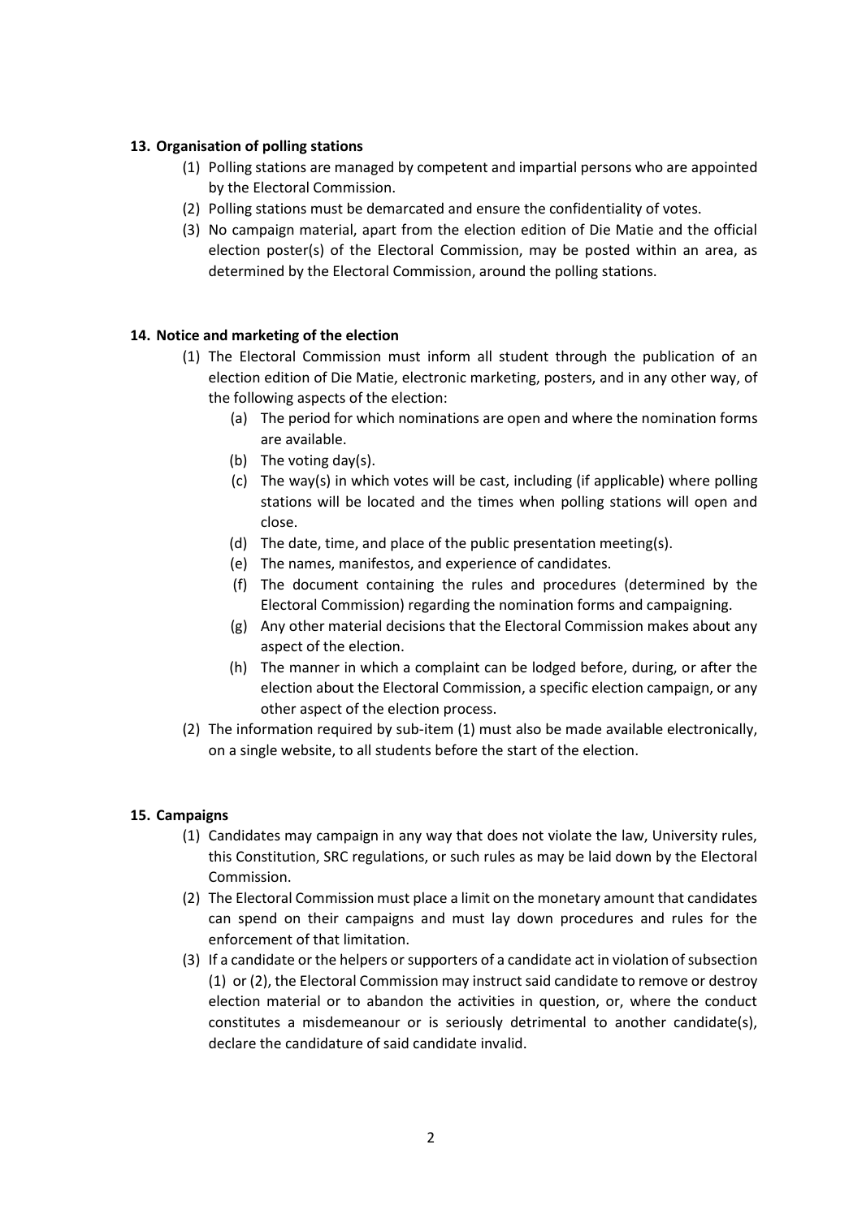**13. Organisation of polling stations**

(1) Polling stations are managed by competent and impartial persons who are appointed by the Electoral Commission.

(2) Polling stations must be demarcated and ensure the confidentiality of votes.

(3) No campaign material, apart from the election edition of Die Matie and the official election poster(s) of the Electoral Commission, may be posted within an area, as determined by the Electoral Commission, around the polling stations.

**14. Notice and marketing of the election**

(1) The Electoral Commission must inform all student through the publication of an election edition of Die Matie, electronic marketing, posters, and in any other way, of the following aspects of the election:

(a) The period for which nominations are open and where the nomination forms are available.

(b) The voting day(s).

(c) The way(s) in which votes will be cast, including (if applicable) where polling stations will be located and the times when polling stations will open and close.

(d) The date, time, and place of the public presentation meeting(s).

(e) The names, manifestos, and experience of candidates.

(f) The document containing the rules and procedures (determined by the Electoral Commission) regarding the nomination forms and campaigning.

(g) Any other material decisions that the Electoral Commission makes about any aspect of the election.

(h) The manner in which a complaint can be lodged before, during, or after the election about the Electoral Commission, a specific election campaign, or any other aspect of the election process.

(2) The information required by sub-item (1) must also be made available electronically, on a single website, to all students before the start of the election.

**15. Campaigns**

(1) Candidates may campaign in any way that does not violate the law, University rules, this Constitution, SRC regulations, or such rules as may be laid down by the Electoral Commission.

(2) The Electoral Commission must place a limit on the monetary amount that candidates can spend on their campaigns and must lay down procedures and rules for the enforcement of that limitation.

(3) If a candidate or the helpers or supporters of a candidate act in violation of subsection (1) or (2), the Electoral Commission may instruct said candidate to remove or destroy election material or to abandon the activities in question, or, where the conduct constitutes a misdemeanour or is seriously detrimental to another candidate(s), declare the candidature of said candidate invalid.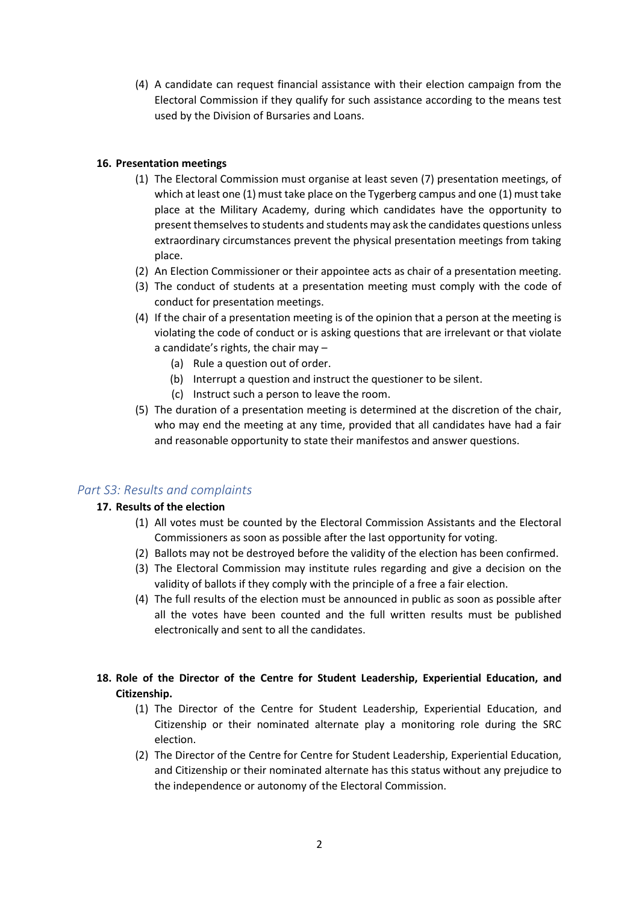(4) A candidate can request financial assistance with their election campaign from the Electoral Commission if they qualify for such assistance according to the means test used by the Division of Bursaries and Loans.

**16. Presentation meetings**

(1) The Electoral Commission must organise at least seven (7) presentation meetings, of which at least one (1) must take place on the Tygerberg campus and one (1) must take place at the Military Academy, during which candidates have the opportunity to present themselves to students and students may ask the candidates questions unless extraordinary circumstances prevent the physical presentation meetings from taking place.

(2) An Election Commissioner or their appointee acts as chair of a presentation meeting.

(3) The conduct of students at a presentation meeting must comply with the code of conduct for presentation meetings.

(4) If the chair of a presentation meeting is of the opinion that a person at the meeting is violating the code of conduct or is asking questions that are irrelevant or that violate a candidate's rights, the chair may –

(a) Rule a question out of order.

(b) Interrupt a question and instruct the questioner to be silent.

(c) Instruct such a person to leave the room.

(5) The duration of a presentation meeting is determined at the discretion of the chair, who may end the meeting at any time, provided that all candidates have had a fair and reasonable opportunity to state their manifestos and answer questions.

## *Part S3: Results and complaints*

**17. Results of the election**

(1) All votes must be counted by the Electoral Commission Assistants and the Electoral Commissioners as soon as possible after the last opportunity for voting.

(2) Ballots may not be destroyed before the validity of the election has been confirmed.

(3) The Electoral Commission may institute rules regarding and give a decision on the validity of ballots if they comply with the principle of a free a fair election.

(4) The full results of the election must be announced in public as soon as possible after all the votes have been counted and the full written results must be published electronically and sent to all the candidates.

**18. Role of the Director of the Centre for Student Leadership, Experiential Education, and Citizenship.**

(1) The Director of the Centre for Student Leadership, Experiential Education, and Citizenship or their nominated alternate play a monitoring role during the SRC election.

(2) The Director of the Centre for Centre for Student Leadership, Experiential Education, and Citizenship or their nominated alternate has this status without any prejudice to the independence or autonomy of the Electoral Commission.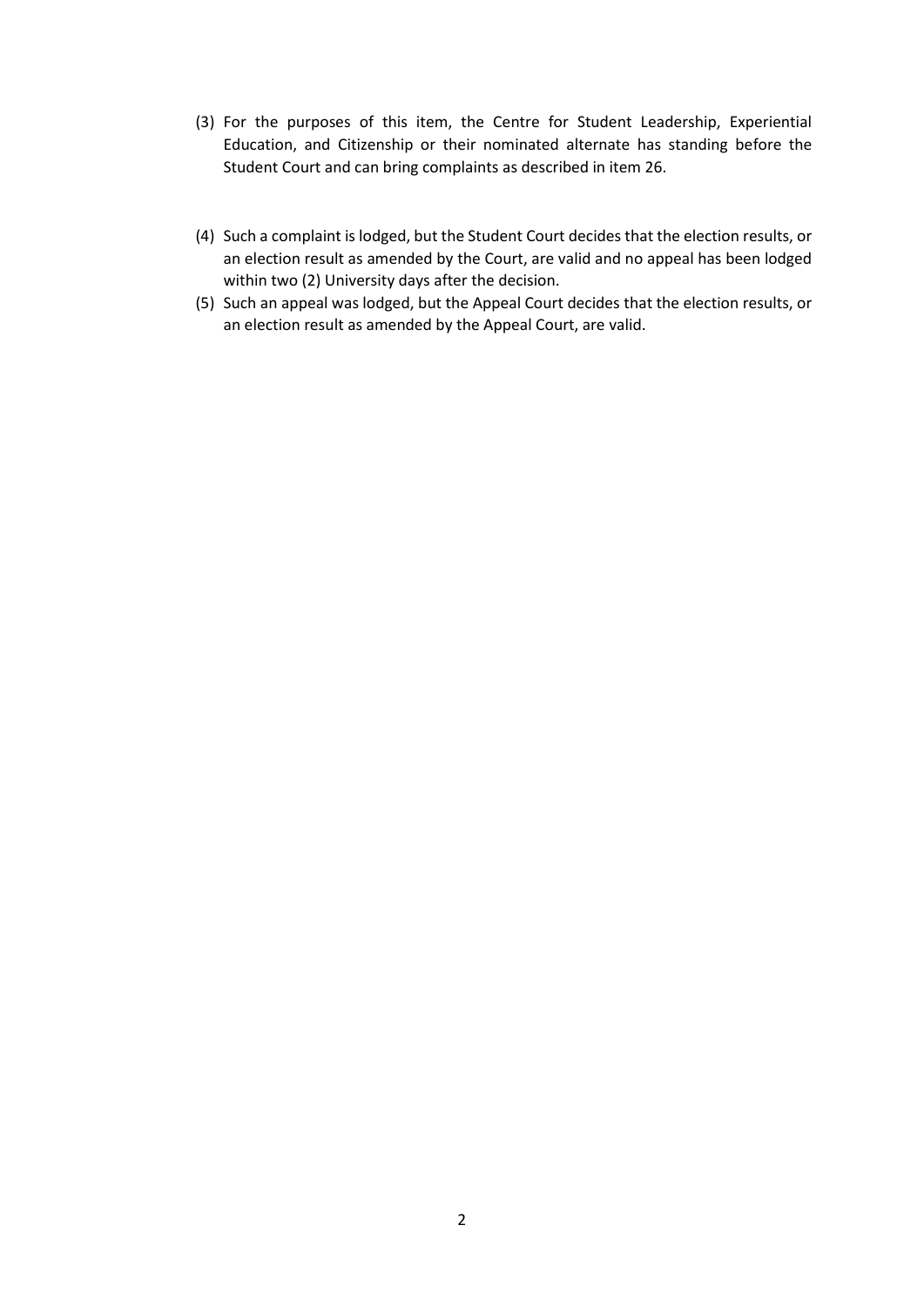(3) For the purposes of this item, the Centre for Student Leadership, Experiential Education, and Citizenship or their nominated alternate has standing before the Student Court and can bring complaints as described in item 26.

(4) Such a complaint is lodged, but the Student Court decides that the election results, or an election result as amended by the Court, are valid and no appeal has been lodged within two (2) University days after the decision.

(5) Such an appeal was lodged, but the Appeal Court decides that the election results, or an election result as amended by the Appeal Court, are valid.